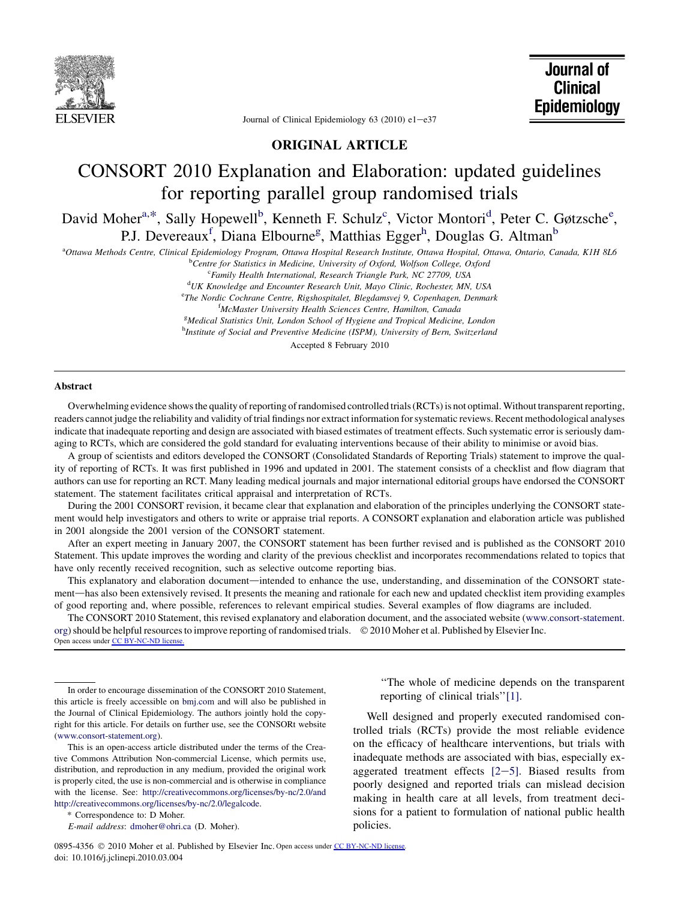## ORIGINAL ARTICLE

# CONSORT 2010 Explanation and Elaboration: updated guidelines for reporting parallel group randomised trials

David Moher[a,*], Sally Hopewell[b], Kenneth F. Schulz[c], Victor Montori[d], Peter C. Gøtzsche[e], P.J. Devereaux[f], Diana Elbourne[g], Matthias Egger[h], Douglas G. Altman[b]

[a]*Ottawa Methods Centre, Clinical Epidemiology Program, Ottawa Hospital Research Institute, Ottawa Hospital, Ottawa, Ontario, Canada, K1H 8L6*

[b]*Centre for Statistics in Medicine, University of Oxford, Wolfson College, Oxford*

[c]*Family Health International, Research Triangle Park, NC 27709, USA*

[d]*UK Knowledge and Encounter Research Unit, Mayo Clinic, Rochester, MN, USA*

[e]*The Nordic Cochrane Centre, Rigshospitalet, Blegdamsvej 9, Copenhagen, Denmark*

[f]*McMaster University Health Sciences Centre, Hamilton, Canada*

[g]*Medical Statistics Unit, London School of Hygiene and Tropical Medicine, London*

[h]*Institute of Social and Preventive Medicine (ISPM), University of Bern, Switzerland*

Accepted 8 February 2010

### Abstract

Overwhelming evidence shows the quality of reporting of randomised controlled trials (RCTs) is not optimal. Without transparent reporting, readers cannot judge the reliability and validity of trial findings nor extract information for systematic reviews. Recent methodological analyses indicate that inadequate reporting and design are associated with biased estimates of treatment effects. Such systematic error is seriously damaging to RCTs, which are considered the gold standard for evaluating interventions because of their ability to minimise or avoid bias.

A group of scientists and editors developed the CONSORT (Consolidated Standards of Reporting Trials) statement to improve the quality of reporting of RCTs. It was first published in 1996 and updated in 2001. The statement consists of a checklist and flow diagram that authors can use for reporting an RCT. Many leading medical journals and major international editorial groups have endorsed the CONSORT statement. The statement facilitates critical appraisal and interpretation of RCTs.

During the 2001 CONSORT revision, it became clear that explanation and elaboration of the principles underlying the CONSORT statement would help investigators and others to write or appraise trial reports. A CONSORT explanation and elaboration article was published in 2001 alongside the 2001 version of the CONSORT statement.

After an expert meeting in January 2007, the CONSORT statement has been further revised and is published as the CONSORT 2010 Statement. This update improves the wording and clarity of the previous checklist and incorporates recommendations related to topics that have only recently received recognition, such as selective outcome reporting bias.

This explanatory and elaboration document—intended to enhance the use, understanding, and dissemination of the CONSORT statement—has also been extensively revised. It presents the meaning and rationale for each new and updated checklist item providing examples of good reporting and, where possible, references to relevant empirical studies. Several examples of flow diagrams are included.

The CONSORT 2010 Statement, this revised explanatory and elaboration document, and the associated website (www.consort-statement.org) should be helpful resources to improve reporting of randomised trials. © 2010 Moher et al. Published by Elsevier Inc.
Open access under CC BY-NC-ND license.

> "The whole of medicine depends on the transparent reporting of clinical trials"[1].

Well designed and properly executed randomised controlled trials (RCTs) provide the most reliable evidence on the efficacy of healthcare interventions, but trials with inadequate methods are associated with bias, especially exaggerated treatment effects [2–5]. Biased results from poorly designed and reported trials can mislead decision making in health care at all levels, from treatment decisions for a patient to formulation of national public health policies.

---

In order to encourage dissemination of the CONSORT 2010 Statement, this article is freely accessible on bmj.com and will also be published in the Journal of Clinical Epidemiology. The authors jointly hold the copyright for this article. For details on further use, see the CONSORt website (www.consort-statement.org).

This is an open-access article distributed under the terms of the Creative Commons Attribution Non-commercial License, which permits use, distribution, and reproduction in any medium, provided the original work is properly cited, the use is non-commercial and is otherwise in compliance with the license. See: http://creativecommons.org/licenses/by-nc/2.0/and http://creativecommons.org/licenses/by-nc/2.0/legalcode.

\* Correspondence to: D Moher.

*E-mail address*: dmoher@ohri.ca (D. Moher).

0895-4356 © 2010 Moher et al. Published by Elsevier Inc. Open access under CC BY-NC-ND license.
doi: 10.1016/j.jclinepi.2010.03.004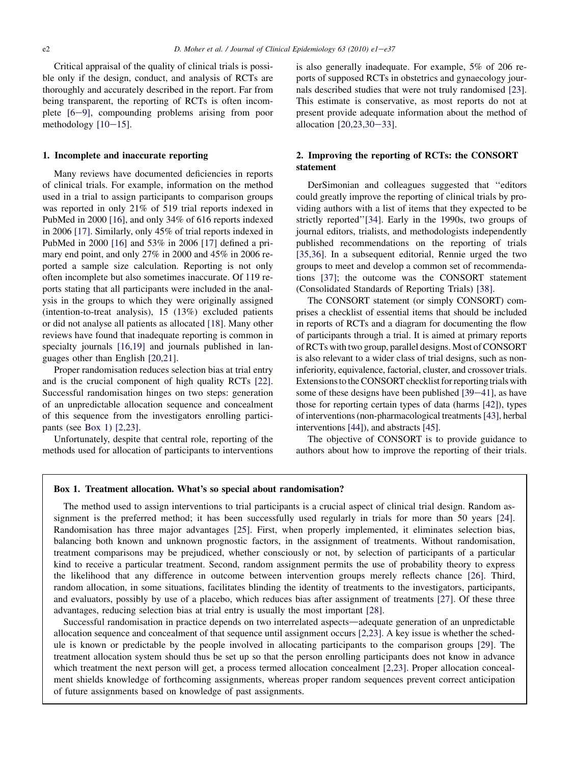Critical appraisal of the quality of clinical trials is possible only if the design, conduct, and analysis of RCTs are thoroughly and accurately described in the report. Far from being transparent, the reporting of RCTs is often incomplete [6–9], compounding problems arising from poor methodology [10–15].

## 1. Incomplete and inaccurate reporting

Many reviews have documented deficiencies in reports of clinical trials. For example, information on the method used in a trial to assign participants to comparison groups was reported in only 21% of 519 trial reports indexed in PubMed in 2000 [16], and only 34% of 616 reports indexed in 2006 [17]. Similarly, only 45% of trial reports indexed in PubMed in 2000 [16] and 53% in 2006 [17] defined a primary end point, and only 27% in 2000 and 45% in 2006 reported a sample size calculation. Reporting is not only often incomplete but also sometimes inaccurate. Of 119 reports stating that all participants were included in the analysis in the groups to which they were originally assigned (intention-to-treat analysis), 15 (13%) excluded patients or did not analyse all patients as allocated [18]. Many other reviews have found that inadequate reporting is common in specialty journals [16,19] and journals published in languages other than English [20,21].

Proper randomisation reduces selection bias at trial entry and is the crucial component of high quality RCTs [22]. Successful randomisation hinges on two steps: generation of an unpredictable allocation sequence and concealment of this sequence from the investigators enrolling participants (see Box 1) [2,23].

Unfortunately, despite that central role, reporting of the methods used for allocation of participants to interventions is also generally inadequate. For example, 5% of 206 reports of supposed RCTs in obstetrics and gynaecology journals described studies that were not truly randomised [23]. This estimate is conservative, as most reports do not at present provide adequate information about the method of allocation [20,23,30–33].

## 2. Improving the reporting of RCTs: the CONSORT statement

DerSimonian and colleagues suggested that "editors could greatly improve the reporting of clinical trials by providing authors with a list of items that they expected to be strictly reported"[34]. Early in the 1990s, two groups of journal editors, trialists, and methodologists independently published recommendations on the reporting of trials [35,36]. In a subsequent editorial, Rennie urged the two groups to meet and develop a common set of recommendations [37]; the outcome was the CONSORT statement (Consolidated Standards of Reporting Trials) [38].

The CONSORT statement (or simply CONSORT) comprises a checklist of essential items that should be included in reports of RCTs and a diagram for documenting the flow of participants through a trial. It is aimed at primary reports of RCTs with two group, parallel designs. Most of CONSORT is also relevant to a wider class of trial designs, such as non-inferiority, equivalence, factorial, cluster, and crossover trials. Extensions to the CONSORT checklist for reporting trials with some of these designs have been published [39–41], as have those for reporting certain types of data (harms [42]), types of interventions (non-pharmacological treatments [43], herbal interventions [44]), and abstracts [45].

The objective of CONSORT is to provide guidance to authors about how to improve the reporting of their trials.

---

**Box 1. Treatment allocation. What's so special about randomisation?**

The method used to assign interventions to trial participants is a crucial aspect of clinical trial design. Random assignment is the preferred method; it has been successfully used regularly in trials for more than 50 years [24]. Randomisation has three major advantages [25]. First, when properly implemented, it eliminates selection bias, balancing both known and unknown prognostic factors, in the assignment of treatments. Without randomisation, treatment comparisons may be prejudiced, whether consciously or not, by selection of participants of a particular kind to receive a particular treatment. Second, random assignment permits the use of probability theory to express the likelihood that any difference in outcome between intervention groups merely reflects chance [26]. Third, random allocation, in some situations, facilitates blinding the identity of treatments to the investigators, participants, and evaluators, possibly by use of a placebo, which reduces bias after assignment of treatments [27]. Of these three advantages, reducing selection bias at trial entry is usually the most important [28].

Successful randomisation in practice depends on two interrelated aspects—adequate generation of an unpredictable allocation sequence and concealment of that sequence until assignment occurs [2,23]. A key issue is whether the schedule is known or predictable by the people involved in allocating participants to the comparison groups [29]. The treatment allocation system should thus be set up so that the person enrolling participants does not know in advance which treatment the next person will get, a process termed allocation concealment [2,23]. Proper allocation concealment shields knowledge of forthcoming assignments, whereas proper random sequences prevent correct anticipation of future assignments based on knowledge of past assignments.

---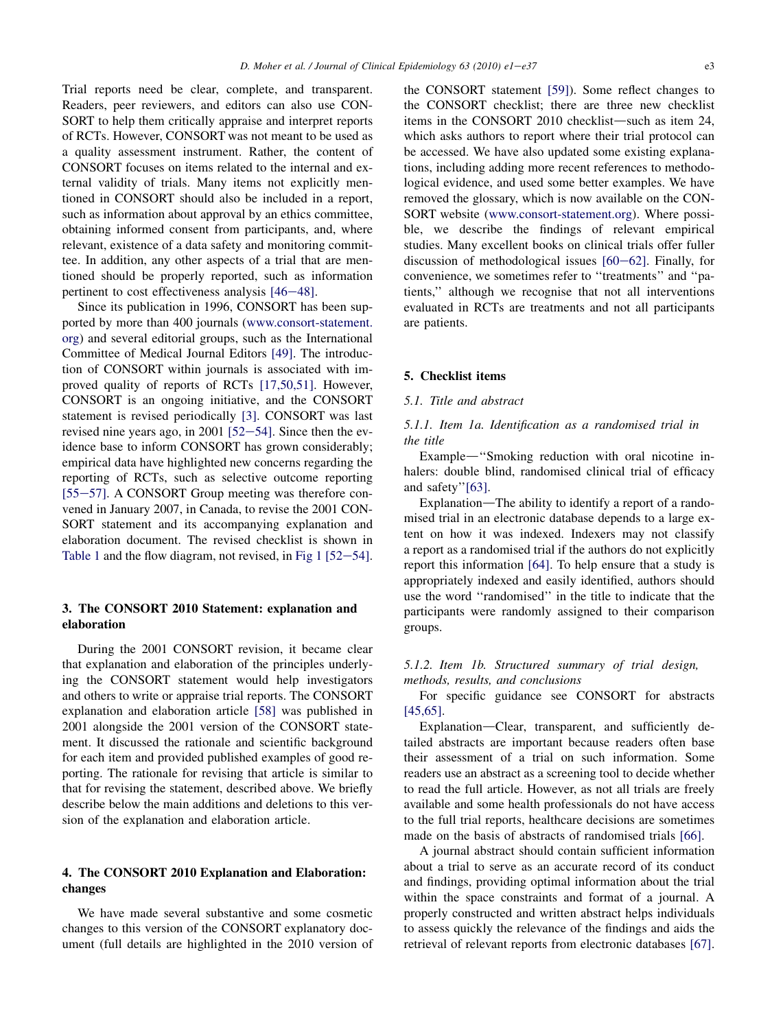Trial reports need be clear, complete, and transparent. Readers, peer reviewers, and editors can also use CONSORT to help them critically appraise and interpret reports of RCTs. However, CONSORT was not meant to be used as a quality assessment instrument. Rather, the content of CONSORT focuses on items related to the internal and external validity of trials. Many items not explicitly mentioned in CONSORT should also be included in a report, such as information about approval by an ethics committee, obtaining informed consent from participants, and, where relevant, existence of a data safety and monitoring committee. In addition, any other aspects of a trial that are mentioned should be properly reported, such as information pertinent to cost effectiveness analysis [46–48].

Since its publication in 1996, CONSORT has been supported by more than 400 journals (www.consort-statement.org) and several editorial groups, such as the International Committee of Medical Journal Editors [49]. The introduction of CONSORT within journals is associated with improved quality of reports of RCTs [17,50,51]. However, CONSORT is an ongoing initiative, and the CONSORT statement is revised periodically [3]. CONSORT was last revised nine years ago, in 2001 [52–54]. Since then the evidence base to inform CONSORT has grown considerably; empirical data have highlighted new concerns regarding the reporting of RCTs, such as selective outcome reporting [55–57]. A CONSORT Group meeting was therefore convened in January 2007, in Canada, to revise the 2001 CONSORT statement and its accompanying explanation and elaboration document. The revised checklist is shown in Table 1 and the flow diagram, not revised, in Fig 1 [52–54].

## 3. The CONSORT 2010 Statement: explanation and elaboration

During the 2001 CONSORT revision, it became clear that explanation and elaboration of the principles underlying the CONSORT statement would help investigators and others to write or appraise trial reports. The CONSORT explanation and elaboration article [58] was published in 2001 alongside the 2001 version of the CONSORT statement. It discussed the rationale and scientific background for each item and provided published examples of good reporting. The rationale for revising that article is similar to that for revising the statement, described above. We briefly describe below the main additions and deletions to this version of the explanation and elaboration article.

## 4. The CONSORT 2010 Explanation and Elaboration: changes

We have made several substantive and some cosmetic changes to this version of the CONSORT explanatory document (full details are highlighted in the 2010 version of the CONSORT statement [59]). Some reflect changes to the CONSORT checklist; there are three new checklist items in the CONSORT 2010 checklist—such as item 24, which asks authors to report where their trial protocol can be accessed. We have also updated some existing explanations, including adding more recent references to methodological evidence, and used some better examples. We have removed the glossary, which is now available on the CONSORT website (www.consort-statement.org). Where possible, we describe the findings of relevant empirical studies. Many excellent books on clinical trials offer fuller discussion of methodological issues [60–62]. Finally, for convenience, we sometimes refer to ''treatments'' and ''patients,'' although we recognise that not all interventions evaluated in RCTs are treatments and not all participants are patients.

## 5. Checklist items

### 5.1. Title and abstract

#### 5.1.1. Item 1a. Identification as a randomised trial in the title

Example—''Smoking reduction with oral nicotine inhalers: double blind, randomised clinical trial of efficacy and safety''[63].

Explanation—The ability to identify a report of a randomised trial in an electronic database depends to a large extent on how it was indexed. Indexers may not classify a report as a randomised trial if the authors do not explicitly report this information [64]. To help ensure that a study is appropriately indexed and easily identified, authors should use the word ''randomised'' in the title to indicate that the participants were randomly assigned to their comparison groups.

#### 5.1.2. Item 1b. Structured summary of trial design, methods, results, and conclusions

For specific guidance see CONSORT for abstracts [45,65].

Explanation—Clear, transparent, and sufficiently detailed abstracts are important because readers often base their assessment of a trial on such information. Some readers use an abstract as a screening tool to decide whether to read the full article. However, as not all trials are freely available and some health professionals do not have access to the full trial reports, healthcare decisions are sometimes made on the basis of abstracts of randomised trials [66].

A journal abstract should contain sufficient information about a trial to serve as an accurate record of its conduct and findings, providing optimal information about the trial within the space constraints and format of a journal. A properly constructed and written abstract helps individuals to assess quickly the relevance of the findings and aids the retrieval of relevant reports from electronic databases [67].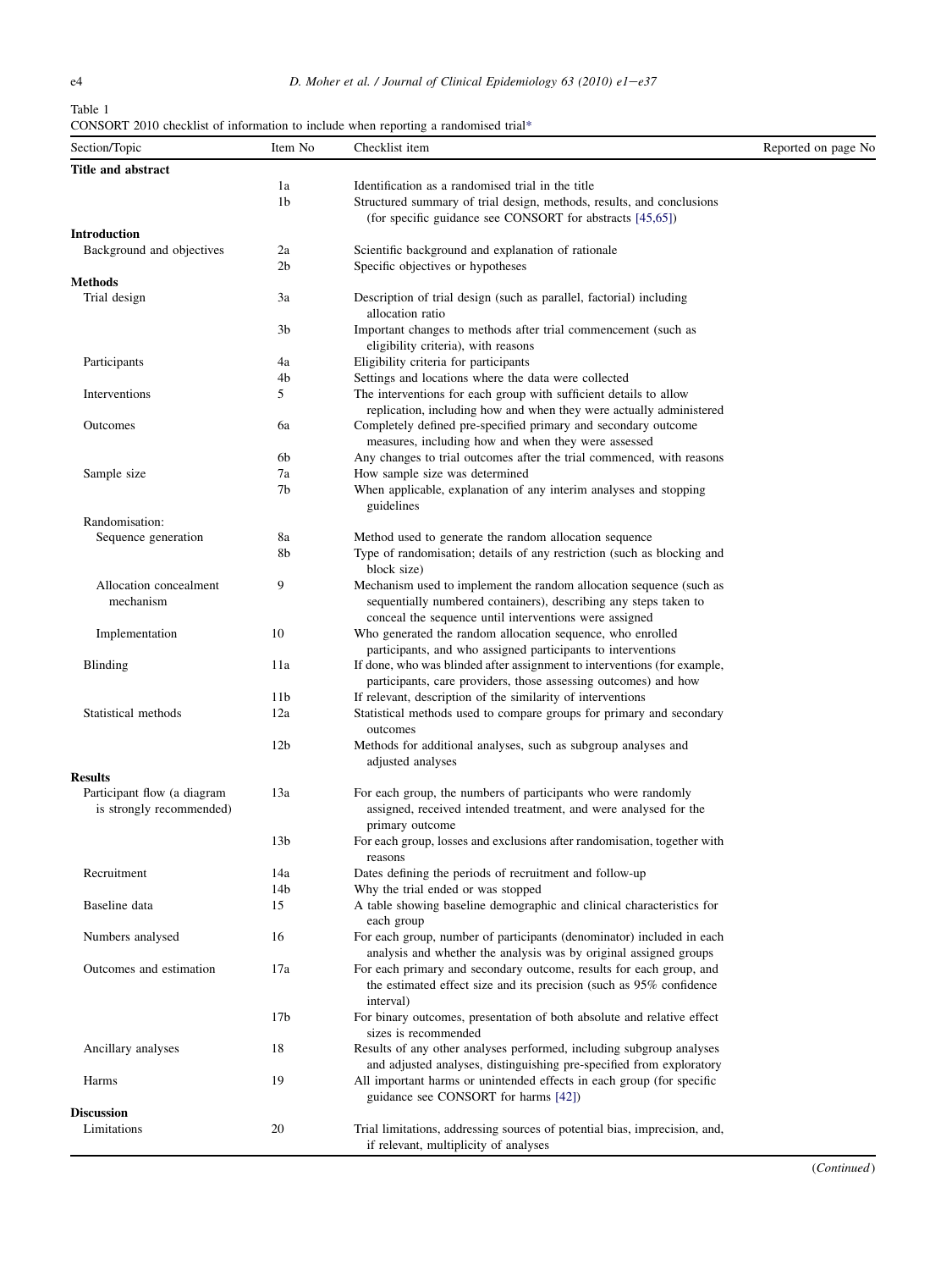Table 1

CONSORT 2010 checklist of information to include when reporting a randomised trial*

| Section/Topic | Item No | Checklist item | Reported on page No |
|---|---|---|---|
| **Title and abstract** | | | |
| | 1a | Identification as a randomised trial in the title | |
| | 1b | Structured summary of trial design, methods, results, and conclusions (for specific guidance see CONSORT for abstracts [45,65]) | |
| **Introduction** | | | |
| Background and objectives | 2a | Scientific background and explanation of rationale | |
| | 2b | Specific objectives or hypotheses | |
| **Methods** | | | |
| Trial design | 3a | Description of trial design (such as parallel, factorial) including allocation ratio | |
| | 3b | Important changes to methods after trial commencement (such as eligibility criteria), with reasons | |
| Participants | 4a | Eligibility criteria for participants | |
| | 4b | Settings and locations where the data were collected | |
| Interventions | 5 | The interventions for each group with sufficient details to allow replication, including how and when they were actually administered | |
| Outcomes | 6a | Completely defined pre-specified primary and secondary outcome measures, including how and when they were assessed | |
| | 6b | Any changes to trial outcomes after the trial commenced, with reasons | |
| Sample size | 7a | How sample size was determined | |
| | 7b | When applicable, explanation of any interim analyses and stopping guidelines | |
| Randomisation: | | | |
| Sequence generation | 8a | Method used to generate the random allocation sequence | |
| | 8b | Type of randomisation; details of any restriction (such as blocking and block size) | |
| Allocation concealment mechanism | 9 | Mechanism used to implement the random allocation sequence (such as sequentially numbered containers), describing any steps taken to conceal the sequence until interventions were assigned | |
| Implementation | 10 | Who generated the random allocation sequence, who enrolled participants, and who assigned participants to interventions | |
| Blinding | 11a | If done, who was blinded after assignment to interventions (for example, participants, care providers, those assessing outcomes) and how | |
| | 11b | If relevant, description of the similarity of interventions | |
| Statistical methods | 12a | Statistical methods used to compare groups for primary and secondary outcomes | |
| | 12b | Methods for additional analyses, such as subgroup analyses and adjusted analyses | |
| **Results** | | | |
| Participant flow (a diagram is strongly recommended) | 13a | For each group, the numbers of participants who were randomly assigned, received intended treatment, and were analysed for the primary outcome | |
| | 13b | For each group, losses and exclusions after randomisation, together with reasons | |
| Recruitment | 14a | Dates defining the periods of recruitment and follow-up | |
| | 14b | Why the trial ended or was stopped | |
| Baseline data | 15 | A table showing baseline demographic and clinical characteristics for each group | |
| Numbers analysed | 16 | For each group, number of participants (denominator) included in each analysis and whether the analysis was by original assigned groups | |
| Outcomes and estimation | 17a | For each primary and secondary outcome, results for each group, and the estimated effect size and its precision (such as 95% confidence interval) | |
| | 17b | For binary outcomes, presentation of both absolute and relative effect sizes is recommended | |
| Ancillary analyses | 18 | Results of any other analyses performed, including subgroup analyses and adjusted analyses, distinguishing pre-specified from exploratory | |
| Harms | 19 | All important harms or unintended effects in each group (for specific guidance see CONSORT for harms [42]) | |
| **Discussion** | | | |
| Limitations | 20 | Trial limitations, addressing sources of potential bias, imprecision, and, if relevant, multiplicity of analyses | |

(*Continued*)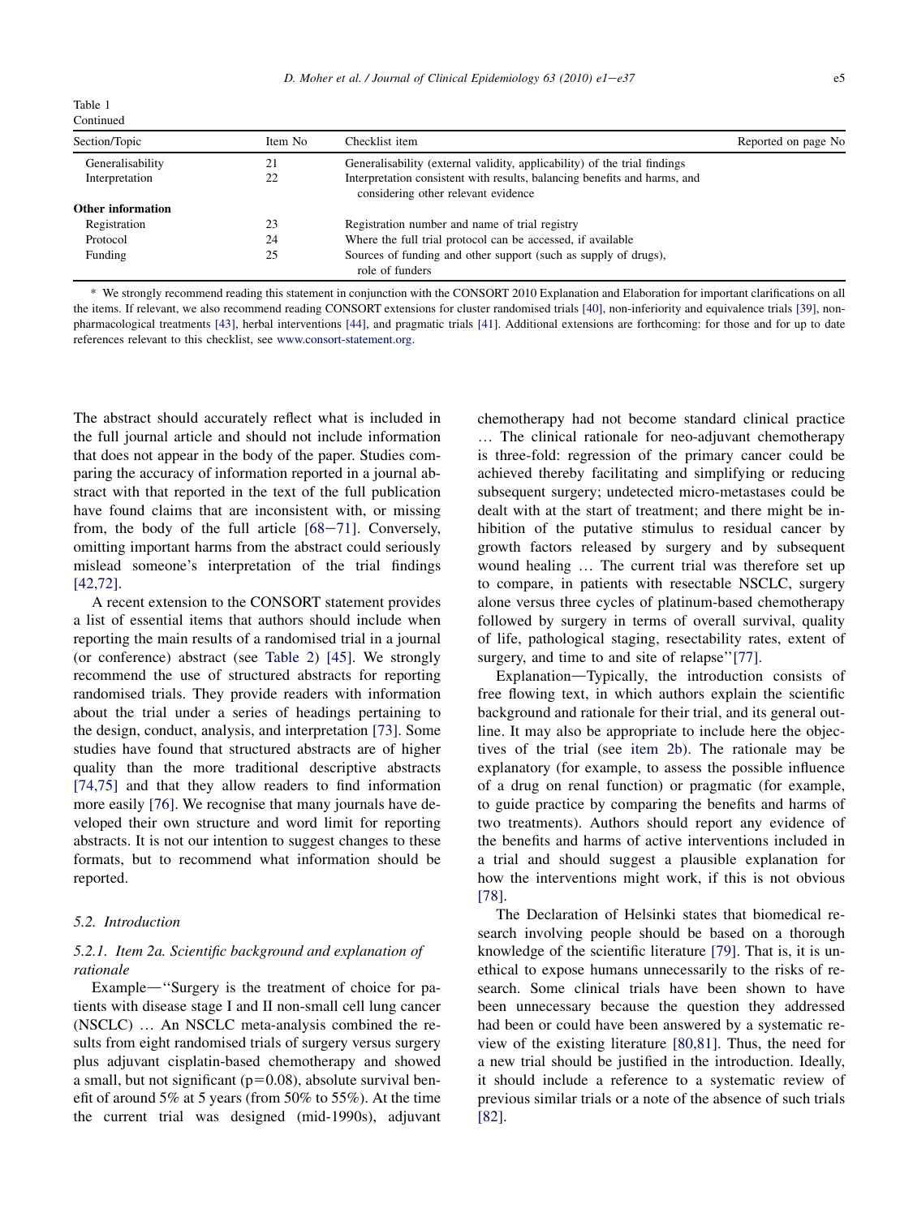Table 1
Continued

| Section/Topic | Item No | Checklist item | Reported on page No |
|---|---|---|---|
| Generalisability | 21 | Generalisability (external validity, applicability) of the trial findings | |
| Interpretation | 22 | Interpretation consistent with results, balancing benefits and harms, and considering other relevant evidence | |
| **Other information** | | | |
| Registration | 23 | Registration number and name of trial registry | |
| Protocol | 24 | Where the full trial protocol can be accessed, if available | |
| Funding | 25 | Sources of funding and other support (such as supply of drugs), role of funders | |

\* We strongly recommend reading this statement in conjunction with the CONSORT 2010 Explanation and Elaboration for important clarifications on all the items. If relevant, we also recommend reading CONSORT extensions for cluster randomised trials [40], non-inferiority and equivalence trials [39], non-pharmacological treatments [43], herbal interventions [44], and pragmatic trials [41]. Additional extensions are forthcoming: for those and for up to date references relevant to this checklist, see www.consort-statement.org.

The abstract should accurately reflect what is included in the full journal article and should not include information that does not appear in the body of the paper. Studies comparing the accuracy of information reported in a journal abstract with that reported in the text of the full publication have found claims that are inconsistent with, or missing from, the body of the full article [68–71]. Conversely, omitting important harms from the abstract could seriously mislead someone's interpretation of the trial findings [42,72].

A recent extension to the CONSORT statement provides a list of essential items that authors should include when reporting the main results of a randomised trial in a journal (or conference) abstract (see Table 2) [45]. We strongly recommend the use of structured abstracts for reporting randomised trials. They provide readers with information about the trial under a series of headings pertaining to the design, conduct, analysis, and interpretation [73]. Some studies have found that structured abstracts are of higher quality than the more traditional descriptive abstracts [74,75] and that they allow readers to find information more easily [76]. We recognise that many journals have developed their own structure and word limit for reporting abstracts. It is not our intention to suggest changes to these formats, but to recommend what information should be reported.

### 5.2. Introduction

#### 5.2.1. Item 2a. Scientific background and explanation of rationale

Example—"Surgery is the treatment of choice for patients with disease stage I and II non-small cell lung cancer (NSCLC) … An NSCLC meta-analysis combined the results from eight randomised trials of surgery versus surgery plus adjuvant cisplatin-based chemotherapy and showed a small, but not significant ($p=0.08$), absolute survival benefit of around 5% at 5 years (from 50% to 55%). At the time the current trial was designed (mid-1990s), adjuvant chemotherapy had not become standard clinical practice … The clinical rationale for neo-adjuvant chemotherapy is three-fold: regression of the primary cancer could be achieved thereby facilitating and simplifying or reducing subsequent surgery; undetected micro-metastases could be dealt with at the start of treatment; and there might be inhibition of the putative stimulus to residual cancer by growth factors released by surgery and by subsequent wound healing … The current trial was therefore set up to compare, in patients with resectable NSCLC, surgery alone versus three cycles of platinum-based chemotherapy followed by surgery in terms of overall survival, quality of life, pathological staging, resectability rates, extent of surgery, and time to and site of relapse"[77].

Explanation—Typically, the introduction consists of free flowing text, in which authors explain the scientific background and rationale for their trial, and its general outline. It may also be appropriate to include here the objectives of the trial (see item 2b). The rationale may be explanatory (for example, to assess the possible influence of a drug on renal function) or pragmatic (for example, to guide practice by comparing the benefits and harms of two treatments). Authors should report any evidence of the benefits and harms of active interventions included in a trial and should suggest a plausible explanation for how the interventions might work, if this is not obvious [78].

The Declaration of Helsinki states that biomedical research involving people should be based on a thorough knowledge of the scientific literature [79]. That is, it is unethical to expose humans unnecessarily to the risks of research. Some clinical trials have been shown to have been unnecessary because the question they addressed had been or could have been answered by a systematic review of the existing literature [80,81]. Thus, the need for a new trial should be justified in the introduction. Ideally, it should include a reference to a systematic review of previous similar trials or a note of the absence of such trials [82].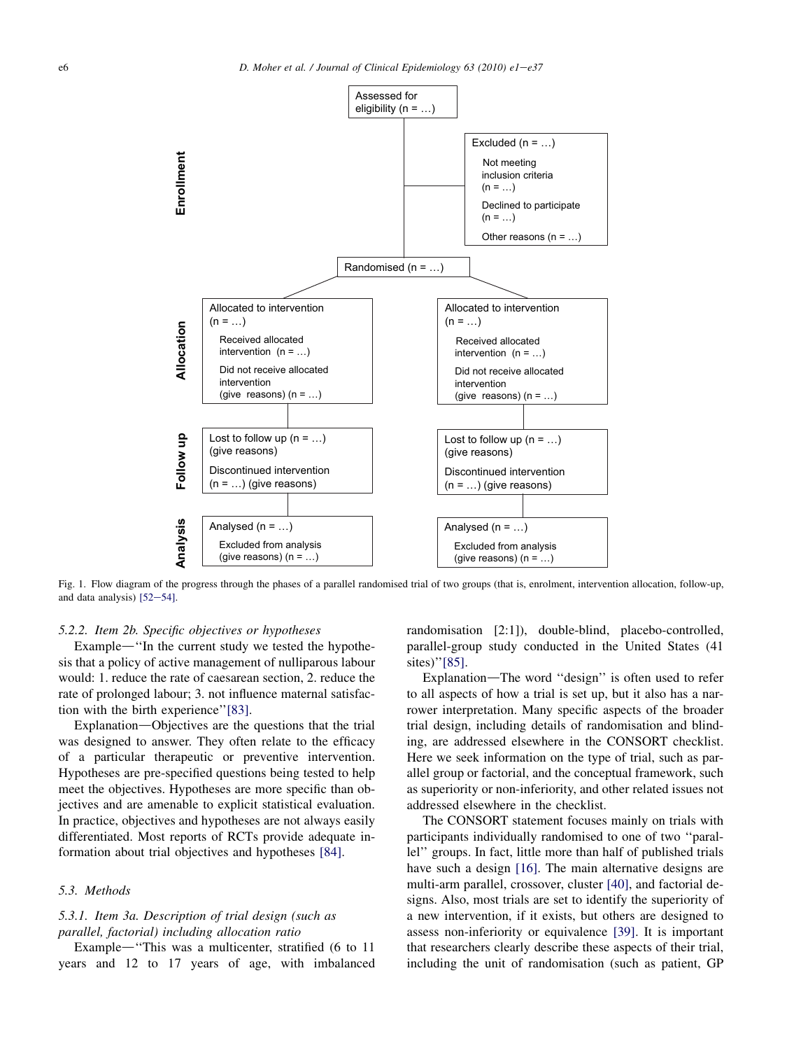Enrollment

Assessed for eligibility (n = …)

Excluded (n = …)
- Not meeting inclusion criteria (n = …)
- Declined to participate (n = …)
- Other reasons (n = …)

Randomised (n = …)

Allocation

| Allocated to intervention (n = …) | Allocated to intervention (n = …) |
|---|---|
| Received allocated intervention (n = …) | Received allocated intervention (n = …) |
| Did not receive allocated intervention (give reasons) (n = …) | Did not receive allocated intervention (give reasons) (n = …) |

Follow up

| Lost to follow up (n = …) (give reasons) | Lost to follow up (n = …) (give reasons) |
|---|---|
| Discontinued intervention (n = …) (give reasons) | Discontinued intervention (n = …) (give reasons) |

Analysis

| Analysed (n = …) | Analysed (n = …) |
|---|---|
| Excluded from analysis (give reasons) (n = …) | Excluded from analysis (give reasons) (n = …) |

Fig. 1. Flow diagram of the progress through the phases of a parallel randomised trial of two groups (that is, enrolment, intervention allocation, follow-up, and data analysis) [52–54].

### 5.2.2. Item 2b. Specific objectives or hypotheses

Example—"In the current study we tested the hypothesis that a policy of active management of nulliparous labour would: 1. reduce the rate of caesarean section, 2. reduce the rate of prolonged labour; 3. not influence maternal satisfaction with the birth experience"[83].

Explanation—Objectives are the questions that the trial was designed to answer. They often relate to the efficacy of a particular therapeutic or preventive intervention. Hypotheses are pre-specified questions being tested to help meet the objectives. Hypotheses are more specific than objectives and are amenable to explicit statistical evaluation. In practice, objectives and hypotheses are not always easily differentiated. Most reports of RCTs provide adequate information about trial objectives and hypotheses [84].

## 5.3. Methods

### 5.3.1. Item 3a. Description of trial design (such as parallel, factorial) including allocation ratio

Example—"This was a multicenter, stratified (6 to 11 years and 12 to 17 years of age, with imbalanced randomisation [2:1]), double-blind, placebo-controlled, parallel-group study conducted in the United States (41 sites)"[85].

Explanation—The word "design" is often used to refer to all aspects of how a trial is set up, but it also has a narrower interpretation. Many specific aspects of the broader trial design, including details of randomisation and blinding, are addressed elsewhere in the CONSORT checklist. Here we seek information on the type of trial, such as parallel group or factorial, and the conceptual framework, such as superiority or non-inferiority, and other related issues not addressed elsewhere in the checklist.

The CONSORT statement focuses mainly on trials with participants individually randomised to one of two "parallel" groups. In fact, little more than half of published trials have such a design [16]. The main alternative designs are multi-arm parallel, crossover, cluster [40], and factorial designs. Also, most trials are set to identify the superiority of a new intervention, if it exists, but others are designed to assess non-inferiority or equivalence [39]. It is important that researchers clearly describe these aspects of their trial, including the unit of randomisation (such as patient, GP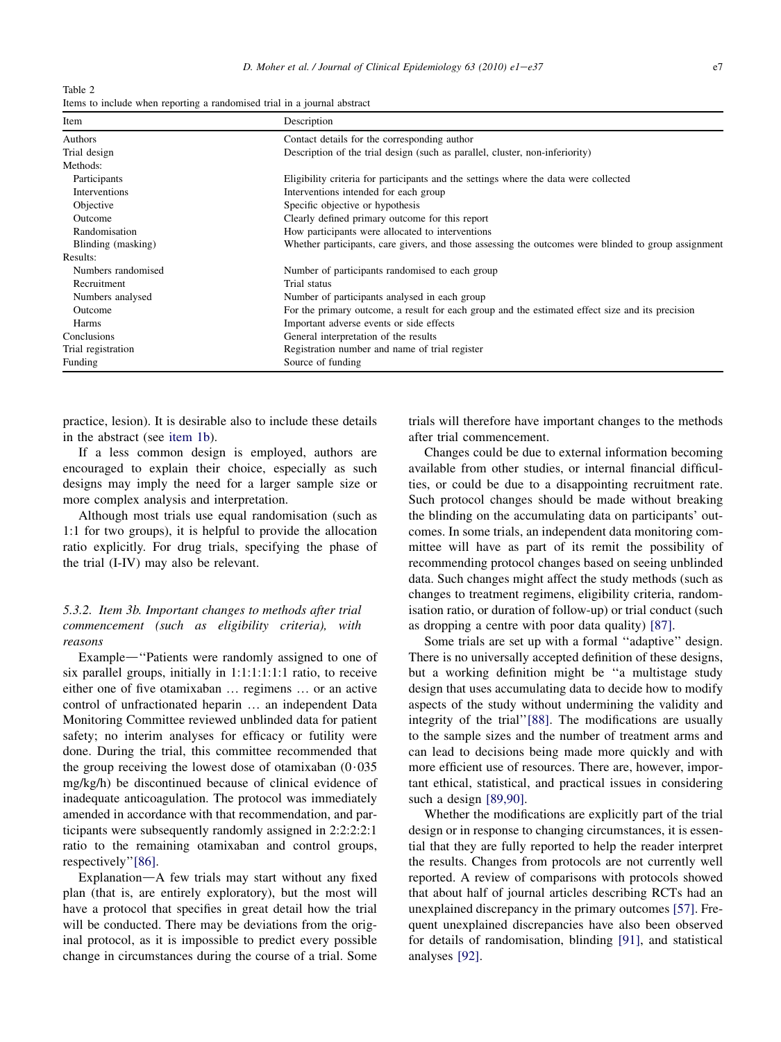Table 2
Items to include when reporting a randomised trial in a journal abstract

| Item | Description |
|---|---|
| Authors | Contact details for the corresponding author |
| Trial design | Description of the trial design (such as parallel, cluster, non-inferiority) |
| Methods: | |
| Participants | Eligibility criteria for participants and the settings where the data were collected |
| Interventions | Interventions intended for each group |
| Objective | Specific objective or hypothesis |
| Outcome | Clearly defined primary outcome for this report |
| Randomisation | How participants were allocated to interventions |
| Blinding (masking) | Whether participants, care givers, and those assessing the outcomes were blinded to group assignment |
| Results: | |
| Numbers randomised | Number of participants randomised to each group |
| Recruitment | Trial status |
| Numbers analysed | Number of participants analysed in each group |
| Outcome | For the primary outcome, a result for each group and the estimated effect size and its precision |
| Harms | Important adverse events or side effects |
| Conclusions | General interpretation of the results |
| Trial registration | Registration number and name of trial register |
| Funding | Source of funding |

practice, lesion). It is desirable also to include these details in the abstract (see item 1b).

If a less common design is employed, authors are encouraged to explain their choice, especially as such designs may imply the need for a larger sample size or more complex analysis and interpretation.

Although most trials use equal randomisation (such as 1:1 for two groups), it is helpful to provide the allocation ratio explicitly. For drug trials, specifying the phase of the trial (I-IV) may also be relevant.

### 5.3.2. Item 3b. Important changes to methods after trial commencement (such as eligibility criteria), with reasons

Example—''Patients were randomly assigned to one of six parallel groups, initially in 1:1:1:1:1:1 ratio, to receive either one of five otamixaban … regimens … or an active control of unfractionated heparin … an independent Data Monitoring Committee reviewed unblinded data for patient safety; no interim analyses for efficacy or futility were done. During the trial, this committee recommended that the group receiving the lowest dose of otamixaban (0·035 mg/kg/h) be discontinued because of clinical evidence of inadequate anticoagulation. The protocol was immediately amended in accordance with that recommendation, and participants were subsequently randomly assigned in 2:2:2:2:1 ratio to the remaining otamixaban and control groups, respectively''[86].

Explanation—A few trials may start without any fixed plan (that is, are entirely exploratory), but the most will have a protocol that specifies in great detail how the trial will be conducted. There may be deviations from the original protocol, as it is impossible to predict every possible change in circumstances during the course of a trial. Some trials will therefore have important changes to the methods after trial commencement.

Changes could be due to external information becoming available from other studies, or internal financial difficulties, or could be due to a disappointing recruitment rate. Such protocol changes should be made without breaking the blinding on the accumulating data on participants' outcomes. In some trials, an independent data monitoring committee will have as part of its remit the possibility of recommending protocol changes based on seeing unblinded data. Such changes might affect the study methods (such as changes to treatment regimens, eligibility criteria, randomisation ratio, or duration of follow-up) or trial conduct (such as dropping a centre with poor data quality) [87].

Some trials are set up with a formal ''adaptive'' design. There is no universally accepted definition of these designs, but a working definition might be ''a multistage study design that uses accumulating data to decide how to modify aspects of the study without undermining the validity and integrity of the trial''[88]. The modifications are usually to the sample sizes and the number of treatment arms and can lead to decisions being made more quickly and with more efficient use of resources. There are, however, important ethical, statistical, and practical issues in considering such a design [89,90].

Whether the modifications are explicitly part of the trial design or in response to changing circumstances, it is essential that they are fully reported to help the reader interpret the results. Changes from protocols are not currently well reported. A review of comparisons with protocols showed that about half of journal articles describing RCTs had an unexplained discrepancy in the primary outcomes [57]. Frequent unexplained discrepancies have also been observed for details of randomisation, blinding [91], and statistical analyses [92].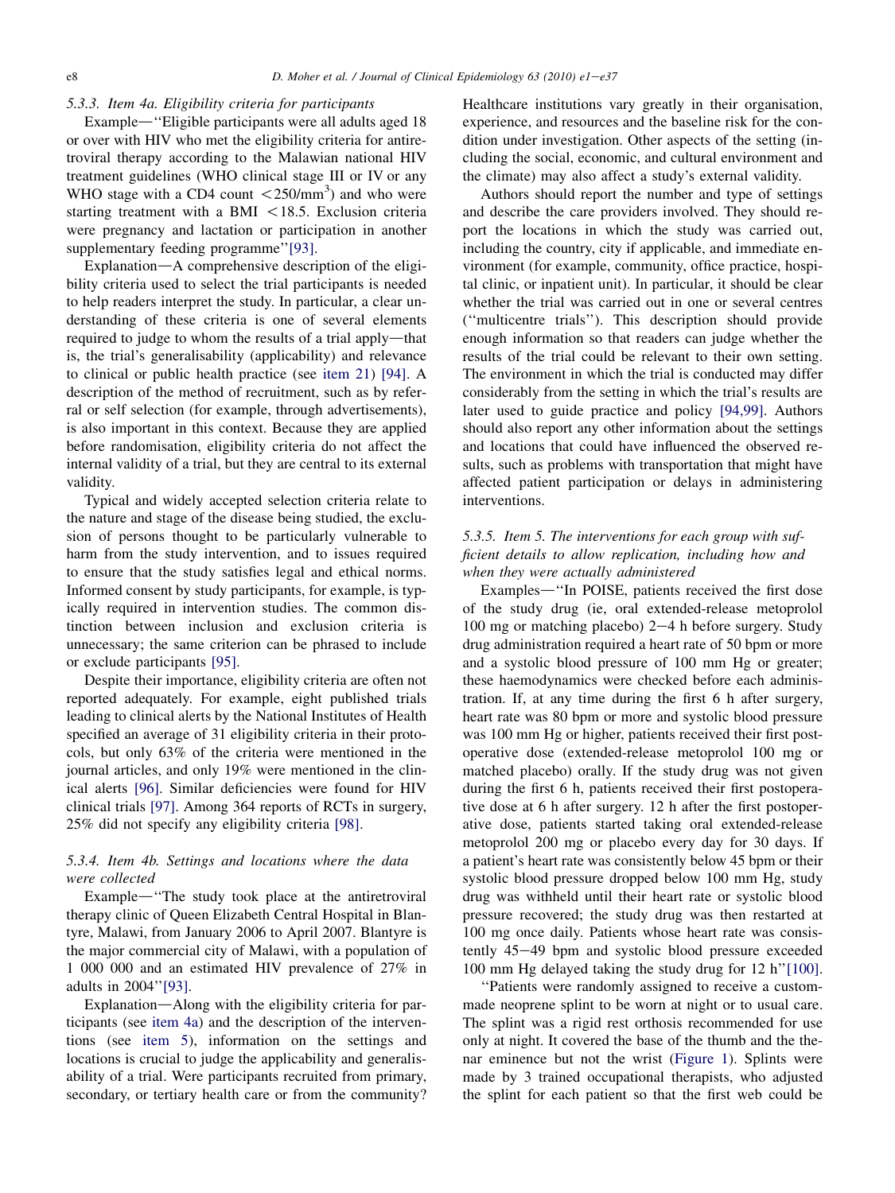#### 5.3.3. Item 4a. Eligibility criteria for participants

Example—"Eligible participants were all adults aged 18 or over with HIV who met the eligibility criteria for antiretroviral therapy according to the Malawian national HIV treatment guidelines (WHO clinical stage III or IV or any WHO stage with a CD4 count $<250/\text{mm}^3$) and who were starting treatment with a BMI $<18.5$. Exclusion criteria were pregnancy and lactation or participation in another supplementary feeding programme" [93].

Explanation—A comprehensive description of the eligibility criteria used to select the trial participants is needed to help readers interpret the study. In particular, a clear understanding of these criteria is one of several elements required to judge to whom the results of a trial apply—that is, the trial's generalisability (applicability) and relevance to clinical or public health practice (see item 21) [94]. A description of the method of recruitment, such as by referral or self selection (for example, through advertisements), is also important in this context. Because they are applied before randomisation, eligibility criteria do not affect the internal validity of a trial, but they are central to its external validity.

Typical and widely accepted selection criteria relate to the nature and stage of the disease being studied, the exclusion of persons thought to be particularly vulnerable to harm from the study intervention, and to issues required to ensure that the study satisfies legal and ethical norms. Informed consent by study participants, for example, is typically required in intervention studies. The common distinction between inclusion and exclusion criteria is unnecessary; the same criterion can be phrased to include or exclude participants [95].

Despite their importance, eligibility criteria are often not reported adequately. For example, eight published trials leading to clinical alerts by the National Institutes of Health specified an average of 31 eligibility criteria in their protocols, but only 63% of the criteria were mentioned in the journal articles, and only 19% were mentioned in the clinical alerts [96]. Similar deficiencies were found for HIV clinical trials [97]. Among 364 reports of RCTs in surgery, 25% did not specify any eligibility criteria [98].

#### 5.3.4. Item 4b. Settings and locations where the data were collected

Example—"The study took place at the antiretroviral therapy clinic of Queen Elizabeth Central Hospital in Blantyre, Malawi, from January 2006 to April 2007. Blantyre is the major commercial city of Malawi, with a population of 1 000 000 and an estimated HIV prevalence of 27% in adults in 2004" [93].

Explanation—Along with the eligibility criteria for participants (see item 4a) and the description of the interventions (see item 5), information on the settings and locations is crucial to judge the applicability and generalisability of a trial. Were participants recruited from primary, secondary, or tertiary health care or from the community? Healthcare institutions vary greatly in their organisation, experience, and resources and the baseline risk for the condition under investigation. Other aspects of the setting (including the social, economic, and cultural environment and the climate) may also affect a study's external validity.

Authors should report the number and type of settings and describe the care providers involved. They should report the locations in which the study was carried out, including the country, city if applicable, and immediate environment (for example, community, office practice, hospital clinic, or inpatient unit). In particular, it should be clear whether the trial was carried out in one or several centres ("multicentre trials"). This description should provide enough information so that readers can judge whether the results of the trial could be relevant to their own setting. The environment in which the trial is conducted may differ considerably from the setting in which the trial's results are later used to guide practice and policy [94,99]. Authors should also report any other information about the settings and locations that could have influenced the observed results, such as problems with transportation that might have affected patient participation or delays in administering interventions.

#### 5.3.5. Item 5. The interventions for each group with sufficient details to allow replication, including how and when they were actually administered

Examples—"In POISE, patients received the first dose of the study drug (ie, oral extended-release metoprolol 100 mg or matching placebo) 2−4 h before surgery. Study drug administration required a heart rate of 50 bpm or more and a systolic blood pressure of 100 mm Hg or greater; these haemodynamics were checked before each administration. If, at any time during the first 6 h after surgery, heart rate was 80 bpm or more and systolic blood pressure was 100 mm Hg or higher, patients received their first postoperative dose (extended-release metoprolol 100 mg or matched placebo) orally. If the study drug was not given during the first 6 h, patients received their first postoperative dose at 6 h after surgery. 12 h after the first postoperative dose, patients started taking oral extended-release metoprolol 200 mg or placebo every day for 30 days. If a patient's heart rate was consistently below 45 bpm or their systolic blood pressure dropped below 100 mm Hg, study drug was withheld until their heart rate or systolic blood pressure recovered; the study drug was then restarted at 100 mg once daily. Patients whose heart rate was consistently 45−49 bpm and systolic blood pressure exceeded 100 mm Hg delayed taking the study drug for 12 h" [100].

"Patients were randomly assigned to receive a custom-made neoprene splint to be worn at night or to usual care. The splint was a rigid rest orthosis recommended for use only at night. It covered the base of the thumb and the thenar eminence but not the wrist (Figure 1). Splints were made by 3 trained occupational therapists, who adjusted the splint for each patient so that the first web could be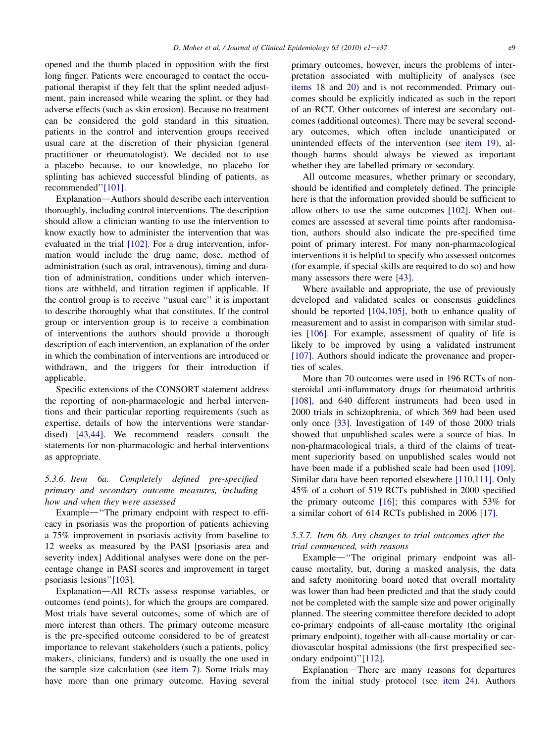opened and the thumb placed in opposition with the first long finger. Patients were encouraged to contact the occupational therapist if they felt that the splint needed adjustment, pain increased while wearing the splint, or they had adverse effects (such as skin erosion). Because no treatment can be considered the gold standard in this situation, patients in the control and intervention groups received usual care at the discretion of their physician (general practitioner or rheumatologist). We decided not to use a placebo because, to our knowledge, no placebo for splinting has achieved successful blinding of patients, as recommended''[101].

Explanation—Authors should describe each intervention thoroughly, including control interventions. The description should allow a clinician wanting to use the intervention to know exactly how to administer the intervention that was evaluated in the trial [102]. For a drug intervention, information would include the drug name, dose, method of administration (such as oral, intravenous), timing and duration of administration, conditions under which interventions are withheld, and titration regimen if applicable. If the control group is to receive ''usual care'' it is important to describe thoroughly what that constitutes. If the control group or intervention group is to receive a combination of interventions the authors should provide a thorough description of each intervention, an explanation of the order in which the combination of interventions are introduced or withdrawn, and the triggers for their introduction if applicable.

Specific extensions of the CONSORT statement address the reporting of non-pharmacologic and herbal interventions and their particular reporting requirements (such as expertise, details of how the interventions were standardised) [43,44]. We recommend readers consult the statements for non-pharmacologic and herbal interventions as appropriate.

### 5.3.6. Item 6a. *Completely defined pre-specified primary and secondary outcome measures, including how and when they were assessed*

Example—''The primary endpoint with respect to efficacy in psoriasis was the proportion of patients achieving a 75% improvement in psoriasis activity from baseline to 12 weeks as measured by the PASI [psoriasis area and severity index] Additional analyses were done on the percentage change in PASI scores and improvement in target psoriasis lesions''[103].

Explanation—All RCTs assess response variables, or outcomes (end points), for which the groups are compared. Most trials have several outcomes, some of which are of more interest than others. The primary outcome measure is the pre-specified outcome considered to be of greatest importance to relevant stakeholders (such a patients, policy makers, clinicians, funders) and is usually the one used in the sample size calculation (see item 7). Some trials may have more than one primary outcome. Having several primary outcomes, however, incurs the problems of interpretation associated with multiplicity of analyses (see items 18 and 20) and is not recommended. Primary outcomes should be explicitly indicated as such in the report of an RCT. Other outcomes of interest are secondary outcomes (additional outcomes). There may be several secondary outcomes, which often include unanticipated or unintended effects of the intervention (see item 19), although harms should always be viewed as important whether they are labelled primary or secondary.

All outcome measures, whether primary or secondary, should be identified and completely defined. The principle here is that the information provided should be sufficient to allow others to use the same outcomes [102]. When outcomes are assessed at several time points after randomisation, authors should also indicate the pre-specified time point of primary interest. For many non-pharmacological interventions it is helpful to specify who assessed outcomes (for example, if special skills are required to do so) and how many assessors there were [43].

Where available and appropriate, the use of previously developed and validated scales or consensus guidelines should be reported [104,105], both to enhance quality of measurement and to assist in comparison with similar studies [106]. For example, assessment of quality of life is likely to be improved by using a validated instrument [107]. Authors should indicate the provenance and properties of scales.

More than 70 outcomes were used in 196 RCTs of nonsteroidal anti-inflammatory drugs for rheumatoid arthritis [108], and 640 different instruments had been used in 2000 trials in schizophrenia, of which 369 had been used only once [33]. Investigation of 149 of those 2000 trials showed that unpublished scales were a source of bias. In non-pharmacological trials, a third of the claims of treatment superiority based on unpublished scales would not have been made if a published scale had been used [109]. Similar data have been reported elsewhere [110,111]. Only 45% of a cohort of 519 RCTs published in 2000 specified the primary outcome [16]; this compares with 53% for a similar cohort of 614 RCTs published in 2006 [17].

### 5.3.7. Item 6b. *Any changes to trial outcomes after the trial commenced, with reasons*

Example—''The original primary endpoint was all-cause mortality, but, during a masked analysis, the data and safety monitoring board noted that overall mortality was lower than had been predicted and that the study could not be completed with the sample size and power originally planned. The steering committee therefore decided to adopt co-primary endpoints of all-cause mortality (the original primary endpoint), together with all-cause mortality or cardiovascular hospital admissions (the first prespecified secondary endpoint)''[112].

Explanation—There are many reasons for departures from the initial study protocol (see item 24). Authors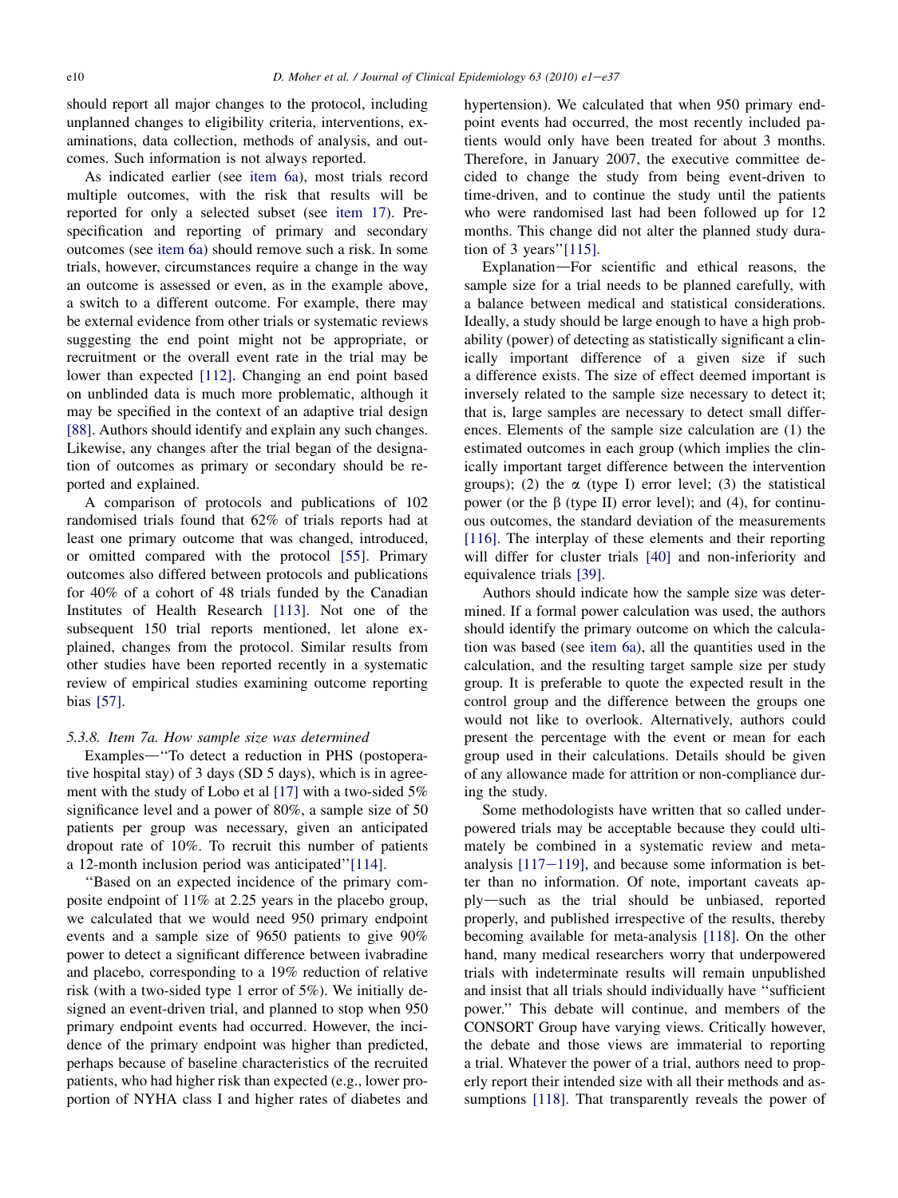should report all major changes to the protocol, including unplanned changes to eligibility criteria, interventions, examinations, data collection, methods of analysis, and outcomes. Such information is not always reported.

As indicated earlier (see item 6a), most trials record multiple outcomes, with the risk that results will be reported for only a selected subset (see item 17). Pre-specification and reporting of primary and secondary outcomes (see item 6a) should remove such a risk. In some trials, however, circumstances require a change in the way an outcome is assessed or even, as in the example above, a switch to a different outcome. For example, there may be external evidence from other trials or systematic reviews suggesting the end point might not be appropriate, or recruitment or the overall event rate in the trial may be lower than expected [112]. Changing an end point based on unblinded data is much more problematic, although it may be specified in the context of an adaptive trial design [88]. Authors should identify and explain any such changes. Likewise, any changes after the trial began of the designation of outcomes as primary or secondary should be reported and explained.

A comparison of protocols and publications of 102 randomised trials found that 62% of trials reports had at least one primary outcome that was changed, introduced, or omitted compared with the protocol [55]. Primary outcomes also differed between protocols and publications for 40% of a cohort of 48 trials funded by the Canadian Institutes of Health Research [113]. Not one of the subsequent 150 trial reports mentioned, let alone explained, changes from the protocol. Similar results from other studies have been reported recently in a systematic review of empirical studies examining outcome reporting bias [57].

### 5.3.8. Item 7a. How sample size was determined

Examples—"To detect a reduction in PHS (postoperative hospital stay) of 3 days (SD 5 days), which is in agreement with the study of Lobo et al [17] with a two-sided 5% significance level and a power of 80%, a sample size of 50 patients per group was necessary, given an anticipated dropout rate of 10%. To recruit this number of patients a 12-month inclusion period was anticipated"[114].

"Based on an expected incidence of the primary composite endpoint of 11% at 2.25 years in the placebo group, we calculated that we would need 950 primary endpoint events and a sample size of 9650 patients to give 90% power to detect a significant difference between ivabradine and placebo, corresponding to a 19% reduction of relative risk (with a two-sided type 1 error of 5%). We initially designed an event-driven trial, and planned to stop when 950 primary endpoint events had occurred. However, the incidence of the primary endpoint was higher than predicted, perhaps because of baseline characteristics of the recruited patients, who had higher risk than expected (e.g., lower proportion of NYHA class I and higher rates of diabetes and hypertension). We calculated that when 950 primary endpoint events had occurred, the most recently included patients would only have been treated for about 3 months. Therefore, in January 2007, the executive committee decided to change the study from being event-driven to time-driven, and to continue the study until the patients who were randomised last had been followed up for 12 months. This change did not alter the planned study duration of 3 years"[115].

Explanation—For scientific and ethical reasons, the sample size for a trial needs to be planned carefully, with a balance between medical and statistical considerations. Ideally, a study should be large enough to have a high probability (power) of detecting as statistically significant a clinically important difference of a given size if such a difference exists. The size of effect deemed important is inversely related to the sample size necessary to detect it; that is, large samples are necessary to detect small differences. Elements of the sample size calculation are (1) the estimated outcomes in each group (which implies the clinically important target difference between the intervention groups); (2) the $\alpha$ (type I) error level; (3) the statistical power (or the $\beta$ (type II) error level); and (4), for continuous outcomes, the standard deviation of the measurements [116]. The interplay of these elements and their reporting will differ for cluster trials [40] and non-inferiority and equivalence trials [39].

Authors should indicate how the sample size was determined. If a formal power calculation was used, the authors should identify the primary outcome on which the calculation was based (see item 6a), all the quantities used in the calculation, and the resulting target sample size per study group. It is preferable to quote the expected result in the control group and the difference between the groups one would not like to overlook. Alternatively, authors could present the percentage with the event or mean for each group used in their calculations. Details should be given of any allowance made for attrition or non-compliance during the study.

Some methodologists have written that so called underpowered trials may be acceptable because they could ultimately be combined in a systematic review and meta-analysis [117–119], and because some information is better than no information. Of note, important caveats apply—such as the trial should be unbiased, reported properly, and published irrespective of the results, thereby becoming available for meta-analysis [118]. On the other hand, many medical researchers worry that underpowered trials with indeterminate results will remain unpublished and insist that all trials should individually have "sufficient power." This debate will continue, and members of the CONSORT Group have varying views. Critically however, the debate and those views are immaterial to reporting a trial. Whatever the power of a trial, authors need to properly report their intended size with all their methods and assumptions [118]. That transparently reveals the power of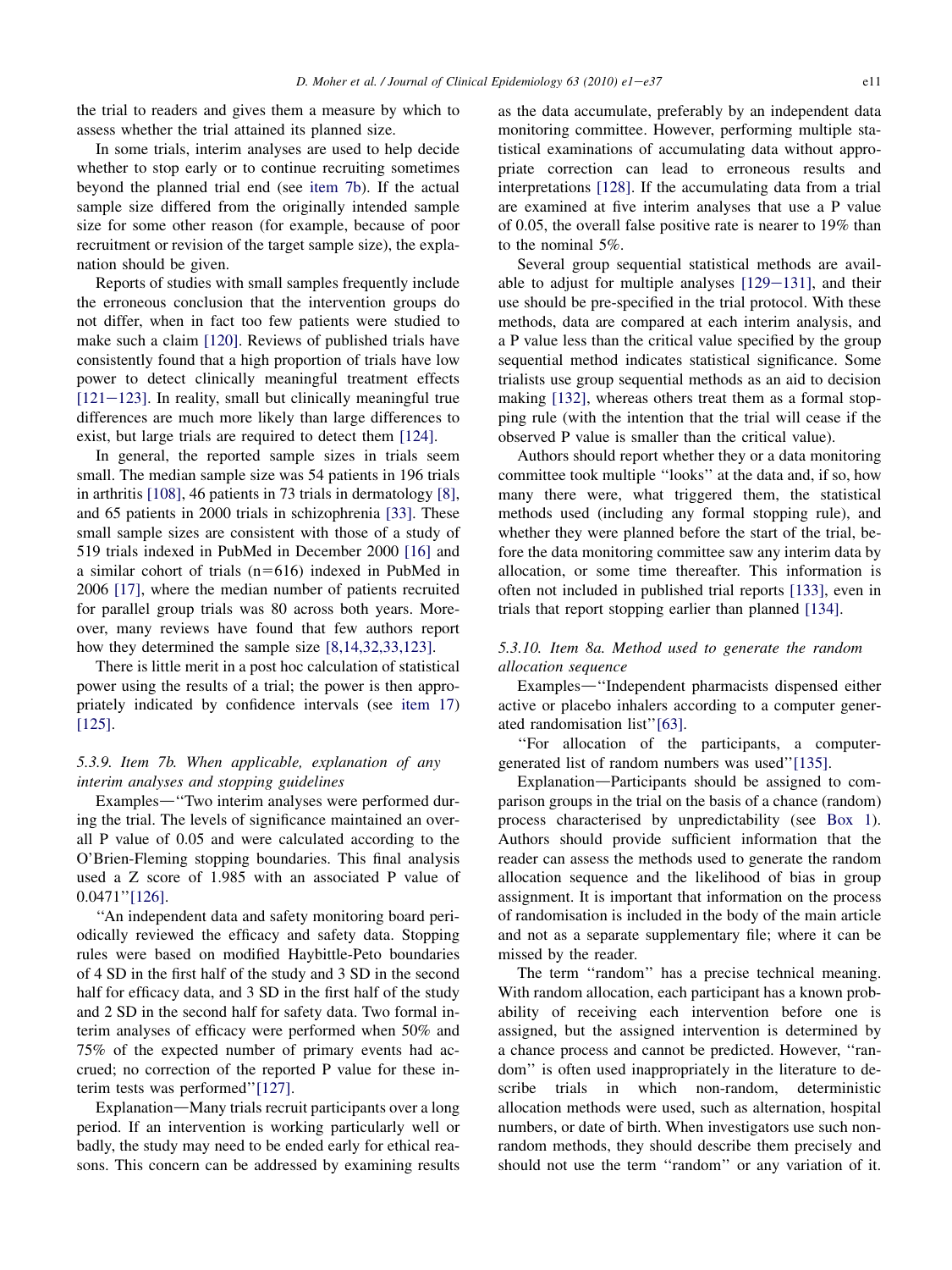the trial to readers and gives them a measure by which to assess whether the trial attained its planned size.

In some trials, interim analyses are used to help decide whether to stop early or to continue recruiting sometimes beyond the planned trial end (see item 7b). If the actual sample size differed from the originally intended sample size for some other reason (for example, because of poor recruitment or revision of the target sample size), the explanation should be given.

Reports of studies with small samples frequently include the erroneous conclusion that the intervention groups do not differ, when in fact too few patients were studied to make such a claim [120]. Reviews of published trials have consistently found that a high proportion of trials have low power to detect clinically meaningful treatment effects [121–123]. In reality, small but clinically meaningful true differences are much more likely than large differences to exist, but large trials are required to detect them [124].

In general, the reported sample sizes in trials seem small. The median sample size was 54 patients in 196 trials in arthritis [108], 46 patients in 73 trials in dermatology [8], and 65 patients in 2000 trials in schizophrenia [33]. These small sample sizes are consistent with those of a study of 519 trials indexed in PubMed in December 2000 [16] and a similar cohort of trials (n=616) indexed in PubMed in 2006 [17], where the median number of patients recruited for parallel group trials was 80 across both years. Moreover, many reviews have found that few authors report how they determined the sample size [8,14,32,33,123].

There is little merit in a post hoc calculation of statistical power using the results of a trial; the power is then appropriately indicated by confidence intervals (see item 17) [125].

### 5.3.9. Item 7b. When applicable, explanation of any interim analyses and stopping guidelines

Examples—"Two interim analyses were performed during the trial. The levels of significance maintained an overall P value of 0.05 and were calculated according to the O'Brien-Fleming stopping boundaries. This final analysis used a Z score of 1.985 with an associated P value of 0.0471"[126].

"An independent data and safety monitoring board periodically reviewed the efficacy and safety data. Stopping rules were based on modified Haybittle-Peto boundaries of 4 SD in the first half of the study and 3 SD in the second half for efficacy data, and 3 SD in the first half of the study and 2 SD in the second half for safety data. Two formal interim analyses of efficacy were performed when 50% and 75% of the expected number of primary events had accrued; no correction of the reported P value for these interim tests was performed"[127].

Explanation—Many trials recruit participants over a long period. If an intervention is working particularly well or badly, the study may need to be ended early for ethical reasons. This concern can be addressed by examining results as the data accumulate, preferably by an independent data monitoring committee. However, performing multiple statistical examinations of accumulating data without appropriate correction can lead to erroneous results and interpretations [128]. If the accumulating data from a trial are examined at five interim analyses that use a P value of 0.05, the overall false positive rate is nearer to 19% than to the nominal 5%.

Several group sequential statistical methods are available to adjust for multiple analyses [129–131], and their use should be pre-specified in the trial protocol. With these methods, data are compared at each interim analysis, and a P value less than the critical value specified by the group sequential method indicates statistical significance. Some trialists use group sequential methods as an aid to decision making [132], whereas others treat them as a formal stopping rule (with the intention that the trial will cease if the observed P value is smaller than the critical value).

Authors should report whether they or a data monitoring committee took multiple "looks" at the data and, if so, how many there were, what triggered them, the statistical methods used (including any formal stopping rule), and whether they were planned before the start of the trial, before the data monitoring committee saw any interim data by allocation, or some time thereafter. This information is often not included in published trial reports [133], even in trials that report stopping earlier than planned [134].

### 5.3.10. Item 8a. Method used to generate the random allocation sequence

Examples—"Independent pharmacists dispensed either active or placebo inhalers according to a computer generated randomisation list"[63].

"For allocation of the participants, a computer-generated list of random numbers was used"[135].

Explanation—Participants should be assigned to comparison groups in the trial on the basis of a chance (random) process characterised by unpredictability (see Box 1). Authors should provide sufficient information that the reader can assess the methods used to generate the random allocation sequence and the likelihood of bias in group assignment. It is important that information on the process of randomisation is included in the body of the main article and not as a separate supplementary file; where it can be missed by the reader.

The term "random" has a precise technical meaning. With random allocation, each participant has a known probability of receiving each intervention before one is assigned, but the assigned intervention is determined by a chance process and cannot be predicted. However, "random" is often used inappropriately in the literature to describe trials in which non-random, deterministic allocation methods were used, such as alternation, hospital numbers, or date of birth. When investigators use such non-random methods, they should describe them precisely and should not use the term "random" or any variation of it.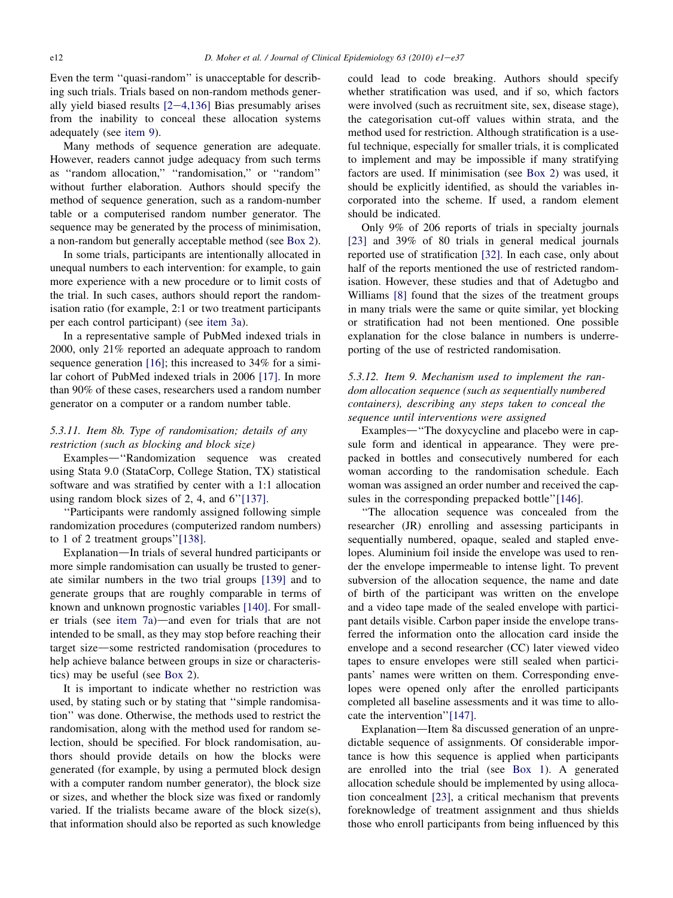Even the term ''quasi-random'' is unacceptable for describing such trials. Trials based on non-random methods generally yield biased results [2–4,136] Bias presumably arises from the inability to conceal these allocation systems adequately (see item 9).

Many methods of sequence generation are adequate. However, readers cannot judge adequacy from such terms as ''random allocation,'' ''randomisation,'' or ''random'' without further elaboration. Authors should specify the method of sequence generation, such as a random-number table or a computerised random number generator. The sequence may be generated by the process of minimisation, a non-random but generally acceptable method (see Box 2).

In some trials, participants are intentionally allocated in unequal numbers to each intervention: for example, to gain more experience with a new procedure or to limit costs of the trial. In such cases, authors should report the randomisation ratio (for example, 2:1 or two treatment participants per each control participant) (see item 3a).

In a representative sample of PubMed indexed trials in 2000, only 21% reported an adequate approach to random sequence generation [16]; this increased to 34% for a similar cohort of PubMed indexed trials in 2006 [17]. In more than 90% of these cases, researchers used a random number generator on a computer or a random number table.

### 5.3.11. Item 8b. Type of randomisation; details of any restriction (such as blocking and block size)

Examples—''Randomization sequence was created using Stata 9.0 (StataCorp, College Station, TX) statistical software and was stratified by center with a 1:1 allocation using random block sizes of 2, 4, and 6''[137].

''Participants were randomly assigned following simple randomization procedures (computerized random numbers) to 1 of 2 treatment groups''[138].

Explanation—In trials of several hundred participants or more simple randomisation can usually be trusted to generate similar numbers in the two trial groups [139] and to generate groups that are roughly comparable in terms of known and unknown prognostic variables [140]. For smaller trials (see item 7a)—and even for trials that are not intended to be small, as they may stop before reaching their target size—some restricted randomisation (procedures to help achieve balance between groups in size or characteristics) may be useful (see Box 2).

It is important to indicate whether no restriction was used, by stating such or by stating that ''simple randomisation'' was done. Otherwise, the methods used to restrict the randomisation, along with the method used for random selection, should be specified. For block randomisation, authors should provide details on how the blocks were generated (for example, by using a permuted block design with a computer random number generator), the block size or sizes, and whether the block size was fixed or randomly varied. If the trialists became aware of the block size(s), that information should also be reported as such knowledge could lead to code breaking. Authors should specify whether stratification was used, and if so, which factors were involved (such as recruitment site, sex, disease stage), the categorisation cut-off values within strata, and the method used for restriction. Although stratification is a useful technique, especially for smaller trials, it is complicated to implement and may be impossible if many stratifying factors are used. If minimisation (see Box 2) was used, it should be explicitly identified, as should the variables incorporated into the scheme. If used, a random element should be indicated.

Only 9% of 206 reports of trials in specialty journals [23] and 39% of 80 trials in general medical journals reported use of stratification [32]. In each case, only about half of the reports mentioned the use of restricted randomisation. However, these studies and that of Adetugbo and Williams [8] found that the sizes of the treatment groups in many trials were the same or quite similar, yet blocking or stratification had not been mentioned. One possible explanation for the close balance in numbers is underreporting of the use of restricted randomisation.

### 5.3.12. Item 9. Mechanism used to implement the random allocation sequence (such as sequentially numbered containers), describing any steps taken to conceal the sequence until interventions were assigned

Examples—''The doxycycline and placebo were in capsule form and identical in appearance. They were prepacked in bottles and consecutively numbered for each woman according to the randomisation schedule. Each woman was assigned an order number and received the capsules in the corresponding prepacked bottle''[146].

''The allocation sequence was concealed from the researcher (JR) enrolling and assessing participants in sequentially numbered, opaque, sealed and stapled envelopes. Aluminium foil inside the envelope was used to render the envelope impermeable to intense light. To prevent subversion of the allocation sequence, the name and date of birth of the participant was written on the envelope and a video tape made of the sealed envelope with participant details visible. Carbon paper inside the envelope transferred the information onto the allocation card inside the envelope and a second researcher (CC) later viewed video tapes to ensure envelopes were still sealed when participants' names were written on them. Corresponding envelopes were opened only after the enrolled participants completed all baseline assessments and it was time to allocate the intervention''[147].

Explanation—Item 8a discussed generation of an unpredictable sequence of assignments. Of considerable importance is how this sequence is applied when participants are enrolled into the trial (see Box 1). A generated allocation schedule should be implemented by using allocation concealment [23], a critical mechanism that prevents foreknowledge of treatment assignment and thus shields those who enroll participants from being influenced by this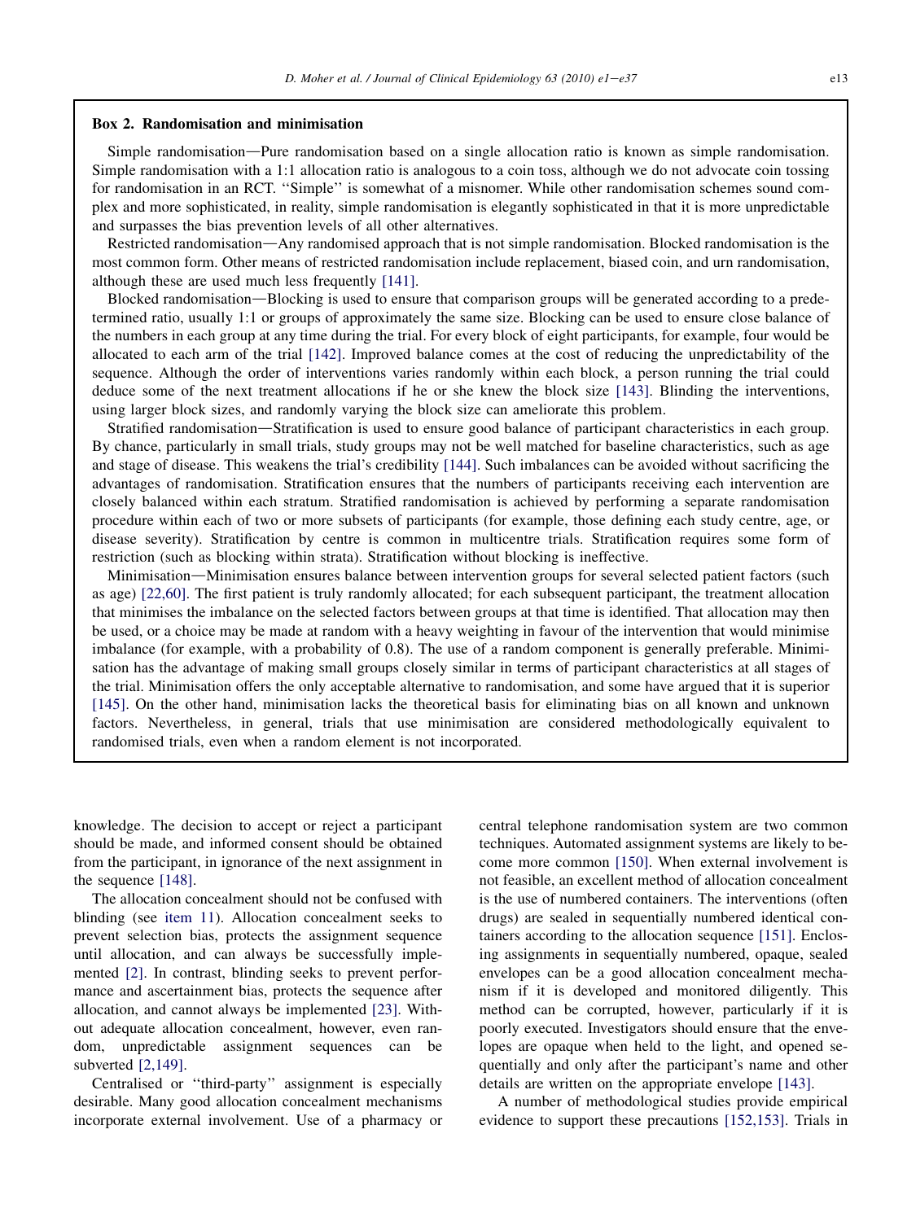**Box 2. Randomisation and minimisation**

Simple randomisation—Pure randomisation based on a single allocation ratio is known as simple randomisation. Simple randomisation with a 1:1 allocation ratio is analogous to a coin toss, although we do not advocate coin tossing for randomisation in an RCT. ''Simple'' is somewhat of a misnomer. While other randomisation schemes sound complex and more sophisticated, in reality, simple randomisation is elegantly sophisticated in that it is more unpredictable and surpasses the bias prevention levels of all other alternatives.

Restricted randomisation—Any randomised approach that is not simple randomisation. Blocked randomisation is the most common form. Other means of restricted randomisation include replacement, biased coin, and urn randomisation, although these are used much less frequently [141].

Blocked randomisation—Blocking is used to ensure that comparison groups will be generated according to a predetermined ratio, usually 1:1 or groups of approximately the same size. Blocking can be used to ensure close balance of the numbers in each group at any time during the trial. For every block of eight participants, for example, four would be allocated to each arm of the trial [142]. Improved balance comes at the cost of reducing the unpredictability of the sequence. Although the order of interventions varies randomly within each block, a person running the trial could deduce some of the next treatment allocations if he or she knew the block size [143]. Blinding the interventions, using larger block sizes, and randomly varying the block size can ameliorate this problem.

Stratified randomisation—Stratification is used to ensure good balance of participant characteristics in each group. By chance, particularly in small trials, study groups may not be well matched for baseline characteristics, such as age and stage of disease. This weakens the trial's credibility [144]. Such imbalances can be avoided without sacrificing the advantages of randomisation. Stratification ensures that the numbers of participants receiving each intervention are closely balanced within each stratum. Stratified randomisation is achieved by performing a separate randomisation procedure within each of two or more subsets of participants (for example, those defining each study centre, age, or disease severity). Stratification by centre is common in multicentre trials. Stratification requires some form of restriction (such as blocking within strata). Stratification without blocking is ineffective.

Minimisation—Minimisation ensures balance between intervention groups for several selected patient factors (such as age) [22,60]. The first patient is truly randomly allocated; for each subsequent participant, the treatment allocation that minimises the imbalance on the selected factors between groups at that time is identified. That allocation may then be used, or a choice may be made at random with a heavy weighting in favour of the intervention that would minimise imbalance (for example, with a probability of 0.8). The use of a random component is generally preferable. Minimisation has the advantage of making small groups closely similar in terms of participant characteristics at all stages of the trial. Minimisation offers the only acceptable alternative to randomisation, and some have argued that it is superior [145]. On the other hand, minimisation lacks the theoretical basis for eliminating bias on all known and unknown factors. Nevertheless, in general, trials that use minimisation are considered methodologically equivalent to randomised trials, even when a random element is not incorporated.

knowledge. The decision to accept or reject a participant should be made, and informed consent should be obtained from the participant, in ignorance of the next assignment in the sequence [148].

The allocation concealment should not be confused with blinding (see item 11). Allocation concealment seeks to prevent selection bias, protects the assignment sequence until allocation, and can always be successfully implemented [2]. In contrast, blinding seeks to prevent performance and ascertainment bias, protects the sequence after allocation, and cannot always be implemented [23]. Without adequate allocation concealment, however, even random, unpredictable assignment sequences can be subverted [2,149].

Centralised or ''third-party'' assignment is especially desirable. Many good allocation concealment mechanisms incorporate external involvement. Use of a pharmacy or central telephone randomisation system are two common techniques. Automated assignment systems are likely to become more common [150]. When external involvement is not feasible, an excellent method of allocation concealment is the use of numbered containers. The interventions (often drugs) are sealed in sequentially numbered identical containers according to the allocation sequence [151]. Enclosing assignments in sequentially numbered, opaque, sealed envelopes can be a good allocation concealment mechanism if it is developed and monitored diligently. This method can be corrupted, however, particularly if it is poorly executed. Investigators should ensure that the envelopes are opaque when held to the light, and opened sequentially and only after the participant's name and other details are written on the appropriate envelope [143].

A number of methodological studies provide empirical evidence to support these precautions [152,153]. Trials in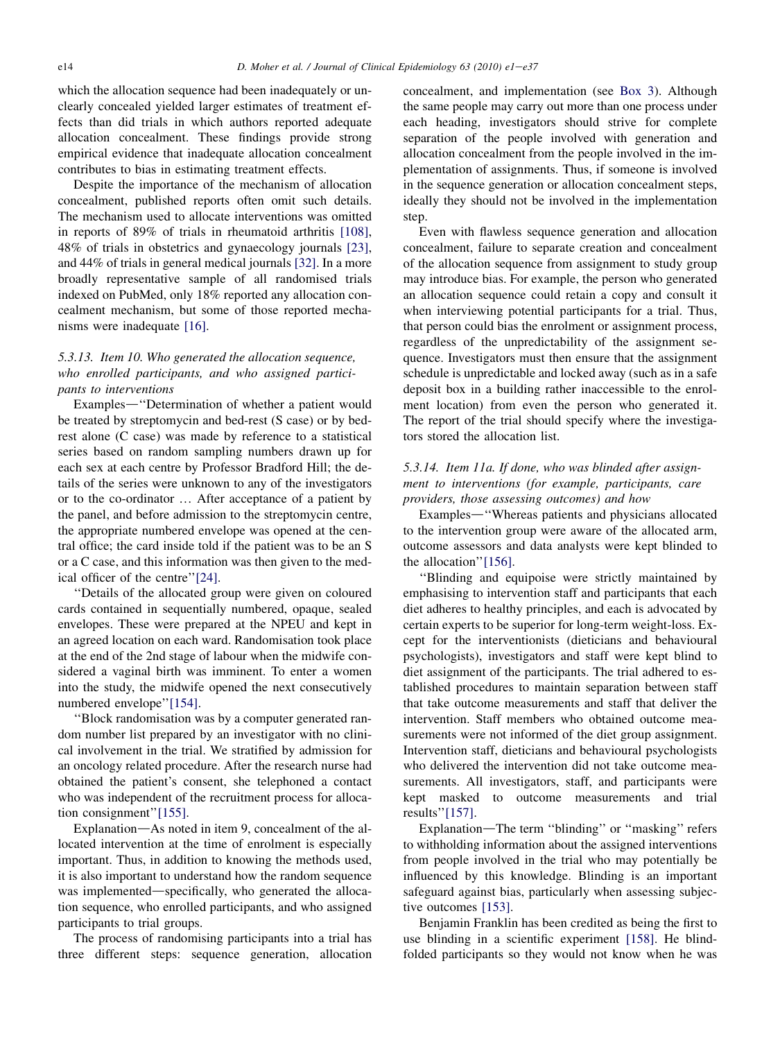which the allocation sequence had been inadequately or unclearly concealed yielded larger estimates of treatment effects than did trials in which authors reported adequate allocation concealment. These findings provide strong empirical evidence that inadequate allocation concealment contributes to bias in estimating treatment effects.

Despite the importance of the mechanism of allocation concealment, published reports often omit such details. The mechanism used to allocate interventions was omitted in reports of 89% of trials in rheumatoid arthritis [108], 48% of trials in obstetrics and gynaecology journals [23], and 44% of trials in general medical journals [32]. In a more broadly representative sample of all randomised trials indexed on PubMed, only 18% reported any allocation concealment mechanism, but some of those reported mechanisms were inadequate [16].

### 5.3.13. Item 10. Who generated the allocation sequence, who enrolled participants, and who assigned participants to interventions

Examples—''Determination of whether a patient would be treated by streptomycin and bed-rest (S case) or by bed-rest alone (C case) was made by reference to a statistical series based on random sampling numbers drawn up for each sex at each centre by Professor Bradford Hill; the details of the series were unknown to any of the investigators or to the co-ordinator … After acceptance of a patient by the panel, and before admission to the streptomycin centre, the appropriate numbered envelope was opened at the central office; the card inside told if the patient was to be an S or a C case, and this information was then given to the medical officer of the centre''[24].

''Details of the allocated group were given on coloured cards contained in sequentially numbered, opaque, sealed envelopes. These were prepared at the NPEU and kept in an agreed location on each ward. Randomisation took place at the end of the 2nd stage of labour when the midwife considered a vaginal birth was imminent. To enter a women into the study, the midwife opened the next consecutively numbered envelope''[154].

''Block randomisation was by a computer generated random number list prepared by an investigator with no clinical involvement in the trial. We stratified by admission for an oncology related procedure. After the research nurse had obtained the patient's consent, she telephoned a contact who was independent of the recruitment process for allocation consignment''[155].

Explanation—As noted in item 9, concealment of the allocated intervention at the time of enrolment is especially important. Thus, in addition to knowing the methods used, it is also important to understand how the random sequence was implemented—specifically, who generated the allocation sequence, who enrolled participants, and who assigned participants to trial groups.

The process of randomising participants into a trial has three different steps: sequence generation, allocation concealment, and implementation (see Box 3). Although the same people may carry out more than one process under each heading, investigators should strive for complete separation of the people involved with generation and allocation concealment from the people involved in the implementation of assignments. Thus, if someone is involved in the sequence generation or allocation concealment steps, ideally they should not be involved in the implementation step.

Even with flawless sequence generation and allocation concealment, failure to separate creation and concealment of the allocation sequence from assignment to study group may introduce bias. For example, the person who generated an allocation sequence could retain a copy and consult it when interviewing potential participants for a trial. Thus, that person could bias the enrolment or assignment process, regardless of the unpredictability of the assignment sequence. Investigators must then ensure that the assignment schedule is unpredictable and locked away (such as in a safe deposit box in a building rather inaccessible to the enrolment location) from even the person who generated it. The report of the trial should specify where the investigators stored the allocation list.

### 5.3.14. Item 11a. If done, who was blinded after assignment to interventions (for example, participants, care providers, those assessing outcomes) and how

Examples—''Whereas patients and physicians allocated to the intervention group were aware of the allocated arm, outcome assessors and data analysts were kept blinded to the allocation''[156].

''Blinding and equipoise were strictly maintained by emphasising to intervention staff and participants that each diet adheres to healthy principles, and each is advocated by certain experts to be superior for long-term weight-loss. Except for the interventionists (dieticians and behavioural psychologists), investigators and staff were kept blind to diet assignment of the participants. The trial adhered to established procedures to maintain separation between staff that take outcome measurements and staff that deliver the intervention. Staff members who obtained outcome measurements were not informed of the diet group assignment. Intervention staff, dieticians and behavioural psychologists who delivered the intervention did not take outcome measurements. All investigators, staff, and participants were kept masked to outcome measurements and trial results''[157].

Explanation—The term ''blinding'' or ''masking'' refers to withholding information about the assigned interventions from people involved in the trial who may potentially be influenced by this knowledge. Blinding is an important safeguard against bias, particularly when assessing subjective outcomes [153].

Benjamin Franklin has been credited as being the first to use blinding in a scientific experiment [158]. He blindfolded participants so they would not know when he was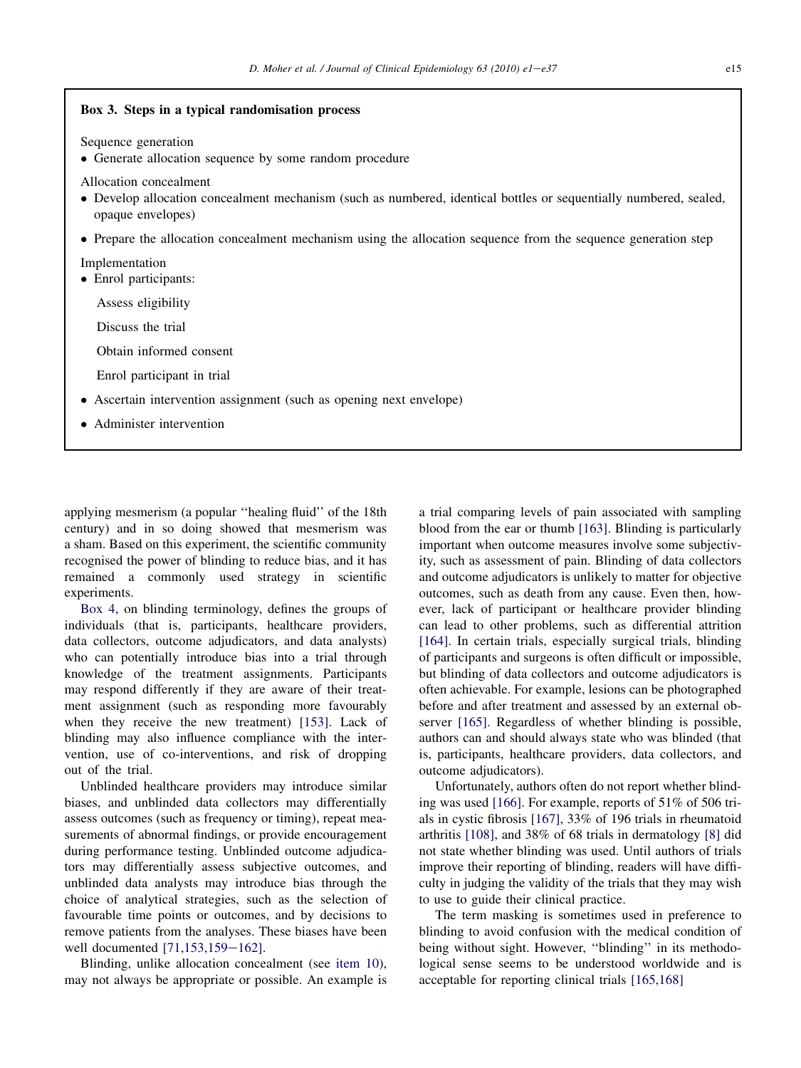**Box 3. Steps in a typical randomisation process**

Sequence generation

- Generate allocation sequence by some random procedure

Allocation concealment

- Develop allocation concealment mechanism (such as numbered, identical bottles or sequentially numbered, sealed, opaque envelopes)
- Prepare the allocation concealment mechanism using the allocation sequence from the sequence generation step

Implementation

- Enrol participants:

  Assess eligibility

  Discuss the trial

  Obtain informed consent

  Enrol participant in trial

- Ascertain intervention assignment (such as opening next envelope)
- Administer intervention

applying mesmerism (a popular ''healing fluid'' of the 18th century) and in so doing showed that mesmerism was a sham. Based on this experiment, the scientific community recognised the power of blinding to reduce bias, and it has remained a commonly used strategy in scientific experiments.

Box 4, on blinding terminology, defines the groups of individuals (that is, participants, healthcare providers, data collectors, outcome adjudicators, and data analysts) who can potentially introduce bias into a trial through knowledge of the treatment assignments. Participants may respond differently if they are aware of their treatment assignment (such as responding more favourably when they receive the new treatment) [153]. Lack of blinding may also influence compliance with the intervention, use of co-interventions, and risk of dropping out of the trial.

Unblinded healthcare providers may introduce similar biases, and unblinded data collectors may differentially assess outcomes (such as frequency or timing), repeat measurements of abnormal findings, or provide encouragement during performance testing. Unblinded outcome adjudicators may differentially assess subjective outcomes, and unblinded data analysts may introduce bias through the choice of analytical strategies, such as the selection of favourable time points or outcomes, and by decisions to remove patients from the analyses. These biases have been well documented [71,153,159–162].

Blinding, unlike allocation concealment (see item 10), may not always be appropriate or possible. An example is a trial comparing levels of pain associated with sampling blood from the ear or thumb [163]. Blinding is particularly important when outcome measures involve some subjectivity, such as assessment of pain. Blinding of data collectors and outcome adjudicators is unlikely to matter for objective outcomes, such as death from any cause. Even then, however, lack of participant or healthcare provider blinding can lead to other problems, such as differential attrition [164]. In certain trials, especially surgical trials, blinding of participants and surgeons is often difficult or impossible, but blinding of data collectors and outcome adjudicators is often achievable. For example, lesions can be photographed before and after treatment and assessed by an external observer [165]. Regardless of whether blinding is possible, authors can and should always state who was blinded (that is, participants, healthcare providers, data collectors, and outcome adjudicators).

Unfortunately, authors often do not report whether blinding was used [166]. For example, reports of 51% of 506 trials in cystic fibrosis [167], 33% of 196 trials in rheumatoid arthritis [108], and 38% of 68 trials in dermatology [8] did not state whether blinding was used. Until authors of trials improve their reporting of blinding, readers will have difficulty in judging the validity of the trials that they may wish to use to guide their clinical practice.

The term masking is sometimes used in preference to blinding to avoid confusion with the medical condition of being without sight. However, ''blinding'' in its methodological sense seems to be understood worldwide and is acceptable for reporting clinical trials [165,168]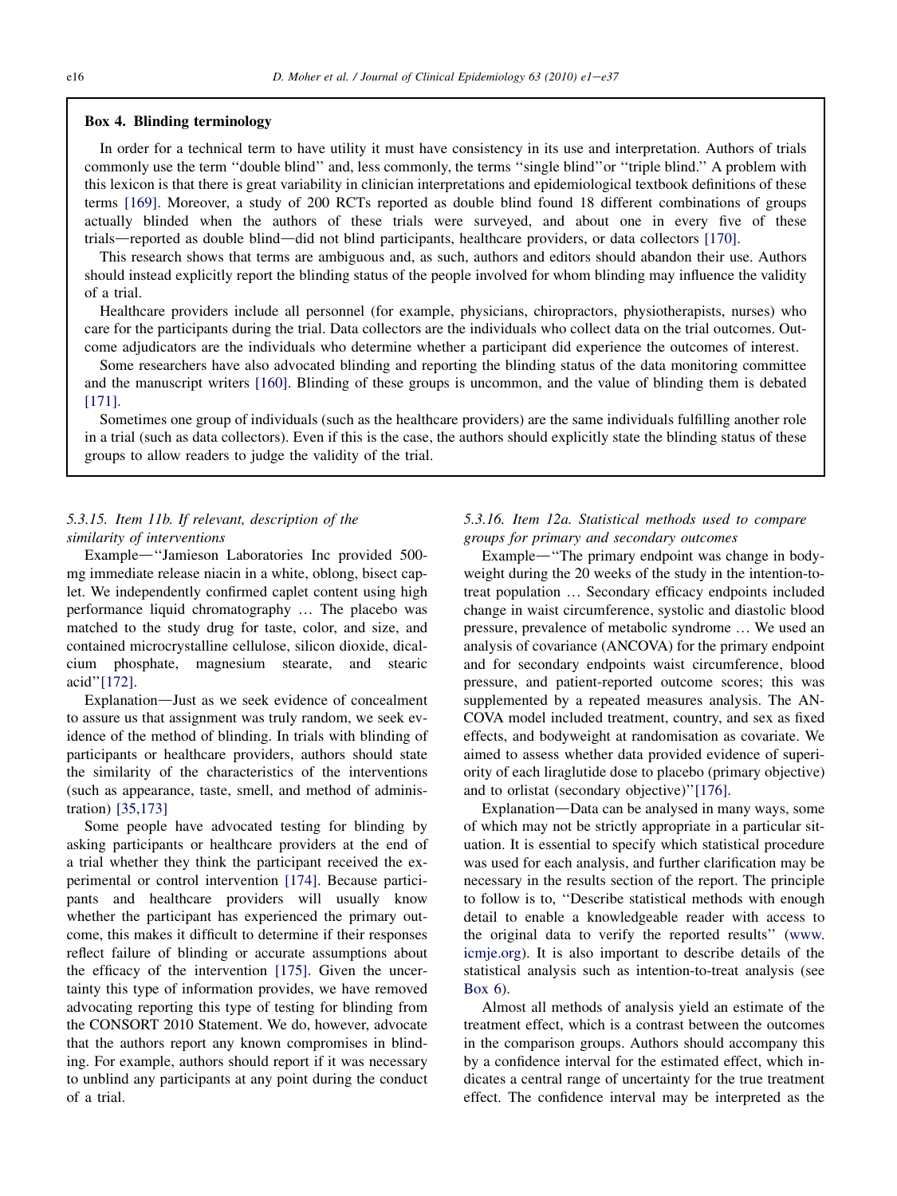### Box 4. Blinding terminology

In order for a technical term to have utility it must have consistency in its use and interpretation. Authors of trials commonly use the term ''double blind'' and, less commonly, the terms ''single blind''or ''triple blind.'' A problem with this lexicon is that there is great variability in clinician interpretations and epidemiological textbook definitions of these terms [169]. Moreover, a study of 200 RCTs reported as double blind found 18 different combinations of groups actually blinded when the authors of these trials were surveyed, and about one in every five of these trials—reported as double blind—did not blind participants, healthcare providers, or data collectors [170].

This research shows that terms are ambiguous and, as such, authors and editors should abandon their use. Authors should instead explicitly report the blinding status of the people involved for whom blinding may influence the validity of a trial.

Healthcare providers include all personnel (for example, physicians, chiropractors, physiotherapists, nurses) who care for the participants during the trial. Data collectors are the individuals who collect data on the trial outcomes. Outcome adjudicators are the individuals who determine whether a participant did experience the outcomes of interest.

Some researchers have also advocated blinding and reporting the blinding status of the data monitoring committee and the manuscript writers [160]. Blinding of these groups is uncommon, and the value of blinding them is debated [171].

Sometimes one group of individuals (such as the healthcare providers) are the same individuals fulfilling another role in a trial (such as data collectors). Even if this is the case, the authors should explicitly state the blinding status of these groups to allow readers to judge the validity of the trial.

#### *5.3.15. Item 11b. If relevant, description of the similarity of interventions*

Example—''Jamieson Laboratories Inc provided 500-mg immediate release niacin in a white, oblong, bisect caplet. We independently confirmed caplet content using high performance liquid chromatography … The placebo was matched to the study drug for taste, color, and size, and contained microcrystalline cellulose, silicon dioxide, dicalcium phosphate, magnesium stearate, and stearic acid''[172].

Explanation—Just as we seek evidence of concealment to assure us that assignment was truly random, we seek evidence of the method of blinding. In trials with blinding of participants or healthcare providers, authors should state the similarity of the characteristics of the interventions (such as appearance, taste, smell, and method of administration) [35,173]

Some people have advocated testing for blinding by asking participants or healthcare providers at the end of a trial whether they think the participant received the experimental or control intervention [174]. Because participants and healthcare providers will usually know whether the participant has experienced the primary outcome, this makes it difficult to determine if their responses reflect failure of blinding or accurate assumptions about the efficacy of the intervention [175]. Given the uncertainty this type of information provides, we have removed advocating reporting this type of testing for blinding from the CONSORT 2010 Statement. We do, however, advocate that the authors report any known compromises in blinding. For example, authors should report if it was necessary to unblind any participants at any point during the conduct of a trial.

#### *5.3.16. Item 12a. Statistical methods used to compare groups for primary and secondary outcomes*

Example—''The primary endpoint was change in bodyweight during the 20 weeks of the study in the intention-to-treat population … Secondary efficacy endpoints included change in waist circumference, systolic and diastolic blood pressure, prevalence of metabolic syndrome … We used an analysis of covariance (ANCOVA) for the primary endpoint and for secondary endpoints waist circumference, blood pressure, and patient-reported outcome scores; this was supplemented by a repeated measures analysis. The ANCOVA model included treatment, country, and sex as fixed effects, and bodyweight at randomisation as covariate. We aimed to assess whether data provided evidence of superiority of each liraglutide dose to placebo (primary objective) and to orlistat (secondary objective)''[176].

Explanation—Data can be analysed in many ways, some of which may not be strictly appropriate in a particular situation. It is essential to specify which statistical procedure was used for each analysis, and further clarification may be necessary in the results section of the report. The principle to follow is to, ''Describe statistical methods with enough detail to enable a knowledgeable reader with access to the original data to verify the reported results'' (www.icmje.org). It is also important to describe details of the statistical analysis such as intention-to-treat analysis (see Box 6).

Almost all methods of analysis yield an estimate of the treatment effect, which is a contrast between the outcomes in the comparison groups. Authors should accompany this by a confidence interval for the estimated effect, which indicates a central range of uncertainty for the true treatment effect. The confidence interval may be interpreted as the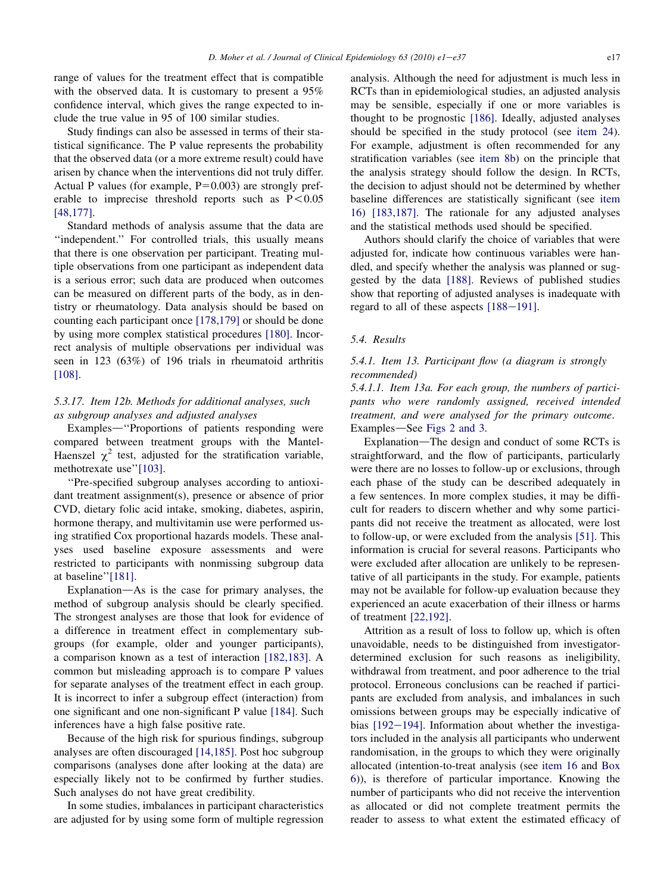range of values for the treatment effect that is compatible with the observed data. It is customary to present a 95% confidence interval, which gives the range expected to include the true value in 95 of 100 similar studies.

Study findings can also be assessed in terms of their statistical significance. The P value represents the probability that the observed data (or a more extreme result) could have arisen by chance when the interventions did not truly differ. Actual P values (for example, P=0.003) are strongly preferable to imprecise threshold reports such as P<0.05 [48,177].

Standard methods of analysis assume that the data are "independent." For controlled trials, this usually means that there is one observation per participant. Treating multiple observations from one participant as independent data is a serious error; such data are produced when outcomes can be measured on different parts of the body, as in dentistry or rheumatology. Data analysis should be based on counting each participant once [178,179] or should be done by using more complex statistical procedures [180]. Incorrect analysis of multiple observations per individual was seen in 123 (63%) of 196 trials in rheumatoid arthritis [108].

#### 5.3.17. Item 12b. Methods for additional analyses, such as subgroup analyses and adjusted analyses

Examples—"Proportions of patients responding were compared between treatment groups with the Mantel-Haenszel $\chi^2$ test, adjusted for the stratification variable, methotrexate use" [103].

"Pre-specified subgroup analyses according to antioxidant treatment assignment(s), presence or absence of prior CVD, dietary folic acid intake, smoking, diabetes, aspirin, hormone therapy, and multivitamin use were performed using stratified Cox proportional hazards models. These analyses used baseline exposure assessments and were restricted to participants with nonmissing subgroup data at baseline" [181].

Explanation—As is the case for primary analyses, the method of subgroup analysis should be clearly specified. The strongest analyses are those that look for evidence of a difference in treatment effect in complementary subgroups (for example, older and younger participants), a comparison known as a test of interaction [182,183]. A common but misleading approach is to compare P values for separate analyses of the treatment effect in each group. It is incorrect to infer a subgroup effect (interaction) from one significant and one non-significant P value [184]. Such inferences have a high false positive rate.

Because of the high risk for spurious findings, subgroup analyses are often discouraged [14,185]. Post hoc subgroup comparisons (analyses done after looking at the data) are especially likely not to be confirmed by further studies. Such analyses do not have great credibility.

In some studies, imbalances in participant characteristics are adjusted for by using some form of multiple regression analysis. Although the need for adjustment is much less in RCTs than in epidemiological studies, an adjusted analysis may be sensible, especially if one or more variables is thought to be prognostic [186]. Ideally, adjusted analyses should be specified in the study protocol (see item 24). For example, adjustment is often recommended for any stratification variables (see item 8b) on the principle that the analysis strategy should follow the design. In RCTs, the decision to adjust should not be determined by whether baseline differences are statistically significant (see item 16) [183,187]. The rationale for any adjusted analyses and the statistical methods used should be specified.

Authors should clarify the choice of variables that were adjusted for, indicate how continuous variables were handled, and specify whether the analysis was planned or suggested by the data [188]. Reviews of published studies show that reporting of adjusted analyses is inadequate with regard to all of these aspects [188−191].

### 5.4. Results

#### 5.4.1. Item 13. Participant flow (a diagram is strongly recommended)

##### 5.4.1.1. Item 13a. For each group, the numbers of participants who were randomly assigned, received intended treatment, and were analysed for the primary outcome.

Examples—See Figs 2 and 3.

Explanation—The design and conduct of some RCTs is straightforward, and the flow of participants, particularly were there are no losses to follow-up or exclusions, through each phase of the study can be described adequately in a few sentences. In more complex studies, it may be difficult for readers to discern whether and why some participants did not receive the treatment as allocated, were lost to follow-up, or were excluded from the analysis [51]. This information is crucial for several reasons. Participants who were excluded after allocation are unlikely to be representative of all participants in the study. For example, patients may not be available for follow-up evaluation because they experienced an acute exacerbation of their illness or harms of treatment [22,192].

Attrition as a result of loss to follow up, which is often unavoidable, needs to be distinguished from investigator-determined exclusion for such reasons as ineligibility, withdrawal from treatment, and poor adherence to the trial protocol. Erroneous conclusions can be reached if participants are excluded from analysis, and imbalances in such omissions between groups may be especially indicative of bias [192−194]. Information about whether the investigators included in the analysis all participants who underwent randomisation, in the groups to which they were originally allocated (intention-to-treat analysis (see item 16 and Box 6)), is therefore of particular importance. Knowing the number of participants who did not receive the intervention as allocated or did not complete treatment permits the reader to assess to what extent the estimated efficacy of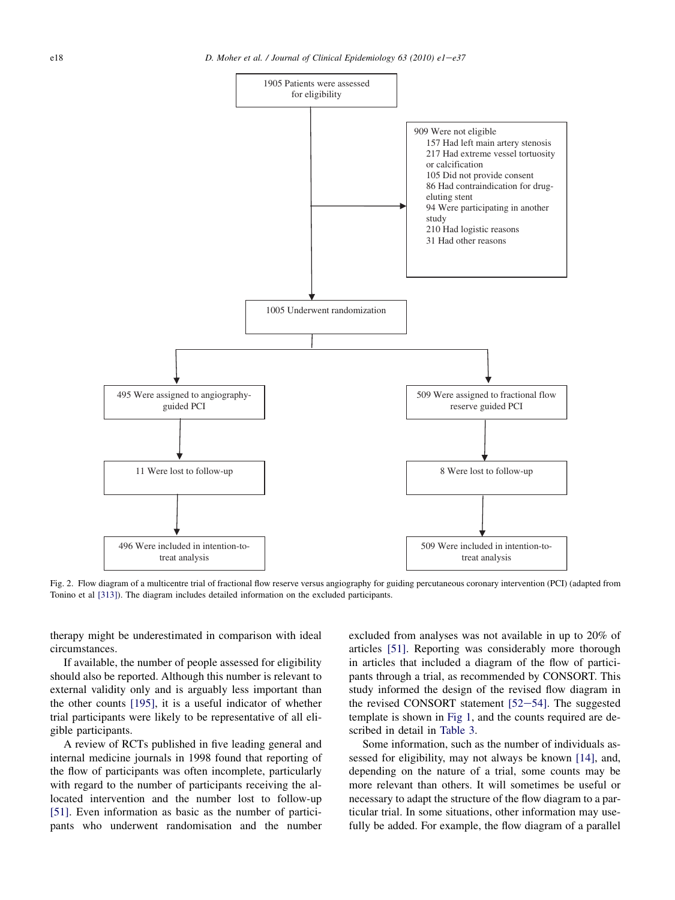1905 Patients were assessed for eligibility

909 Were not eligible
- 157 Had left main artery stenosis
- 217 Had extreme vessel tortuosity or calcification
- 105 Did not provide consent
- 86 Had contraindication for drug-eluting stent
- 94 Were participating in another study
- 210 Had logistic reasons
- 31 Had other reasons

1005 Underwent randomization

495 Were assigned to angiography-guided PCI

509 Were assigned to fractional flow reserve guided PCI

11 Were lost to follow-up

8 Were lost to follow-up

496 Were included in intention-to-treat analysis

509 Were included in intention-to-treat analysis

Fig. 2. Flow diagram of a multicentre trial of fractional flow reserve versus angiography for guiding percutaneous coronary intervention (PCI) (adapted from Tonino et al [313]). The diagram includes detailed information on the excluded participants.

therapy might be underestimated in comparison with ideal circumstances.

If available, the number of people assessed for eligibility should also be reported. Although this number is relevant to external validity only and is arguably less important than the other counts [195], it is a useful indicator of whether trial participants were likely to be representative of all eligible participants.

A review of RCTs published in five leading general and internal medicine journals in 1998 found that reporting of the flow of participants was often incomplete, particularly with regard to the number of participants receiving the allocated intervention and the number lost to follow-up [51]. Even information as basic as the number of participants who underwent randomisation and the number excluded from analyses was not available in up to 20% of articles [51]. Reporting was considerably more thorough in articles that included a diagram of the flow of participants through a trial, as recommended by CONSORT. This study informed the design of the revised flow diagram in the revised CONSORT statement [52–54]. The suggested template is shown in Fig 1, and the counts required are described in detail in Table 3.

Some information, such as the number of individuals assessed for eligibility, may not always be known [14], and, depending on the nature of a trial, some counts may be more relevant than others. It will sometimes be useful or necessary to adapt the structure of the flow diagram to a particular trial. In some situations, other information may usefully be added. For example, the flow diagram of a parallel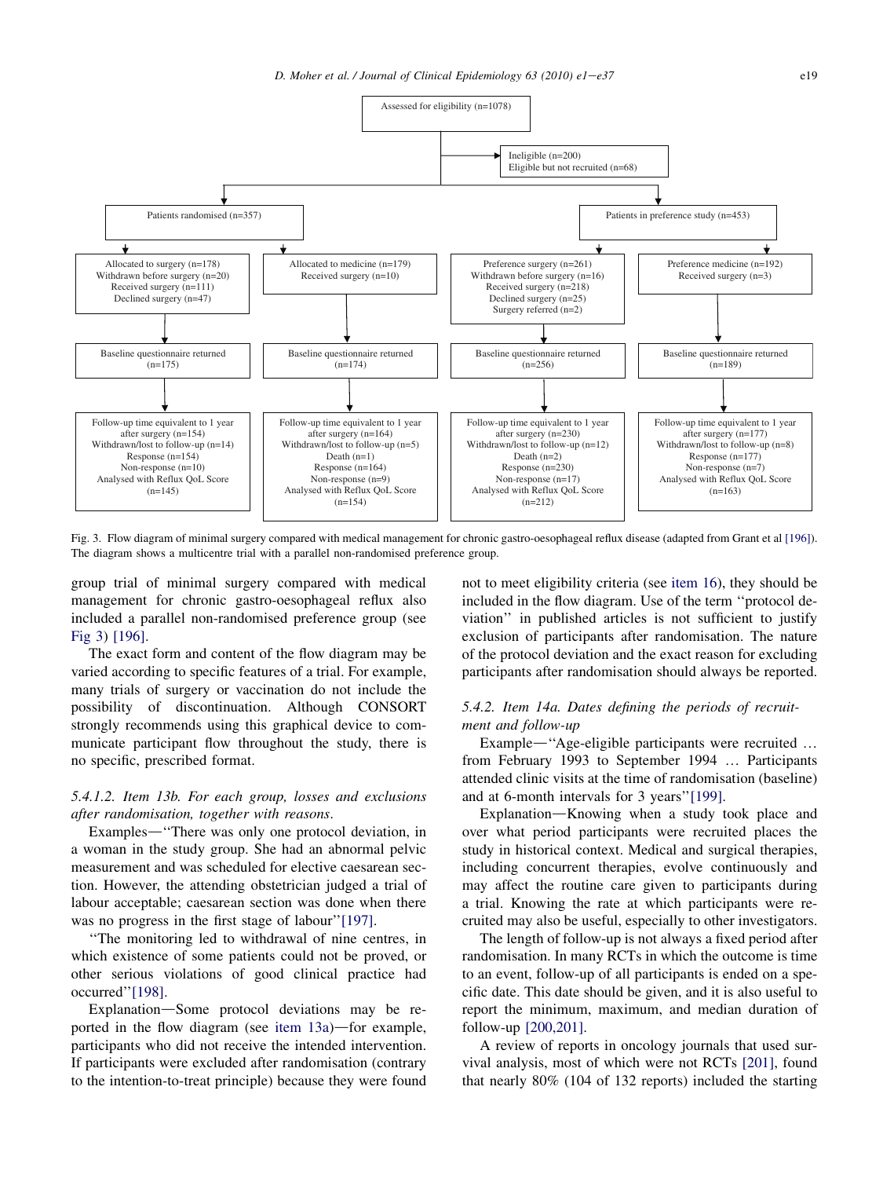Assessed for eligibility (n=1078)

Ineligible (n=200)
Eligible but not recruited (n=68)

| Patients randomised (n=357) | | Patients in preference study (n=453) | |
|---|---|---|---|
| Allocated to surgery (n=178) Withdrawn before surgery (n=20) Received surgery (n=111) Declined surgery (n=47) | Allocated to medicine (n=179) Received surgery (n=10) | Preference surgery (n=261) Withdrawn before surgery (n=16) Received surgery (n=218) Declined surgery (n=25) Surgery referred (n=2) | Preference medicine (n=192) Received surgery (n=3) |
| Baseline questionnaire returned (n=175) | Baseline questionnaire returned (n=174) | Baseline questionnaire returned (n=256) | Baseline questionnaire returned (n=189) |
| Follow-up time equivalent to 1 year after surgery (n=154) Withdrawn/lost to follow-up (n=14) Response (n=154) Non-response (n=10) Analysed with Reflux QoL Score (n=145) | Follow-up time equivalent to 1 year after surgery (n=164) Withdrawn/lost to follow-up (n=5) Death (n=1) Response (n=164) Non-response (n=9) Analysed with Reflux QoL Score (n=154) | Follow-up time equivalent to 1 year after surgery (n=230) Withdrawn/lost to follow-up (n=12) Death (n=2) Response (n=230) Non-response (n=17) Analysed with Reflux QoL Score (n=212) | Follow-up time equivalent to 1 year after surgery (n=177) Withdrawn/lost to follow-up (n=8) Response (n=177) Non-response (n=7) Analysed with Reflux QoL Score (n=163) |

Fig. 3. Flow diagram of minimal surgery compared with medical management for chronic gastro-oesophageal reflux disease (adapted from Grant et al [196]). The diagram shows a multicentre trial with a parallel non-randomised preference group.

group trial of minimal surgery compared with medical management for chronic gastro-oesophageal reflux also included a parallel non-randomised preference group (see Fig 3) [196].

The exact form and content of the flow diagram may be varied according to specific features of a trial. For example, many trials of surgery or vaccination do not include the possibility of discontinuation. Although CONSORT strongly recommends using this graphical device to communicate participant flow throughout the study, there is no specific, prescribed format.

#### 5.4.1.2. Item 13b. For each group, losses and exclusions after randomisation, together with reasons.

Examples—''There was only one protocol deviation, in a woman in the study group. She had an abnormal pelvic measurement and was scheduled for elective caesarean section. However, the attending obstetrician judged a trial of labour acceptable; caesarean section was done when there was no progress in the first stage of labour''[197].

''The monitoring led to withdrawal of nine centres, in which existence of some patients could not be proved, or other serious violations of good clinical practice had occurred''[198].

Explanation—Some protocol deviations may be reported in the flow diagram (see item 13a)—for example, participants who did not receive the intended intervention. If participants were excluded after randomisation (contrary to the intention-to-treat principle) because they were found not to meet eligibility criteria (see item 16), they should be included in the flow diagram. Use of the term ''protocol deviation'' in published articles is not sufficient to justify exclusion of participants after randomisation. The nature of the protocol deviation and the exact reason for excluding participants after randomisation should always be reported.

#### 5.4.2. Item 14a. Dates defining the periods of recruitment and follow-up

Example—''Age-eligible participants were recruited ... from February 1993 to September 1994 ... Participants attended clinic visits at the time of randomisation (baseline) and at 6-month intervals for 3 years''[199].

Explanation—Knowing when a study took place and over what period participants were recruited places the study in historical context. Medical and surgical therapies, including concurrent therapies, evolve continuously and may affect the routine care given to participants during a trial. Knowing the rate at which participants were recruited may also be useful, especially to other investigators.

The length of follow-up is not always a fixed period after randomisation. In many RCTs in which the outcome is time to an event, follow-up of all participants is ended on a specific date. This date should be given, and it is also useful to report the minimum, maximum, and median duration of follow-up [200,201].

A review of reports in oncology journals that used survival analysis, most of which were not RCTs [201], found that nearly 80% (104 of 132 reports) included the starting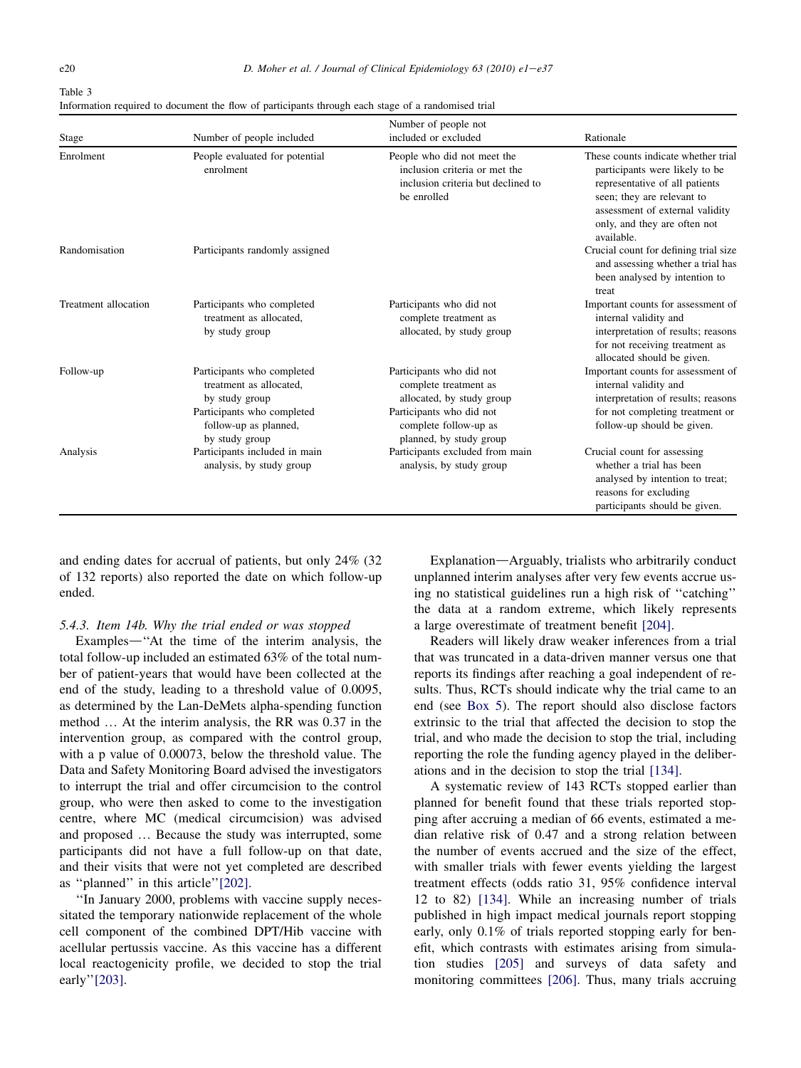Table 3

Information required to document the flow of participants through each stage of a randomised trial

| Stage | Number of people included | Number of people not included or excluded | Rationale |
|---|---|---|---|
| Enrolment | People evaluated for potential enrolment | People who did not meet the inclusion criteria or met the inclusion criteria but declined to be enrolled | These counts indicate whether trial participants were likely to be representative of all patients seen; they are relevant to assessment of external validity only, and they are often not available. |
| Randomisation | Participants randomly assigned | | Crucial count for defining trial size and assessing whether a trial has been analysed by intention to treat |
| Treatment allocation | Participants who completed treatment as allocated, by study group | Participants who did not complete treatment as allocated, by study group | Important counts for assessment of internal validity and interpretation of results; reasons for not receiving treatment as allocated should be given. |
| Follow-up | Participants who completed treatment as allocated, by study group<br>Participants who completed follow-up as planned, by study group | Participants who did not complete treatment as allocated, by study group<br>Participants who did not complete follow-up as planned, by study group | Important counts for assessment of internal validity and interpretation of results; reasons for not completing treatment or follow-up should be given. |
| Analysis | Participants included in main analysis, by study group | Participants excluded from main analysis, by study group | Crucial count for assessing whether a trial has been analysed by intention to treat; reasons for excluding participants should be given. |

and ending dates for accrual of patients, but only 24% (32 of 132 reports) also reported the date on which follow-up ended.

#### 5.4.3. Item 14b. Why the trial ended or was stopped

Examples—"At the time of the interim analysis, the total follow-up included an estimated 63% of the total number of patient-years that would have been collected at the end of the study, leading to a threshold value of 0.0095, as determined by the Lan-DeMets alpha-spending function method … At the interim analysis, the RR was 0.37 in the intervention group, as compared with the control group, with a p value of 0.00073, below the threshold value. The Data and Safety Monitoring Board advised the investigators to interrupt the trial and offer circumcision to the control group, who were then asked to come to the investigation centre, where MC (medical circumcision) was advised and proposed … Because the study was interrupted, some participants did not have a full follow-up on that date, and their visits that were not yet completed are described as "planned" in this article"[202].

"In January 2000, problems with vaccine supply necessitated the temporary nationwide replacement of the whole cell component of the combined DPT/Hib vaccine with acellular pertussis vaccine. As this vaccine has a different local reactogenicity profile, we decided to stop the trial early"[203].

Explanation—Arguably, trialists who arbitrarily conduct unplanned interim analyses after very few events accrue using no statistical guidelines run a high risk of "catching" the data at a random extreme, which likely represents a large overestimate of treatment benefit [204].

Readers will likely draw weaker inferences from a trial that was truncated in a data-driven manner versus one that reports its findings after reaching a goal independent of results. Thus, RCTs should indicate why the trial came to an end (see Box 5). The report should also disclose factors extrinsic to the trial that affected the decision to stop the trial, and who made the decision to stop the trial, including reporting the role the funding agency played in the deliberations and in the decision to stop the trial [134].

A systematic review of 143 RCTs stopped earlier than planned for benefit found that these trials reported stopping after accruing a median of 66 events, estimated a median relative risk of 0.47 and a strong relation between the number of events accrued and the size of the effect, with smaller trials with fewer events yielding the largest treatment effects (odds ratio 31, 95% confidence interval 12 to 82) [134]. While an increasing number of trials published in high impact medical journals report stopping early, only 0.1% of trials reported stopping early for benefit, which contrasts with estimates arising from simulation studies [205] and surveys of data safety and monitoring committees [206]. Thus, many trials accruing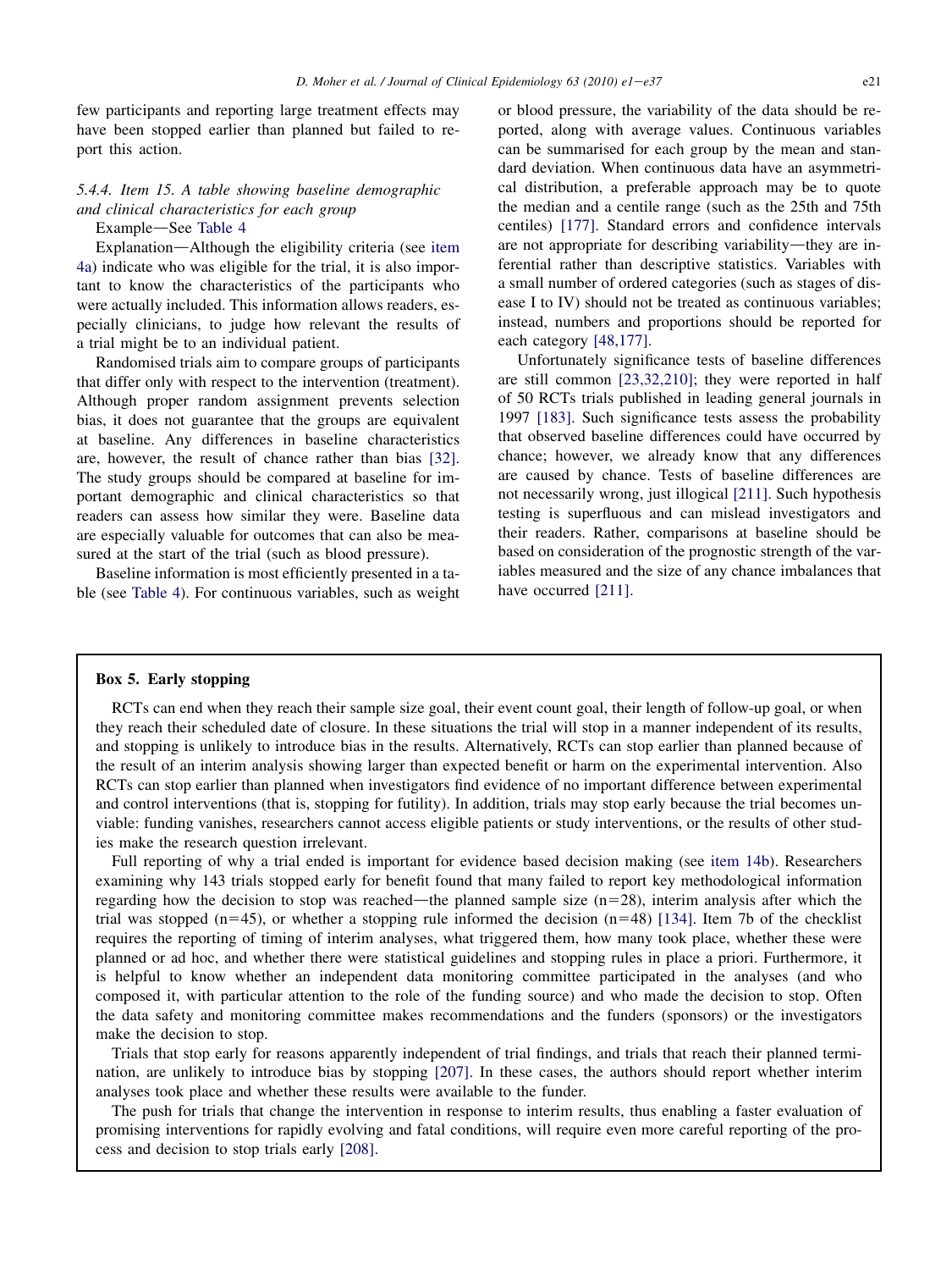few participants and reporting large treatment effects may have been stopped earlier than planned but failed to report this action.

#### 5.4.4. Item 15. A table showing baseline demographic and clinical characteristics for each group

Example—See Table 4

Explanation—Although the eligibility criteria (see item 4a) indicate who was eligible for the trial, it is also important to know the characteristics of the participants who were actually included. This information allows readers, especially clinicians, to judge how relevant the results of a trial might be to an individual patient.

Randomised trials aim to compare groups of participants that differ only with respect to the intervention (treatment). Although proper random assignment prevents selection bias, it does not guarantee that the groups are equivalent at baseline. Any differences in baseline characteristics are, however, the result of chance rather than bias [32]. The study groups should be compared at baseline for important demographic and clinical characteristics so that readers can assess how similar they were. Baseline data are especially valuable for outcomes that can also be measured at the start of the trial (such as blood pressure).

Baseline information is most efficiently presented in a table (see Table 4). For continuous variables, such as weight or blood pressure, the variability of the data should be reported, along with average values. Continuous variables can be summarised for each group by the mean and standard deviation. When continuous data have an asymmetrical distribution, a preferable approach may be to quote the median and a centile range (such as the 25th and 75th centiles) [177]. Standard errors and confidence intervals are not appropriate for describing variability—they are inferential rather than descriptive statistics. Variables with a small number of ordered categories (such as stages of disease I to IV) should not be treated as continuous variables; instead, numbers and proportions should be reported for each category [48,177].

Unfortunately significance tests of baseline differences are still common [23,32,210]; they were reported in half of 50 RCTs trials published in leading general journals in 1997 [183]. Such significance tests assess the probability that observed baseline differences could have occurred by chance; however, we already know that any differences are caused by chance. Tests of baseline differences are not necessarily wrong, just illogical [211]. Such hypothesis testing is superfluous and can mislead investigators and their readers. Rather, comparisons at baseline should be based on consideration of the prognostic strength of the variables measured and the size of any chance imbalances that have occurred [211].

**Box 5. Early stopping**

RCTs can end when they reach their sample size goal, their event count goal, their length of follow-up goal, or when they reach their scheduled date of closure. In these situations the trial will stop in a manner independent of its results, and stopping is unlikely to introduce bias in the results. Alternatively, RCTs can stop earlier than planned because of the result of an interim analysis showing larger than expected benefit or harm on the experimental intervention. Also RCTs can stop earlier than planned when investigators find evidence of no important difference between experimental and control interventions (that is, stopping for futility). In addition, trials may stop early because the trial becomes unviable: funding vanishes, researchers cannot access eligible patients or study interventions, or the results of other studies make the research question irrelevant.

Full reporting of why a trial ended is important for evidence based decision making (see item 14b). Researchers examining why 143 trials stopped early for benefit found that many failed to report key methodological information regarding how the decision to stop was reached—the planned sample size (n=28), interim analysis after which the trial was stopped (n=45), or whether a stopping rule informed the decision (n=48) [134]. Item 7b of the checklist requires the reporting of timing of interim analyses, what triggered them, how many took place, whether these were planned or ad hoc, and whether there were statistical guidelines and stopping rules in place a priori. Furthermore, it is helpful to know whether an independent data monitoring committee participated in the analyses (and who composed it, with particular attention to the role of the funding source) and who made the decision to stop. Often the data safety and monitoring committee makes recommendations and the funders (sponsors) or the investigators make the decision to stop.

Trials that stop early for reasons apparently independent of trial findings, and trials that reach their planned termination, are unlikely to introduce bias by stopping [207]. In these cases, the authors should report whether interim analyses took place and whether these results were available to the funder.

The push for trials that change the intervention in response to interim results, thus enabling a faster evaluation of promising interventions for rapidly evolving and fatal conditions, will require even more careful reporting of the process and decision to stop trials early [208].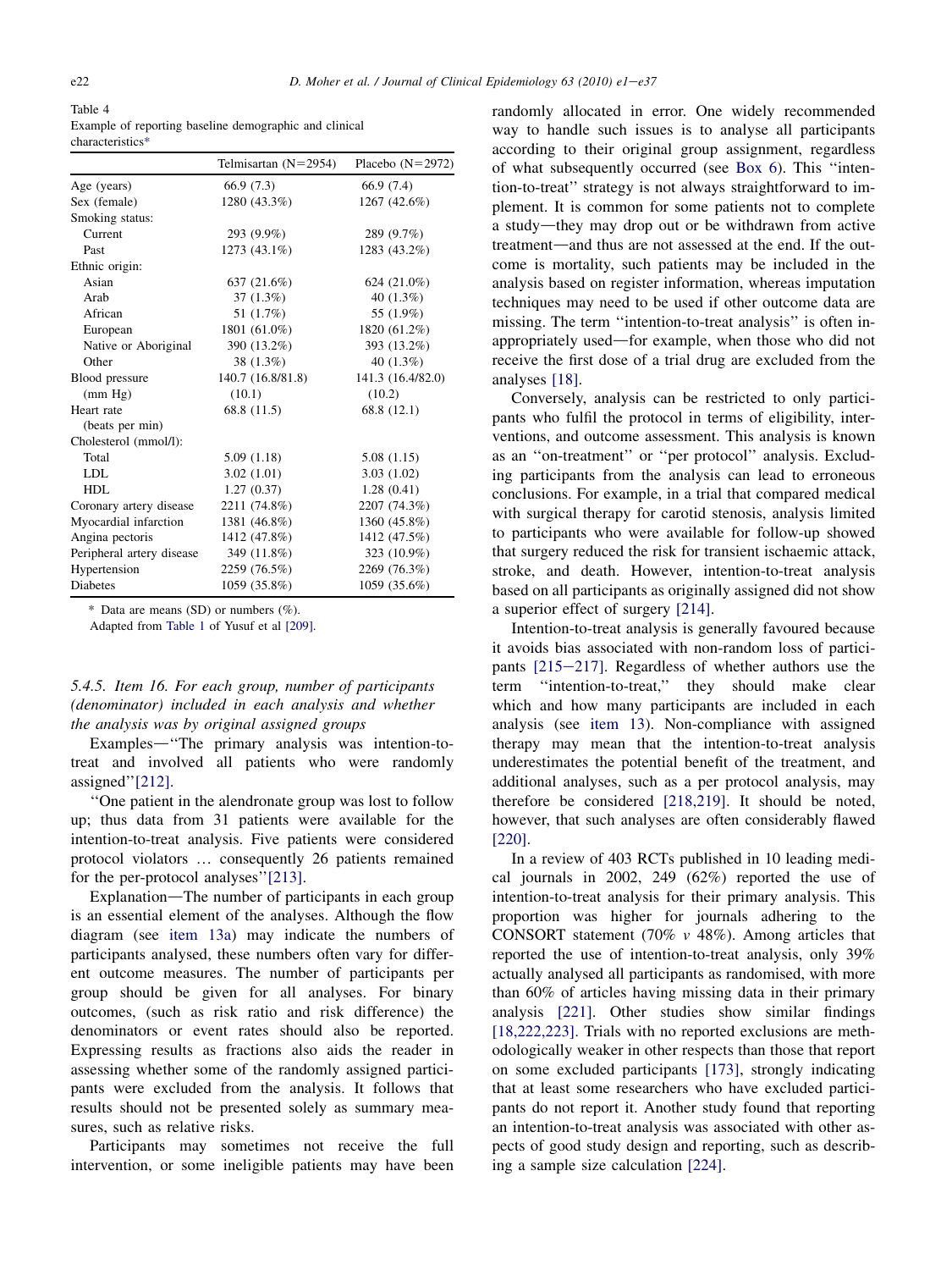Table 4
Example of reporting baseline demographic and clinical characteristics*

| | Telmisartan (N=2954) | Placebo (N=2972) |
|---|---|---|
| Age (years) | 66.9 (7.3) | 66.9 (7.4) |
| Sex (female) | 1280 (43.3%) | 1267 (42.6%) |
| Smoking status: | | |
| Current | 293 (9.9%) | 289 (9.7%) |
| Past | 1273 (43.1%) | 1283 (43.2%) |
| Ethnic origin: | | |
| Asian | 637 (21.6%) | 624 (21.0%) |
| Arab | 37 (1.3%) | 40 (1.3%) |
| African | 51 (1.7%) | 55 (1.9%) |
| European | 1801 (61.0%) | 1820 (61.2%) |
| Native or Aboriginal | 390 (13.2%) | 393 (13.2%) |
| Other | 38 (1.3%) | 40 (1.3%) |
| Blood pressure (mm Hg) | 140.7 (16.8/81.8) (10.1) | 141.3 (16.4/82.0) (10.2) |
| Heart rate (beats per min) | 68.8 (11.5) | 68.8 (12.1) |
| Cholesterol (mmol/l): | | |
| Total | 5.09 (1.18) | 5.08 (1.15) |
| LDL | 3.02 (1.01) | 3.03 (1.02) |
| HDL | 1.27 (0.37) | 1.28 (0.41) |
| Coronary artery disease | 2211 (74.8%) | 2207 (74.3%) |
| Myocardial infarction | 1381 (46.8%) | 1360 (45.8%) |
| Angina pectoris | 1412 (47.8%) | 1412 (47.5%) |
| Peripheral artery disease | 349 (11.8%) | 323 (10.9%) |
| Hypertension | 2259 (76.5%) | 2269 (76.3%) |
| Diabetes | 1059 (35.8%) | 1059 (35.6%) |

* Data are means (SD) or numbers (%).

Adapted from Table 1 of Yusuf et al [209].

### 5.4.5. Item 16. For each group, number of participants (denominator) included in each analysis and whether the analysis was by original assigned groups

Examples—"The primary analysis was intention-to-treat and involved all patients who were randomly assigned"[212].

"One patient in the alendronate group was lost to follow up; thus data from 31 patients were available for the intention-to-treat analysis. Five patients were considered protocol violators … consequently 26 patients remained for the per-protocol analyses"[213].

Explanation—The number of participants in each group is an essential element of the analyses. Although the flow diagram (see item 13a) may indicate the numbers of participants analysed, these numbers often vary for different outcome measures. The number of participants per group should be given for all analyses. For binary outcomes, (such as risk ratio and risk difference) the denominators or event rates should also be reported. Expressing results as fractions also aids the reader in assessing whether some of the randomly assigned participants were excluded from the analysis. It follows that results should not be presented solely as summary measures, such as relative risks.

Participants may sometimes not receive the full intervention, or some ineligible patients may have been randomly allocated in error. One widely recommended way to handle such issues is to analyse all participants according to their original group assignment, regardless of what subsequently occurred (see Box 6). This "intention-to-treat" strategy is not always straightforward to implement. It is common for some patients not to complete a study—they may drop out or be withdrawn from active treatment—and thus are not assessed at the end. If the outcome is mortality, such patients may be included in the analysis based on register information, whereas imputation techniques may need to be used if other outcome data are missing. The term "intention-to-treat analysis" is often inappropriately used—for example, when those who did not receive the first dose of a trial drug are excluded from the analyses [18].

Conversely, analysis can be restricted to only participants who fulfil the protocol in terms of eligibility, interventions, and outcome assessment. This analysis is known as an "on-treatment" or "per protocol" analysis. Excluding participants from the analysis can lead to erroneous conclusions. For example, in a trial that compared medical with surgical therapy for carotid stenosis, analysis limited to participants who were available for follow-up showed that surgery reduced the risk for transient ischaemic attack, stroke, and death. However, intention-to-treat analysis based on all participants as originally assigned did not show a superior effect of surgery [214].

Intention-to-treat analysis is generally favoured because it avoids bias associated with non-random loss of participants [215–217]. Regardless of whether authors use the term "intention-to-treat," they should make clear which and how many participants are included in each analysis (see item 13). Non-compliance with assigned therapy may mean that the intention-to-treat analysis underestimates the potential benefit of the treatment, and additional analyses, such as a per protocol analysis, may therefore be considered [218,219]. It should be noted, however, that such analyses are often considerably flawed [220].

In a review of 403 RCTs published in 10 leading medical journals in 2002, 249 (62%) reported the use of intention-to-treat analysis for their primary analysis. This proportion was higher for journals adhering to the CONSORT statement (70% *v* 48%). Among articles that reported the use of intention-to-treat analysis, only 39% actually analysed all participants as randomised, with more than 60% of articles having missing data in their primary analysis [221]. Other studies show similar findings [18,222,223]. Trials with no reported exclusions are methodologically weaker in other respects than those that report on some excluded participants [173], strongly indicating that at least some researchers who have excluded participants do not report it. Another study found that reporting an intention-to-treat analysis was associated with other aspects of good study design and reporting, such as describing a sample size calculation [224].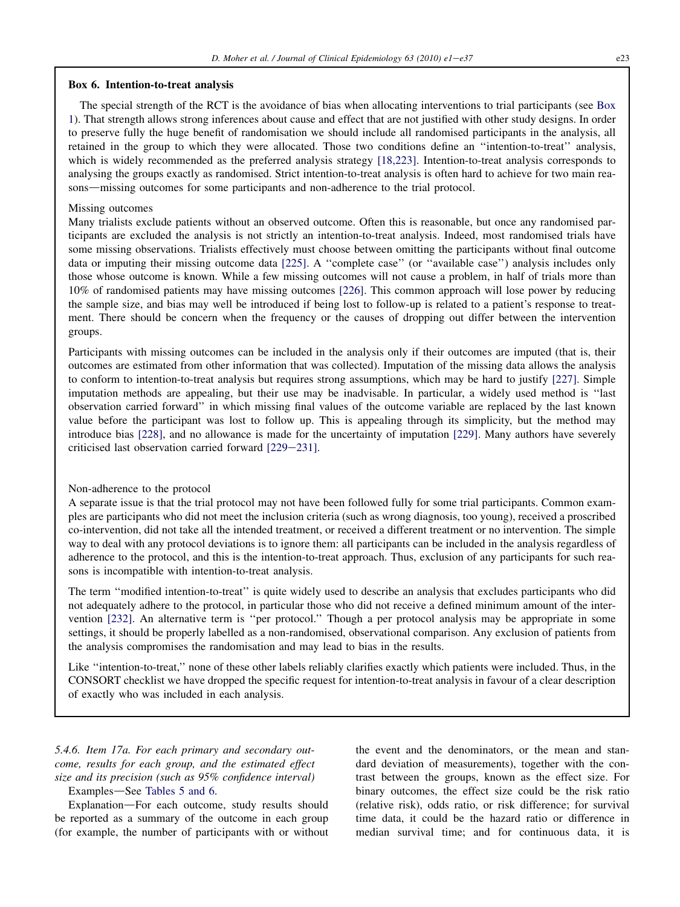### Box 6. Intention-to-treat analysis

The special strength of the RCT is the avoidance of bias when allocating interventions to trial participants (see Box 1). That strength allows strong inferences about cause and effect that are not justified with other study designs. In order to preserve fully the huge benefit of randomisation we should include all randomised participants in the analysis, all retained in the group to which they were allocated. Those two conditions define an ''intention-to-treat'' analysis, which is widely recommended as the preferred analysis strategy [18,223]. Intention-to-treat analysis corresponds to analysing the groups exactly as randomised. Strict intention-to-treat analysis is often hard to achieve for two main reasons—missing outcomes for some participants and non-adherence to the trial protocol.

Missing outcomes

Many trialists exclude patients without an observed outcome. Often this is reasonable, but once any randomised participants are excluded the analysis is not strictly an intention-to-treat analysis. Indeed, most randomised trials have some missing observations. Trialists effectively must choose between omitting the participants without final outcome data or imputing their missing outcome data [225]. A ''complete case'' (or ''available case'') analysis includes only those whose outcome is known. While a few missing outcomes will not cause a problem, in half of trials more than 10% of randomised patients may have missing outcomes [226]. This common approach will lose power by reducing the sample size, and bias may well be introduced if being lost to follow-up is related to a patient's response to treatment. There should be concern when the frequency or the causes of dropping out differ between the intervention groups.

Participants with missing outcomes can be included in the analysis only if their outcomes are imputed (that is, their outcomes are estimated from other information that was collected). Imputation of the missing data allows the analysis to conform to intention-to-treat analysis but requires strong assumptions, which may be hard to justify [227]. Simple imputation methods are appealing, but their use may be inadvisable. In particular, a widely used method is ''last observation carried forward'' in which missing final values of the outcome variable are replaced by the last known value before the participant was lost to follow up. This is appealing through its simplicity, but the method may introduce bias [228], and no allowance is made for the uncertainty of imputation [229]. Many authors have severely criticised last observation carried forward [229−231].

Non-adherence to the protocol

A separate issue is that the trial protocol may not have been followed fully for some trial participants. Common examples are participants who did not meet the inclusion criteria (such as wrong diagnosis, too young), received a proscribed co-intervention, did not take all the intended treatment, or received a different treatment or no intervention. The simple way to deal with any protocol deviations is to ignore them: all participants can be included in the analysis regardless of adherence to the protocol, and this is the intention-to-treat approach. Thus, exclusion of any participants for such reasons is incompatible with intention-to-treat analysis.

The term ''modified intention-to-treat'' is quite widely used to describe an analysis that excludes participants who did not adequately adhere to the protocol, in particular those who did not receive a defined minimum amount of the intervention [232]. An alternative term is ''per protocol.'' Though a per protocol analysis may be appropriate in some settings, it should be properly labelled as a non-randomised, observational comparison. Any exclusion of patients from the analysis compromises the randomisation and may lead to bias in the results.

Like ''intention-to-treat,'' none of these other labels reliably clarifies exactly which patients were included. Thus, in the CONSORT checklist we have dropped the specific request for intention-to-treat analysis in favour of a clear description of exactly who was included in each analysis.

#### 5.4.6. Item 17a. *For each primary and secondary outcome, results for each group, and the estimated effect size and its precision (such as 95% confidence interval)*

Examples—See Tables 5 and 6.

Explanation—For each outcome, study results should be reported as a summary of the outcome in each group (for example, the number of participants with or without the event and the denominators, or the mean and standard deviation of measurements), together with the contrast between the groups, known as the effect size. For binary outcomes, the effect size could be the risk ratio (relative risk), odds ratio, or risk difference; for survival time data, it could be the hazard ratio or difference in median survival time; and for continuous data, it is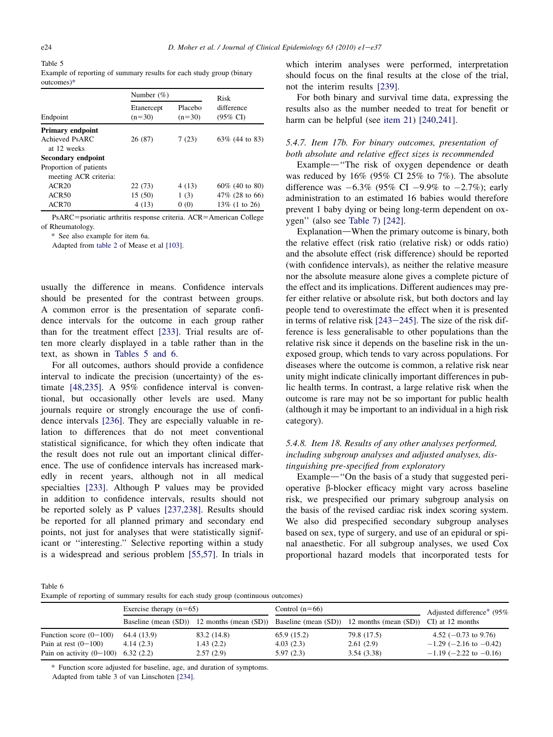Table 5
Example of reporting of summary results for each study group (binary outcomes)*

| Endpoint | Number (%) | | Risk difference (95% CI) |
|---|---|---|---|
| | Etanercept (n=30) | Placebo (n=30) | |
| **Primary endpoint** | | | |
| Achieved PsARC at 12 weeks | 26 (87) | 7 (23) | 63% (44 to 83) |
| **Secondary endpoint** | | | |
| Proportion of patients meeting ACR criteria: | | | |
| ACR20 | 22 (73) | 4 (13) | 60% (40 to 80) |
| ACR50 | 15 (50) | 1 (3) | 47% (28 to 66) |
| ACR70 | 4 (13) | 0 (0) | 13% (1 to 26) |

PsARC=psoriatic arthritis response criteria. ACR=American College of Rheumatology.

* See also example for item 6a.

Adapted from table 2 of Mease et al [103].

usually the difference in means. Confidence intervals should be presented for the contrast between groups. A common error is the presentation of separate confidence intervals for the outcome in each group rather than for the treatment effect [233]. Trial results are often more clearly displayed in a table rather than in the text, as shown in Tables 5 and 6.

For all outcomes, authors should provide a confidence interval to indicate the precision (uncertainty) of the estimate [48,235]. A 95% confidence interval is conventional, but occasionally other levels are used. Many journals require or strongly encourage the use of confidence intervals [236]. They are especially valuable in relation to differences that do not meet conventional statistical significance, for which they often indicate that the result does not rule out an important clinical difference. The use of confidence intervals has increased markedly in recent years, although not in all medical specialties [233]. Although P values may be provided in addition to confidence intervals, results should not be reported solely as P values [237,238]. Results should be reported for all planned primary and secondary end points, not just for analyses that were statistically significant or ''interesting.'' Selective reporting within a study is a widespread and serious problem [55,57]. In trials in which interim analyses were performed, interpretation should focus on the final results at the close of the trial, not the interim results [239].

For both binary and survival time data, expressing the results also as the number needed to treat for benefit or harm can be helpful (see item 21) [240,241].

### 5.4.7. Item 17b. For binary outcomes, presentation of both absolute and relative effect sizes is recommended

Example—''The risk of oxygen dependence or death was reduced by 16% (95% CI 25% to 7%). The absolute difference was −6.3% (95% CI −9.9% to −2.7%); early administration to an estimated 16 babies would therefore prevent 1 baby dying or being long-term dependent on oxygen'' (also see Table 7) [242].

Explanation—When the primary outcome is binary, both the relative effect (risk ratio (relative risk) or odds ratio) and the absolute effect (risk difference) should be reported (with confidence intervals), as neither the relative measure nor the absolute measure alone gives a complete picture of the effect and its implications. Different audiences may prefer either relative or absolute risk, but both doctors and lay people tend to overestimate the effect when it is presented in terms of relative risk [243−245]. The size of the risk difference is less generalisable to other populations than the relative risk since it depends on the baseline risk in the unexposed group, which tends to vary across populations. For diseases where the outcome is common, a relative risk near unity might indicate clinically important differences in public health terms. In contrast, a large relative risk when the outcome is rare may not be so important for public health (although it may be important to an individual in a high risk category).

### 5.4.8. Item 18. Results of any other analyses performed, including subgroup analyses and adjusted analyses, distinguishing pre-specified from exploratory

Example—''On the basis of a study that suggested perioperative β-blocker efficacy might vary across baseline risk, we prespecified our primary subgroup analysis on the basis of the revised cardiac risk index scoring system. We also did prespecified secondary subgroup analyses based on sex, type of surgery, and use of an epidural or spinal anaesthetic. For all subgroup analyses, we used Cox proportional hazard models that incorporated tests for

Table 6
Example of reporting of summary results for each study group (continuous outcomes)

| | Exercise therapy (n=65) | | Control (n=66) | | Adjusted difference* (95% CI) at 12 months |
|---|---|---|---|---|---|
| | Baseline (mean (SD)) | 12 months (mean (SD)) | Baseline (mean (SD)) | 12 months (mean (SD)) | |
| Function score (0−100) | 64.4 (13.9) | 83.2 (14.8) | 65.9 (15.2) | 79.8 (17.5) | 4.52 (−0.73 to 9.76) |
| Pain at rest (0−100) | 4.14 (2.3) | 1.43 (2.2) | 4.03 (2.3) | 2.61 (2.9) | −1.29 (−2.16 to −0.42) |
| Pain on activity (0−100) | 6.32 (2.2) | 2.57 (2.9) | 5.97 (2.3) | 3.54 (3.38) | −1.19 (−2.22 to −0.16) |

* Function score adjusted for baseline, age, and duration of symptoms.

Adapted from table 3 of van Linschoten [234].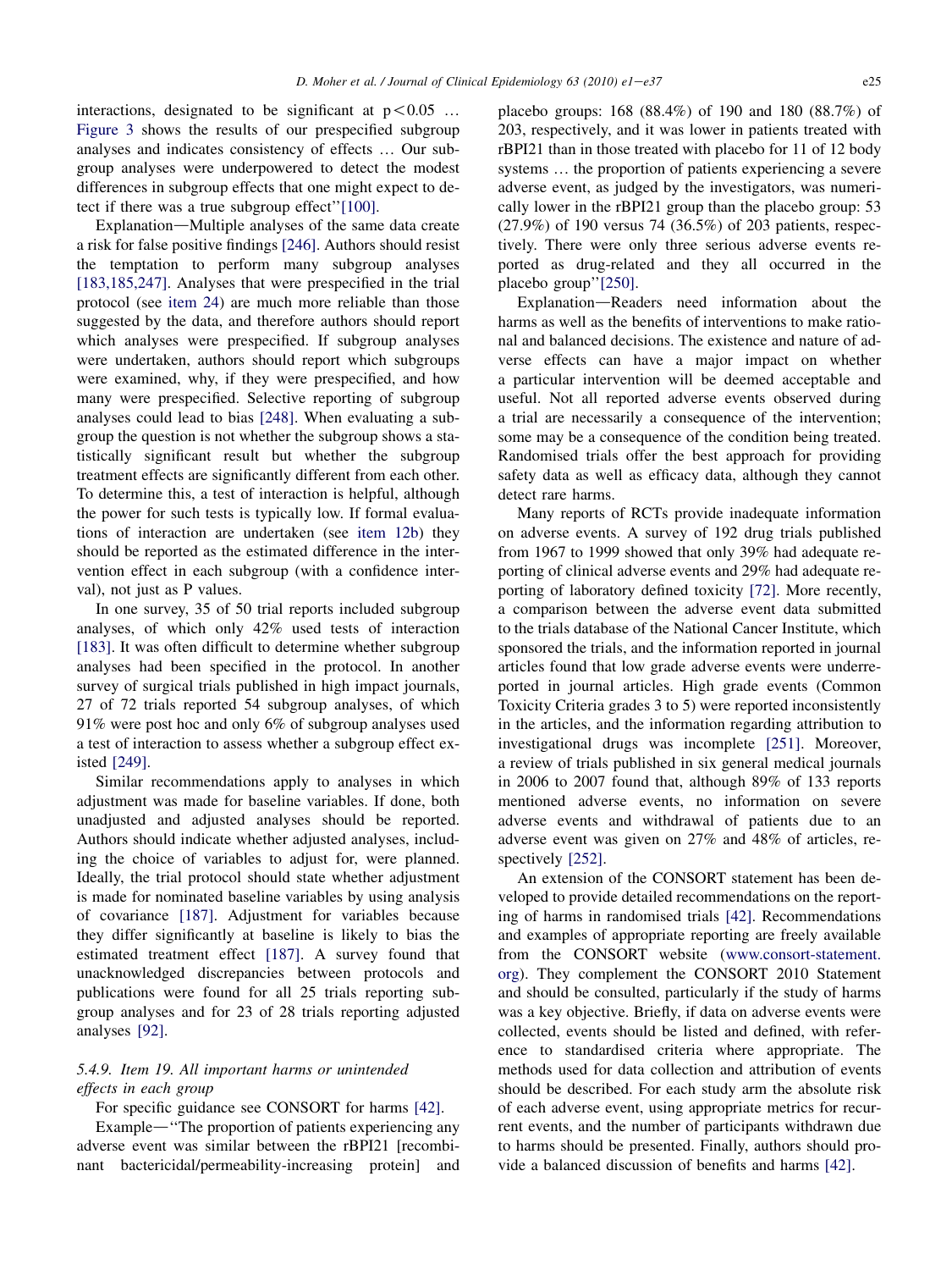interactions, designated to be significant at $p < 0.05$ … Figure 3 shows the results of our prespecified subgroup analyses and indicates consistency of effects … Our subgroup analyses were underpowered to detect the modest differences in subgroup effects that one might expect to detect if there was a true subgroup effect''[100].

Explanation—Multiple analyses of the same data create a risk for false positive findings [246]. Authors should resist the temptation to perform many subgroup analyses [183,185,247]. Analyses that were prespecified in the trial protocol (see item 24) are much more reliable than those suggested by the data, and therefore authors should report which analyses were prespecified. If subgroup analyses were undertaken, authors should report which subgroups were examined, why, if they were prespecified, and how many were prespecified. Selective reporting of subgroup analyses could lead to bias [248]. When evaluating a subgroup the question is not whether the subgroup shows a statistically significant result but whether the subgroup treatment effects are significantly different from each other. To determine this, a test of interaction is helpful, although the power for such tests is typically low. If formal evaluations of interaction are undertaken (see item 12b) they should be reported as the estimated difference in the intervention effect in each subgroup (with a confidence interval), not just as P values.

In one survey, 35 of 50 trial reports included subgroup analyses, of which only 42% used tests of interaction [183]. It was often difficult to determine whether subgroup analyses had been specified in the protocol. In another survey of surgical trials published in high impact journals, 27 of 72 trials reported 54 subgroup analyses, of which 91% were post hoc and only 6% of subgroup analyses used a test of interaction to assess whether a subgroup effect existed [249].

Similar recommendations apply to analyses in which adjustment was made for baseline variables. If done, both unadjusted and adjusted analyses should be reported. Authors should indicate whether adjusted analyses, including the choice of variables to adjust for, were planned. Ideally, the trial protocol should state whether adjustment is made for nominated baseline variables by using analysis of covariance [187]. Adjustment for variables because they differ significantly at baseline is likely to bias the estimated treatment effect [187]. A survey found that unacknowledged discrepancies between protocols and publications were found for all 25 trials reporting subgroup analyses and for 23 of 28 trials reporting adjusted analyses [92].

### *5.4.9. Item 19. All important harms or unintended effects in each group*

For specific guidance see CONSORT for harms [42].

Example—''The proportion of patients experiencing any adverse event was similar between the rBPI21 [recombinant bactericidal/permeability-increasing protein] and placebo groups: 168 (88.4%) of 190 and 180 (88.7%) of 203, respectively, and it was lower in patients treated with rBPI21 than in those treated with placebo for 11 of 12 body systems … the proportion of patients experiencing a severe adverse event, as judged by the investigators, was numerically lower in the rBPI21 group than the placebo group: 53 (27.9%) of 190 versus 74 (36.5%) of 203 patients, respectively. There were only three serious adverse events reported as drug-related and they all occurred in the placebo group''[250].

Explanation—Readers need information about the harms as well as the benefits of interventions to make rational and balanced decisions. The existence and nature of adverse effects can have a major impact on whether a particular intervention will be deemed acceptable and useful. Not all reported adverse events observed during a trial are necessarily a consequence of the intervention; some may be a consequence of the condition being treated. Randomised trials offer the best approach for providing safety data as well as efficacy data, although they cannot detect rare harms.

Many reports of RCTs provide inadequate information on adverse events. A survey of 192 drug trials published from 1967 to 1999 showed that only 39% had adequate reporting of clinical adverse events and 29% had adequate reporting of laboratory defined toxicity [72]. More recently, a comparison between the adverse event data submitted to the trials database of the National Cancer Institute, which sponsored the trials, and the information reported in journal articles found that low grade adverse events were underreported in journal articles. High grade events (Common Toxicity Criteria grades 3 to 5) were reported inconsistently in the articles, and the information regarding attribution to investigational drugs was incomplete [251]. Moreover, a review of trials published in six general medical journals in 2006 to 2007 found that, although 89% of 133 reports mentioned adverse events, no information on severe adverse events and withdrawal of patients due to an adverse event was given on 27% and 48% of articles, respectively [252].

An extension of the CONSORT statement has been developed to provide detailed recommendations on the reporting of harms in randomised trials [42]. Recommendations and examples of appropriate reporting are freely available from the CONSORT website (www.consort-statement.org). They complement the CONSORT 2010 Statement and should be consulted, particularly if the study of harms was a key objective. Briefly, if data on adverse events were collected, events should be listed and defined, with reference to standardised criteria where appropriate. The methods used for data collection and attribution of events should be described. For each study arm the absolute risk of each adverse event, using appropriate metrics for recurrent events, and the number of participants withdrawn due to harms should be presented. Finally, authors should provide a balanced discussion of benefits and harms [42].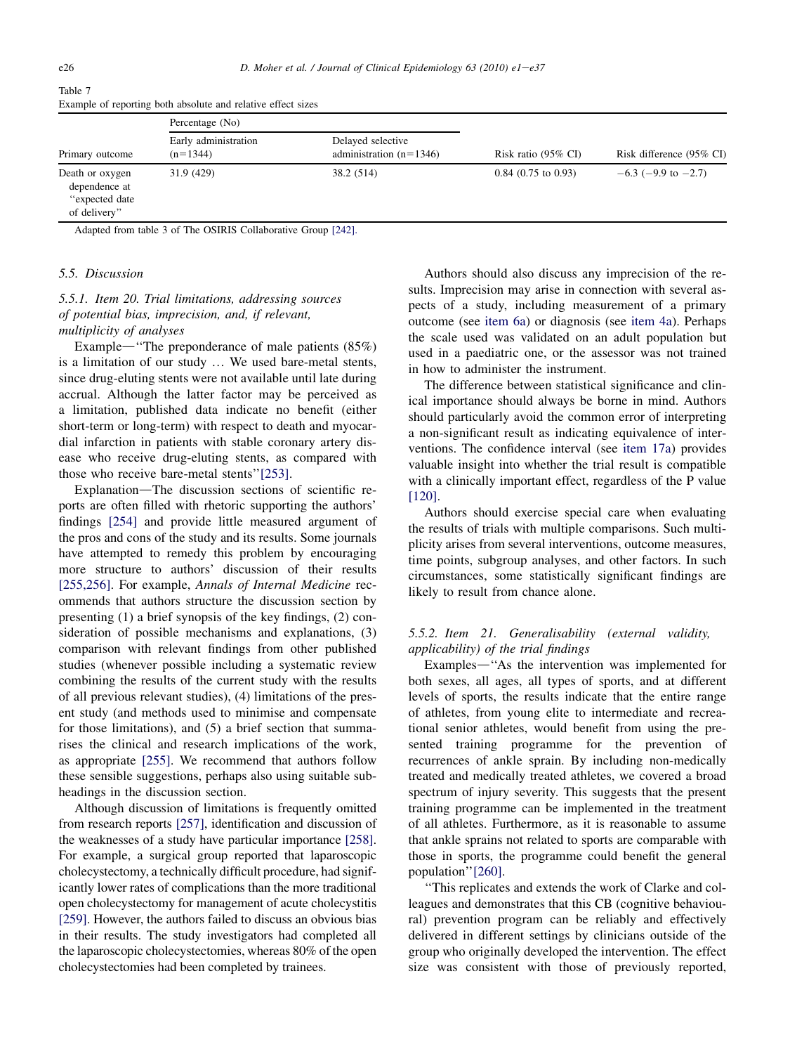Table 7
Example of reporting both absolute and relative effect sizes

| Primary outcome | Percentage (No) | | Risk ratio (95% CI) | Risk difference (95% CI) |
|---|---|---|---|---|
| | Early administration (n=1344) | Delayed selective administration (n=1346) | | |
| Death or oxygen dependence at "expected date of delivery" | 31.9 (429) | 38.2 (514) | 0.84 (0.75 to 0.93) | −6.3 (−9.9 to −2.7) |

Adapted from table 3 of The OSIRIS Collaborative Group [242].

### 5.5. Discussion

#### 5.5.1. Item 20. Trial limitations, addressing sources of potential bias, imprecision, and, if relevant, multiplicity of analyses

Example—"The preponderance of male patients (85%) is a limitation of our study … We used bare-metal stents, since drug-eluting stents were not available until late during accrual. Although the latter factor may be perceived as a limitation, published data indicate no benefit (either short-term or long-term) with respect to death and myocardial infarction in patients with stable coronary artery disease who receive drug-eluting stents, as compared with those who receive bare-metal stents"[253].

Explanation—The discussion sections of scientific reports are often filled with rhetoric supporting the authors' findings [254] and provide little measured argument of the pros and cons of the study and its results. Some journals have attempted to remedy this problem by encouraging more structure to authors' discussion of their results [255,256]. For example, *Annals of Internal Medicine* recommends that authors structure the discussion section by presenting (1) a brief synopsis of the key findings, (2) consideration of possible mechanisms and explanations, (3) comparison with relevant findings from other published studies (whenever possible including a systematic review combining the results of the current study with the results of all previous relevant studies), (4) limitations of the present study (and methods used to minimise and compensate for those limitations), and (5) a brief section that summarises the clinical and research implications of the work, as appropriate [255]. We recommend that authors follow these sensible suggestions, perhaps also using suitable subheadings in the discussion section.

Although discussion of limitations is frequently omitted from research reports [257], identification and discussion of the weaknesses of a study have particular importance [258]. For example, a surgical group reported that laparoscopic cholecystectomy, a technically difficult procedure, had significantly lower rates of complications than the more traditional open cholecystectomy for management of acute cholecystitis [259]. However, the authors failed to discuss an obvious bias in their results. The study investigators had completed all the laparoscopic cholecystectomies, whereas 80% of the open cholecystectomies had been completed by trainees.

Authors should also discuss any imprecision of the results. Imprecision may arise in connection with several aspects of a study, including measurement of a primary outcome (see item 6a) or diagnosis (see item 4a). Perhaps the scale used was validated on an adult population but used in a paediatric one, or the assessor was not trained in how to administer the instrument.

The difference between statistical significance and clinical importance should always be borne in mind. Authors should particularly avoid the common error of interpreting a non-significant result as indicating equivalence of interventions. The confidence interval (see item 17a) provides valuable insight into whether the trial result is compatible with a clinically important effect, regardless of the P value [120].

Authors should exercise special care when evaluating the results of trials with multiple comparisons. Such multiplicity arises from several interventions, outcome measures, time points, subgroup analyses, and other factors. In such circumstances, some statistically significant findings are likely to result from chance alone.

#### 5.5.2. Item 21. Generalisability (external validity, applicability) of the trial findings

Examples—"As the intervention was implemented for both sexes, all ages, all types of sports, and at different levels of sports, the results indicate that the entire range of athletes, from young elite to intermediate and recreational senior athletes, would benefit from using the presented training programme for the prevention of recurrences of ankle sprain. By including non-medically treated and medically treated athletes, we covered a broad spectrum of injury severity. This suggests that the present training programme can be implemented in the treatment of all athletes. Furthermore, as it is reasonable to assume that ankle sprains not related to sports are comparable with those in sports, the programme could benefit the general population"[260].

"This replicates and extends the work of Clarke and colleagues and demonstrates that this CB (cognitive behavioural) prevention program can be reliably and effectively delivered in different settings by clinicians outside of the group who originally developed the intervention. The effect size was consistent with those of previously reported,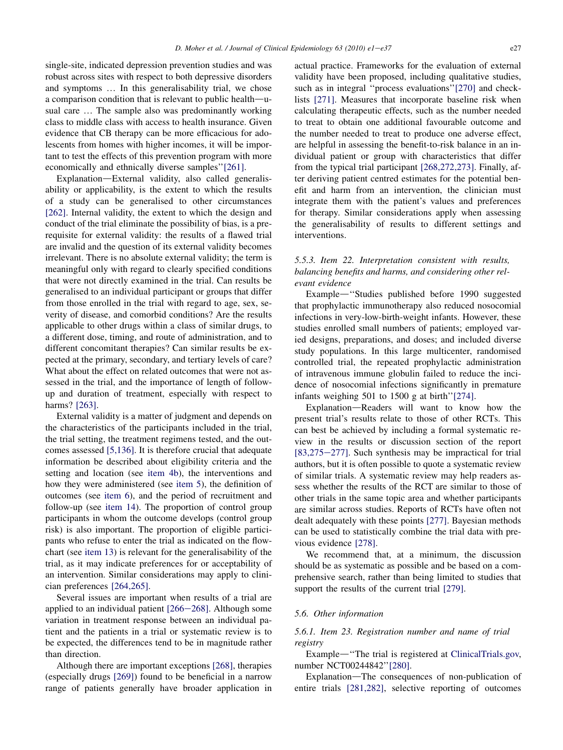single-site, indicated depression prevention studies and was robust across sites with respect to both depressive disorders and symptoms … In this generalisability trial, we chose a comparison condition that is relevant to public health—usual care … The sample also was predominantly working class to middle class with access to health insurance. Given evidence that CB therapy can be more efficacious for adolescents from homes with higher incomes, it will be important to test the effects of this prevention program with more economically and ethnically diverse samples''[261].

Explanation—External validity, also called generalisability or applicability, is the extent to which the results of a study can be generalised to other circumstances [262]. Internal validity, the extent to which the design and conduct of the trial eliminate the possibility of bias, is a prerequisite for external validity: the results of a flawed trial are invalid and the question of its external validity becomes irrelevant. There is no absolute external validity; the term is meaningful only with regard to clearly specified conditions that were not directly examined in the trial. Can results be generalised to an individual participant or groups that differ from those enrolled in the trial with regard to age, sex, severity of disease, and comorbid conditions? Are the results applicable to other drugs within a class of similar drugs, to a different dose, timing, and route of administration, and to different concomitant therapies? Can similar results be expected at the primary, secondary, and tertiary levels of care? What about the effect on related outcomes that were not assessed in the trial, and the importance of length of follow-up and duration of treatment, especially with respect to harms? [263].

External validity is a matter of judgment and depends on the characteristics of the participants included in the trial, the trial setting, the treatment regimens tested, and the outcomes assessed [5,136]. It is therefore crucial that adequate information be described about eligibility criteria and the setting and location (see item 4b), the interventions and how they were administered (see item 5), the definition of outcomes (see item 6), and the period of recruitment and follow-up (see item 14). The proportion of control group participants in whom the outcome develops (control group risk) is also important. The proportion of eligible participants who refuse to enter the trial as indicated on the flowchart (see item 13) is relevant for the generalisability of the trial, as it may indicate preferences for or acceptability of an intervention. Similar considerations may apply to clinician preferences [264,265].

Several issues are important when results of a trial are applied to an individual patient [266–268]. Although some variation in treatment response between an individual patient and the patients in a trial or systematic review is to be expected, the differences tend to be in magnitude rather than direction.

Although there are important exceptions [268], therapies (especially drugs [269]) found to be beneficial in a narrow range of patients generally have broader application in actual practice. Frameworks for the evaluation of external validity have been proposed, including qualitative studies, such as in integral ''process evaluations''[270] and checklists [271]. Measures that incorporate baseline risk when calculating therapeutic effects, such as the number needed to treat to obtain one additional favourable outcome and the number needed to treat to produce one adverse effect, are helpful in assessing the benefit-to-risk balance in an individual patient or group with characteristics that differ from the typical trial participant [268,272,273]. Finally, after deriving patient centred estimates for the potential benefit and harm from an intervention, the clinician must integrate them with the patient's values and preferences for therapy. Similar considerations apply when assessing the generalisability of results to different settings and interventions.

#### 5.5.3. Item 22. Interpretation consistent with results, balancing benefits and harms, and considering other relevant evidence

Example—''Studies published before 1990 suggested that prophylactic immunotherapy also reduced nosocomial infections in very-low-birth-weight infants. However, these studies enrolled small numbers of patients; employed varied designs, preparations, and doses; and included diverse study populations. In this large multicenter, randomised controlled trial, the repeated prophylactic administration of intravenous immune globulin failed to reduce the incidence of nosocomial infections significantly in premature infants weighing 501 to 1500 g at birth''[274].

Explanation—Readers will want to know how the present trial's results relate to those of other RCTs. This can best be achieved by including a formal systematic review in the results or discussion section of the report [83,275–277]. Such synthesis may be impractical for trial authors, but it is often possible to quote a systematic review of similar trials. A systematic review may help readers assess whether the results of the RCT are similar to those of other trials in the same topic area and whether participants are similar across studies. Reports of RCTs have often not dealt adequately with these points [277]. Bayesian methods can be used to statistically combine the trial data with previous evidence [278].

We recommend that, at a minimum, the discussion should be as systematic as possible and be based on a comprehensive search, rather than being limited to studies that support the results of the current trial [279].

### 5.6. Other information

#### 5.6.1. Item 23. Registration number and name of trial registry

Example—''The trial is registered at ClinicalTrials.gov, number NCT00244842''[280].

Explanation—The consequences of non-publication of entire trials [281,282], selective reporting of outcomes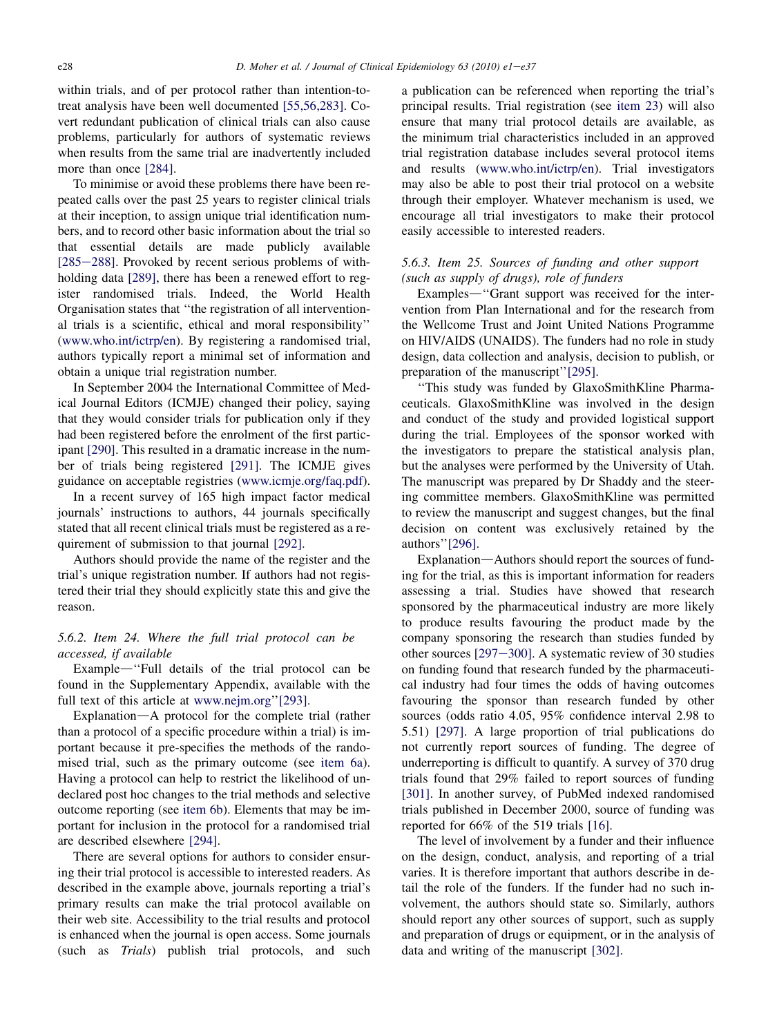within trials, and of per protocol rather than intention-to-treat analysis have been well documented [55,56,283]. Covert redundant publication of clinical trials can also cause problems, particularly for authors of systematic reviews when results from the same trial are inadvertently included more than once [284].

To minimise or avoid these problems there have been repeated calls over the past 25 years to register clinical trials at their inception, to assign unique trial identification numbers, and to record other basic information about the trial so that essential details are made publicly available [285−288]. Provoked by recent serious problems of withholding data [289], there has been a renewed effort to register randomised trials. Indeed, the World Health Organisation states that "the registration of all interventional trials is a scientific, ethical and moral responsibility" (www.who.int/ictrp/en). By registering a randomised trial, authors typically report a minimal set of information and obtain a unique trial registration number.

In September 2004 the International Committee of Medical Journal Editors (ICMJE) changed their policy, saying that they would consider trials for publication only if they had been registered before the enrolment of the first participant [290]. This resulted in a dramatic increase in the number of trials being registered [291]. The ICMJE gives guidance on acceptable registries (www.icmje.org/faq.pdf).

In a recent survey of 165 high impact factor medical journals' instructions to authors, 44 journals specifically stated that all recent clinical trials must be registered as a requirement of submission to that journal [292].

Authors should provide the name of the register and the trial's unique registration number. If authors had not registered their trial they should explicitly state this and give the reason.

### 5.6.2. Item 24. Where the full trial protocol can be accessed, if available

Example—"Full details of the trial protocol can be found in the Supplementary Appendix, available with the full text of this article at www.nejm.org"[293].

Explanation—A protocol for the complete trial (rather than a protocol of a specific procedure within a trial) is important because it pre-specifies the methods of the randomised trial, such as the primary outcome (see item 6a). Having a protocol can help to restrict the likelihood of undeclared post hoc changes to the trial methods and selective outcome reporting (see item 6b). Elements that may be important for inclusion in the protocol for a randomised trial are described elsewhere [294].

There are several options for authors to consider ensuring their trial protocol is accessible to interested readers. As described in the example above, journals reporting a trial's primary results can make the trial protocol available on their web site. Accessibility to the trial results and protocol is enhanced when the journal is open access. Some journals (such as *Trials*) publish trial protocols, and such a publication can be referenced when reporting the trial's principal results. Trial registration (see item 23) will also ensure that many trial protocol details are available, as the minimum trial characteristics included in an approved trial registration database includes several protocol items and results (www.who.int/ictrp/en). Trial investigators may also be able to post their trial protocol on a website through their employer. Whatever mechanism is used, we encourage all trial investigators to make their protocol easily accessible to interested readers.

### 5.6.3. Item 25. Sources of funding and other support (such as supply of drugs), role of funders

Examples—"Grant support was received for the intervention from Plan International and for the research from the Wellcome Trust and Joint United Nations Programme on HIV/AIDS (UNAIDS). The funders had no role in study design, data collection and analysis, decision to publish, or preparation of the manuscript"[295].

"This study was funded by GlaxoSmithKline Pharmaceuticals. GlaxoSmithKline was involved in the design and conduct of the study and provided logistical support during the trial. Employees of the sponsor worked with the investigators to prepare the statistical analysis plan, but the analyses were performed by the University of Utah. The manuscript was prepared by Dr Shaddy and the steering committee members. GlaxoSmithKline was permitted to review the manuscript and suggest changes, but the final decision on content was exclusively retained by the authors"[296].

Explanation—Authors should report the sources of funding for the trial, as this is important information for readers assessing a trial. Studies have showed that research sponsored by the pharmaceutical industry are more likely to produce results favouring the product made by the company sponsoring the research than studies funded by other sources [297−300]. A systematic review of 30 studies on funding found that research funded by the pharmaceutical industry had four times the odds of having outcomes favouring the sponsor than research funded by other sources (odds ratio 4.05, 95% confidence interval 2.98 to 5.51) [297]. A large proportion of trial publications do not currently report sources of funding. The degree of underreporting is difficult to quantify. A survey of 370 drug trials found that 29% failed to report sources of funding [301]. In another survey, of PubMed indexed randomised trials published in December 2000, source of funding was reported for 66% of the 519 trials [16].

The level of involvement by a funder and their influence on the design, conduct, analysis, and reporting of a trial varies. It is therefore important that authors describe in detail the role of the funders. If the funder had no such involvement, the authors should state so. Similarly, authors should report any other sources of support, such as supply and preparation of drugs or equipment, or in the analysis of data and writing of the manuscript [302].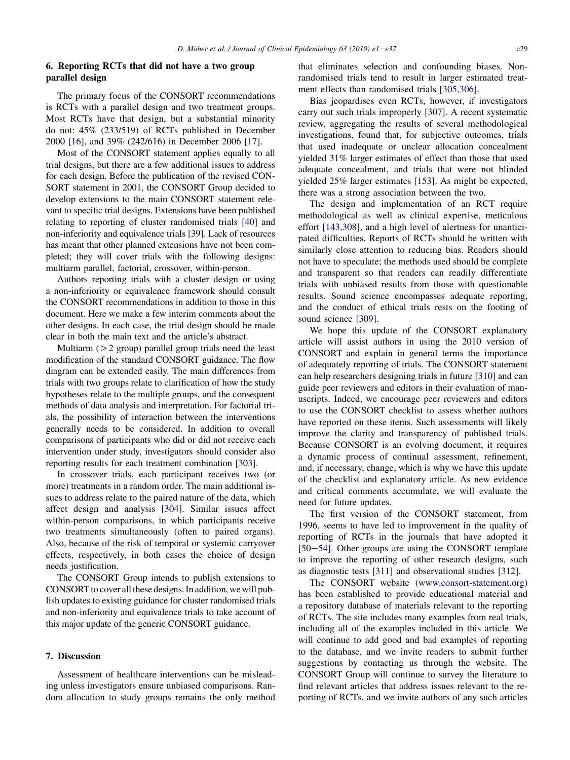## 6. Reporting RCTs that did not have a two group parallel design

The primary focus of the CONSORT recommendations is RCTs with a parallel design and two treatment groups. Most RCTs have that design, but a substantial minority do not: 45% (233/519) of RCTs published in December 2000 [16], and 39% (242/616) in December 2006 [17].

Most of the CONSORT statement applies equally to all trial designs, but there are a few additional issues to address for each design. Before the publication of the revised CONSORT statement in 2001, the CONSORT Group decided to develop extensions to the main CONSORT statement relevant to specific trial designs. Extensions have been published relating to reporting of cluster randomised trials [40] and non-inferiority and equivalence trials [39]. Lack of resources has meant that other planned extensions have not been completed; they will cover trials with the following designs: multiarm parallel, factorial, crossover, within-person.

Authors reporting trials with a cluster design or using a non-inferiority or equivalence framework should consult the CONSORT recommendations in addition to those in this document. Here we make a few interim comments about the other designs. In each case, the trial design should be made clear in both the main text and the article's abstract.

Multiarm (>2 group) parallel group trials need the least modification of the standard CONSORT guidance. The flow diagram can be extended easily. The main differences from trials with two groups relate to clarification of how the study hypotheses relate to the multiple groups, and the consequent methods of data analysis and interpretation. For factorial trials, the possibility of interaction between the interventions generally needs to be considered. In addition to overall comparisons of participants who did or did not receive each intervention under study, investigators should consider also reporting results for each treatment combination [303].

In crossover trials, each participant receives two (or more) treatments in a random order. The main additional issues to address relate to the paired nature of the data, which affect design and analysis [304]. Similar issues affect within-person comparisons, in which participants receive two treatments simultaneously (often to paired organs). Also, because of the risk of temporal or systemic carryover effects, respectively, in both cases the choice of design needs justification.

The CONSORT Group intends to publish extensions to CONSORT to cover all these designs. In addition, we will publish updates to existing guidance for cluster randomised trials and non-inferiority and equivalence trials to take account of this major update of the generic CONSORT guidance.

## 7. Discussion

Assessment of healthcare interventions can be misleading unless investigators ensure unbiased comparisons. Random allocation to study groups remains the only method that eliminates selection and confounding biases. Nonrandomised trials tend to result in larger estimated treatment effects than randomised trials [305,306].

Bias jeopardises even RCTs, however, if investigators carry out such trials improperly [307]. A recent systematic review, aggregating the results of several methodological investigations, found that, for subjective outcomes, trials that used inadequate or unclear allocation concealment yielded 31% larger estimates of effect than those that used adequate concealment, and trials that were not blinded yielded 25% larger estimates [153]. As might be expected, there was a strong association between the two.

The design and implementation of an RCT require methodological as well as clinical expertise, meticulous effort [143,308], and a high level of alertness for unanticipated difficulties. Reports of RCTs should be written with similarly close attention to reducing bias. Readers should not have to speculate; the methods used should be complete and transparent so that readers can readily differentiate trials with unbiased results from those with questionable results. Sound science encompasses adequate reporting, and the conduct of ethical trials rests on the footing of sound science [309].

We hope this update of the CONSORT explanatory article will assist authors in using the 2010 version of CONSORT and explain in general terms the importance of adequately reporting of trials. The CONSORT statement can help researchers designing trials in future [310] and can guide peer reviewers and editors in their evaluation of manuscripts. Indeed, we encourage peer reviewers and editors to use the CONSORT checklist to assess whether authors have reported on these items. Such assessments will likely improve the clarity and transparency of published trials. Because CONSORT is an evolving document, it requires a dynamic process of continual assessment, refinement, and, if necessary, change, which is why we have this update of the checklist and explanatory article. As new evidence and critical comments accumulate, we will evaluate the need for future updates.

The first version of the CONSORT statement, from 1996, seems to have led to improvement in the quality of reporting of RCTs in the journals that have adopted it [50–54]. Other groups are using the CONSORT template to improve the reporting of other research designs, such as diagnostic tests [311] and observational studies [312].

The CONSORT website (www.consort-statement.org) has been established to provide educational material and a repository database of materials relevant to the reporting of RCTs. The site includes many examples from real trials, including all of the examples included in this article. We will continue to add good and bad examples of reporting to the database, and we invite readers to submit further suggestions by contacting us through the website. The CONSORT Group will continue to survey the literature to find relevant articles that address issues relevant to the reporting of RCTs, and we invite authors of any such articles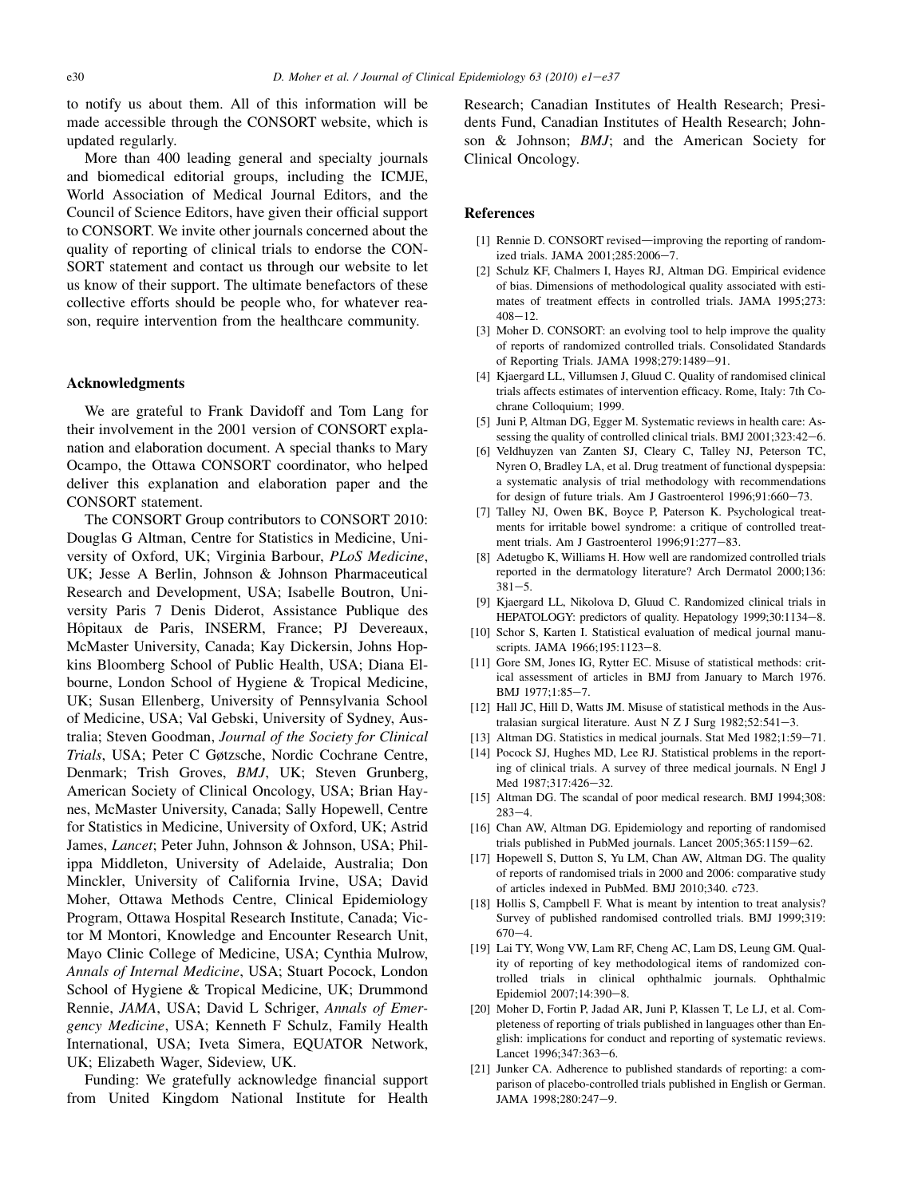to notify us about them. All of this information will be made accessible through the CONSORT website, which is updated regularly.

More than 400 leading general and specialty journals and biomedical editorial groups, including the ICMJE, World Association of Medical Journal Editors, and the Council of Science Editors, have given their official support to CONSORT. We invite other journals concerned about the quality of reporting of clinical trials to endorse the CONSORT statement and contact us through our website to let us know of their support. The ultimate benefactors of these collective efforts should be people who, for whatever reason, require intervention from the healthcare community.

## Acknowledgments

We are grateful to Frank Davidoff and Tom Lang for their involvement in the 2001 version of CONSORT explanation and elaboration document. A special thanks to Mary Ocampo, the Ottawa CONSORT coordinator, who helped deliver this explanation and elaboration paper and the CONSORT statement.

The CONSORT Group contributors to CONSORT 2010: Douglas G Altman, Centre for Statistics in Medicine, University of Oxford, UK; Virginia Barbour, *PLoS Medicine*, UK; Jesse A Berlin, Johnson & Johnson Pharmaceutical Research and Development, USA; Isabelle Boutron, University Paris 7 Denis Diderot, Assistance Publique des Hôpitaux de Paris, INSERM, France; PJ Devereaux, McMaster University, Canada; Kay Dickersin, Johns Hopkins Bloomberg School of Public Health, USA; Diana Elbourne, London School of Hygiene & Tropical Medicine, UK; Susan Ellenberg, University of Pennsylvania School of Medicine, USA; Val Gebski, University of Sydney, Australia; Steven Goodman, *Journal of the Society for Clinical Trials*, USA; Peter C Gøtzsche, Nordic Cochrane Centre, Denmark; Trish Groves, *BMJ*, UK; Steven Grunberg, American Society of Clinical Oncology, USA; Brian Haynes, McMaster University, Canada; Sally Hopewell, Centre for Statistics in Medicine, University of Oxford, UK; Astrid James, *Lancet*; Peter Juhn, Johnson & Johnson, USA; Philippa Middleton, University of Adelaide, Australia; Don Minckler, University of California Irvine, USA; David Moher, Ottawa Methods Centre, Clinical Epidemiology Program, Ottawa Hospital Research Institute, Canada; Victor M Montori, Knowledge and Encounter Research Unit, Mayo Clinic College of Medicine, USA; Cynthia Mulrow, *Annals of Internal Medicine*, USA; Stuart Pocock, London School of Hygiene & Tropical Medicine, UK; Drummond Rennie, *JAMA*, USA; David L Schriger, *Annals of Emergency Medicine*, USA; Kenneth F Schulz, Family Health International, USA; Iveta Simera, EQUATOR Network, UK; Elizabeth Wager, Sideview, UK.

Funding: We gratefully acknowledge financial support from United Kingdom National Institute for Health Research; Canadian Institutes of Health Research; Presidents Fund, Canadian Institutes of Health Research; Johnson & Johnson; *BMJ*; and the American Society for Clinical Oncology.

## References

[1] Rennie D. CONSORT revised—improving the reporting of randomized trials. JAMA 2001;285:2006–7.

[2] Schulz KF, Chalmers I, Hayes RJ, Altman DG. Empirical evidence of bias. Dimensions of methodological quality associated with estimates of treatment effects in controlled trials. JAMA 1995;273:408–12.

[3] Moher D. CONSORT: an evolving tool to help improve the quality of reports of randomized controlled trials. Consolidated Standards of Reporting Trials. JAMA 1998;279:1489–91.

[4] Kjaergard LL, Villumsen J, Gluud C. Quality of randomised clinical trials affects estimates of intervention efficacy. Rome, Italy: 7th Cochrane Colloquium; 1999.

[5] Juni P, Altman DG, Egger M. Systematic reviews in health care: Assessing the quality of controlled clinical trials. BMJ 2001;323:42–6.

[6] Veldhuyzen van Zanten SJ, Cleary C, Talley NJ, Peterson TC, Nyren O, Bradley LA, et al. Drug treatment of functional dyspepsia: a systematic analysis of trial methodology with recommendations for design of future trials. Am J Gastroenterol 1996;91:660–73.

[7] Talley NJ, Owen BK, Boyce P, Paterson K. Psychological treatments for irritable bowel syndrome: a critique of controlled treatment trials. Am J Gastroenterol 1996;91:277–83.

[8] Adetugbo K, Williams H. How well are randomized controlled trials reported in the dermatology literature? Arch Dermatol 2000;136:381–5.

[9] Kjaergard LL, Nikolova D, Gluud C. Randomized clinical trials in HEPATOLOGY: predictors of quality. Hepatology 1999;30:1134–8.

[10] Schor S, Karten I. Statistical evaluation of medical journal manuscripts. JAMA 1966;195:1123–8.

[11] Gore SM, Jones IG, Rytter EC. Misuse of statistical methods: critical assessment of articles in BMJ from January to March 1976. BMJ 1977;1:85–7.

[12] Hall JC, Hill D, Watts JM. Misuse of statistical methods in the Australasian surgical literature. Aust N Z J Surg 1982;52:541–3.

[13] Altman DG. Statistics in medical journals. Stat Med 1982;1:59–71.

[14] Pocock SJ, Hughes MD, Lee RJ. Statistical problems in the reporting of clinical trials. A survey of three medical journals. N Engl J Med 1987;317:426–32.

[15] Altman DG. The scandal of poor medical research. BMJ 1994;308:283–4.

[16] Chan AW, Altman DG. Epidemiology and reporting of randomised trials published in PubMed journals. Lancet 2005;365:1159–62.

[17] Hopewell S, Dutton S, Yu LM, Chan AW, Altman DG. The quality of reports of randomised trials in 2000 and 2006: comparative study of articles indexed in PubMed. BMJ 2010;340. c723.

[18] Hollis S, Campbell F. What is meant by intention to treat analysis? Survey of published randomised controlled trials. BMJ 1999;319:670–4.

[19] Lai TY, Wong VW, Lam RF, Cheng AC, Lam DS, Leung GM. Quality of reporting of key methodological items of randomized controlled trials in clinical ophthalmic journals. Ophthalmic Epidemiol 2007;14:390–8.

[20] Moher D, Fortin P, Jadad AR, Juni P, Klassen T, Le LJ, et al. Completeness of reporting of trials published in languages other than English: implications for conduct and reporting of systematic reviews. Lancet 1996;347:363–6.

[21] Junker CA. Adherence to published standards of reporting: a comparison of placebo-controlled trials published in English or German. JAMA 1998;280:247–9.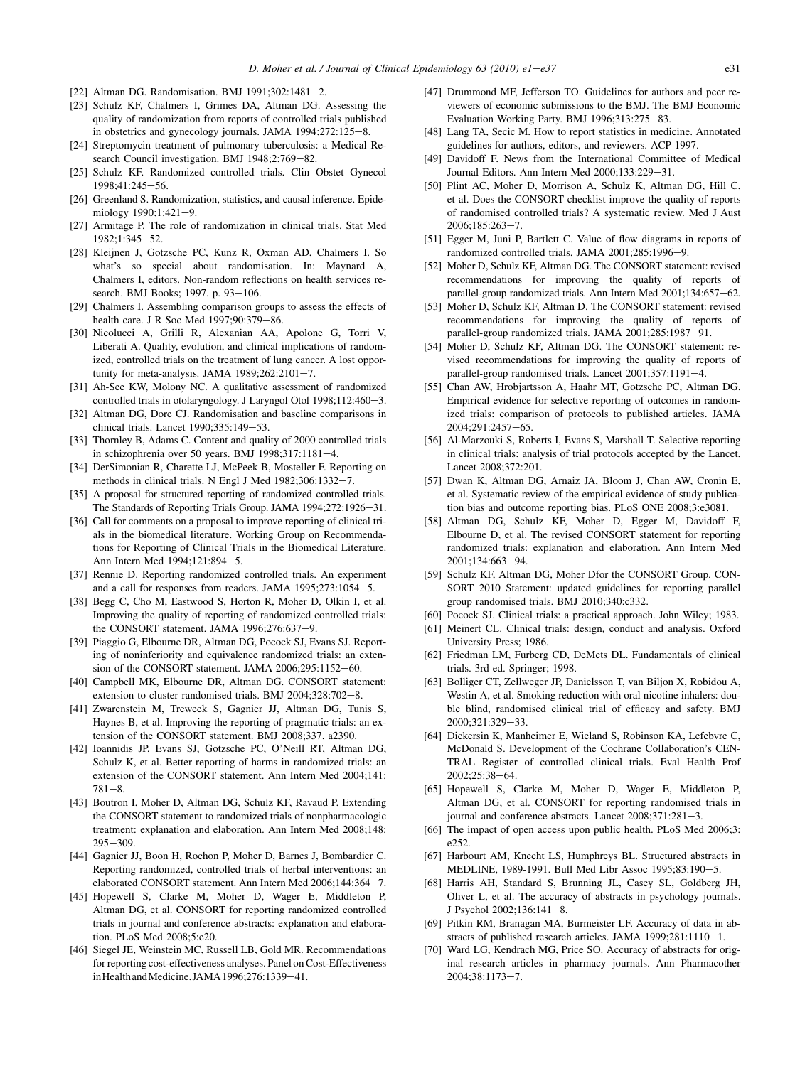[22] Altman DG. Randomisation. BMJ 1991;302:1481–2.

[23] Schulz KF, Chalmers I, Grimes DA, Altman DG. Assessing the quality of randomization from reports of controlled trials published in obstetrics and gynecology journals. JAMA 1994;272:125–8.

[24] Streptomycin treatment of pulmonary tuberculosis: a Medical Research Council investigation. BMJ 1948;2:769–82.

[25] Schulz KF. Randomized controlled trials. Clin Obstet Gynecol 1998;41:245–56.

[26] Greenland S. Randomization, statistics, and causal inference. Epidemiology 1990;1:421–9.

[27] Armitage P. The role of randomization in clinical trials. Stat Med 1982;1:345–52.

[28] Kleijnen J, Gotzsche PC, Kunz R, Oxman AD, Chalmers I. So what's so special about randomisation. In: Maynard A, Chalmers I, editors. Non-random reflections on health services research. BMJ Books; 1997. p. 93–106.

[29] Chalmers I. Assembling comparison groups to assess the effects of health care. J R Soc Med 1997;90:379–86.

[30] Nicolucci A, Grilli R, Alexanian AA, Apolone G, Torri V, Liberati A. Quality, evolution, and clinical implications of randomized, controlled trials on the treatment of lung cancer. A lost opportunity for meta-analysis. JAMA 1989;262:2101–7.

[31] Ah-See KW, Molony NC. A qualitative assessment of randomized controlled trials in otolaryngology. J Laryngol Otol 1998;112:460–3.

[32] Altman DG, Dore CJ. Randomisation and baseline comparisons in clinical trials. Lancet 1990;335:149–53.

[33] Thornley B, Adams C. Content and quality of 2000 controlled trials in schizophrenia over 50 years. BMJ 1998;317:1181–4.

[34] DerSimonian R, Charette LJ, McPeek B, Mosteller F. Reporting on methods in clinical trials. N Engl J Med 1982;306:1332–7.

[35] A proposal for structured reporting of randomized controlled trials. The Standards of Reporting Trials Group. JAMA 1994;272:1926–31.

[36] Call for comments on a proposal to improve reporting of clinical trials in the biomedical literature. Working Group on Recommendations for Reporting of Clinical Trials in the Biomedical Literature. Ann Intern Med 1994;121:894–5.

[37] Rennie D. Reporting randomized controlled trials. An experiment and a call for responses from readers. JAMA 1995;273:1054–5.

[38] Begg C, Cho M, Eastwood S, Horton R, Moher D, Olkin I, et al. Improving the quality of reporting of randomized controlled trials: the CONSORT statement. JAMA 1996;276:637–9.

[39] Piaggio G, Elbourne DR, Altman DG, Pocock SJ, Evans SJ. Reporting of noninferiority and equivalence randomized trials: an extension of the CONSORT statement. JAMA 2006;295:1152–60.

[40] Campbell MK, Elbourne DR, Altman DG. CONSORT statement: extension to cluster randomised trials. BMJ 2004;328:702–8.

[41] Zwarenstein M, Treweek S, Gagnier JJ, Altman DG, Tunis S, Haynes B, et al. Improving the reporting of pragmatic trials: an extension of the CONSORT statement. BMJ 2008;337. a2390.

[42] Ioannidis JP, Evans SJ, Gotzsche PC, O'Neill RT, Altman DG, Schulz K, et al. Better reporting of harms in randomized trials: an extension of the CONSORT statement. Ann Intern Med 2004;141:781–8.

[43] Boutron I, Moher D, Altman DG, Schulz KF, Ravaud P. Extending the CONSORT statement to randomized trials of nonpharmacologic treatment: explanation and elaboration. Ann Intern Med 2008;148:295–309.

[44] Gagnier JJ, Boon H, Rochon P, Moher D, Barnes J, Bombardier C. Reporting randomized, controlled trials of herbal interventions: an elaborated CONSORT statement. Ann Intern Med 2006;144:364–7.

[45] Hopewell S, Clarke M, Moher D, Wager E, Middleton P, Altman DG, et al. CONSORT for reporting randomized controlled trials in journal and conference abstracts: explanation and elaboration. PLoS Med 2008;5:e20.

[46] Siegel JE, Weinstein MC, Russell LB, Gold MR. Recommendations for reporting cost-effectiveness analyses. Panel on Cost-Effectiveness in Health and Medicine. JAMA 1996;276:1339–41.

[47] Drummond MF, Jefferson TO. Guidelines for authors and peer reviewers of economic submissions to the BMJ. The BMJ Economic Evaluation Working Party. BMJ 1996;313:275–83.

[48] Lang TA, Secic M. How to report statistics in medicine. Annotated guidelines for authors, editors, and reviewers. ACP 1997.

[49] Davidoff F. News from the International Committee of Medical Journal Editors. Ann Intern Med 2000;133:229–31.

[50] Plint AC, Moher D, Morrison A, Schulz K, Altman DG, Hill C, et al. Does the CONSORT checklist improve the quality of reports of randomised controlled trials? A systematic review. Med J Aust 2006;185:263–7.

[51] Egger M, Juni P, Bartlett C. Value of flow diagrams in reports of randomized controlled trials. JAMA 2001;285:1996–9.

[52] Moher D, Schulz KF, Altman DG. The CONSORT statement: revised recommendations for improving the quality of reports of parallel-group randomized trials. Ann Intern Med 2001;134:657–62.

[53] Moher D, Schulz KF, Altman D. The CONSORT statement: revised recommendations for improving the quality of reports of parallel-group randomized trials. JAMA 2001;285:1987–91.

[54] Moher D, Schulz KF, Altman DG. The CONSORT statement: revised recommendations for improving the quality of reports of parallel-group randomised trials. Lancet 2001;357:1191–4.

[55] Chan AW, Hrobjartsson A, Haahr MT, Gotzsche PC, Altman DG. Empirical evidence for selective reporting of outcomes in randomized trials: comparison of protocols to published articles. JAMA 2004;291:2457–65.

[56] Al-Marzouki S, Roberts I, Evans S, Marshall T. Selective reporting in clinical trials: analysis of trial protocols accepted by the Lancet. Lancet 2008;372:201.

[57] Dwan K, Altman DG, Arnaiz JA, Bloom J, Chan AW, Cronin E, et al. Systematic review of the empirical evidence of study publication bias and outcome reporting bias. PLoS ONE 2008;3:e3081.

[58] Altman DG, Schulz KF, Moher D, Egger M, Davidoff F, Elbourne D, et al. The revised CONSORT statement for reporting randomized trials: explanation and elaboration. Ann Intern Med 2001;134:663–94.

[59] Schulz KF, Altman DG, Moher Dfor the CONSORT Group. CONSORT 2010 Statement: updated guidelines for reporting parallel group randomised trials. BMJ 2010;340:c332.

[60] Pocock SJ. Clinical trials: a practical approach. John Wiley; 1983.

[61] Meinert CL. Clinical trials: design, conduct and analysis. Oxford University Press; 1986.

[62] Friedman LM, Furberg CD, DeMets DL. Fundamentals of clinical trials. 3rd ed. Springer; 1998.

[63] Bolliger CT, Zellweger JP, Danielsson T, van Biljon X, Robidou A, Westin A, et al. Smoking reduction with oral nicotine inhalers: double blind, randomised clinical trial of efficacy and safety. BMJ 2000;321:329–33.

[64] Dickersin K, Manheimer E, Wieland S, Robinson KA, Lefebvre C, McDonald S. Development of the Cochrane Collaboration's CENTRAL Register of controlled clinical trials. Eval Health Prof 2002;25:38–64.

[65] Hopewell S, Clarke M, Moher D, Wager E, Middleton P, Altman DG, et al. CONSORT for reporting randomised trials in journal and conference abstracts. Lancet 2008;371:281–3.

[66] The impact of open access upon public health. PLoS Med 2006;3:e252.

[67] Harbourt AM, Knecht LS, Humphreys BL. Structured abstracts in MEDLINE, 1989-1991. Bull Med Libr Assoc 1995;83:190–5.

[68] Harris AH, Standard S, Brunning JL, Casey SL, Goldberg JH, Oliver L, et al. The accuracy of abstracts in psychology journals. J Psychol 2002;136:141–8.

[69] Pitkin RM, Branagan MA, Burmeister LF. Accuracy of data in abstracts of published research articles. JAMA 1999;281:1110–1.

[70] Ward LG, Kendrach MG, Price SO. Accuracy of abstracts for original research articles in pharmacy journals. Ann Pharmacother 2004;38:1173–7.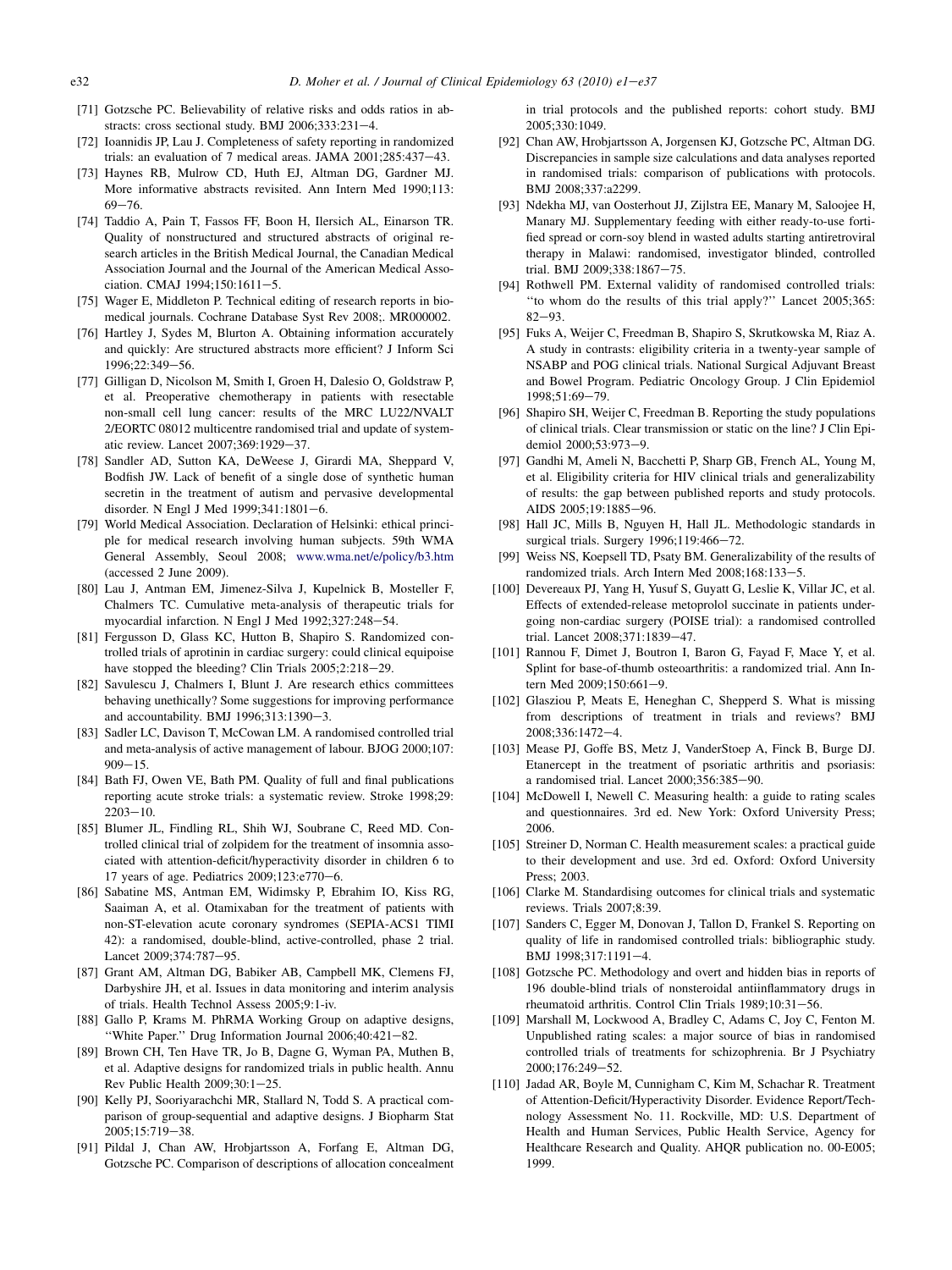[71] Gotzsche PC. Believability of relative risks and odds ratios in abstracts: cross sectional study. BMJ 2006;333:231–4.

[72] Ioannidis JP, Lau J. Completeness of safety reporting in randomized trials: an evaluation of 7 medical areas. JAMA 2001;285:437–43.

[73] Haynes RB, Mulrow CD, Huth EJ, Altman DG, Gardner MJ. More informative abstracts revisited. Ann Intern Med 1990;113: 69–76.

[74] Taddio A, Pain T, Fassos FF, Boon H, Ilersich AL, Einarson TR. Quality of nonstructured and structured abstracts of original research articles in the British Medical Journal, the Canadian Medical Association Journal and the Journal of the American Medical Association. CMAJ 1994;150:1611–5.

[75] Wager E, Middleton P. Technical editing of research reports in biomedical journals. Cochrane Database Syst Rev 2008;. MR000002.

[76] Hartley J, Sydes M, Blurton A. Obtaining information accurately and quickly: Are structured abstracts more efficient? J Inform Sci 1996;22:349–56.

[77] Gilligan D, Nicolson M, Smith I, Groen H, Dalesio O, Goldstraw P, et al. Preoperative chemotherapy in patients with resectable non-small cell lung cancer: results of the MRC LU22/NVALT 2/EORTC 08012 multicentre randomised trial and update of systematic review. Lancet 2007;369:1929–37.

[78] Sandler AD, Sutton KA, DeWeese J, Girardi MA, Sheppard V, Bodfish JW. Lack of benefit of a single dose of synthetic human secretin in the treatment of autism and pervasive developmental disorder. N Engl J Med 1999;341:1801–6.

[79] World Medical Association. Declaration of Helsinki: ethical principle for medical research involving human subjects. 59th WMA General Assembly, Seoul 2008; www.wma.net/e/policy/b3.htm (accessed 2 June 2009).

[80] Lau J, Antman EM, Jimenez-Silva J, Kupelnick B, Mosteller F, Chalmers TC. Cumulative meta-analysis of therapeutic trials for myocardial infarction. N Engl J Med 1992;327:248–54.

[81] Fergusson D, Glass KC, Hutton B, Shapiro S. Randomized controlled trials of aprotinin in cardiac surgery: could clinical equipoise have stopped the bleeding? Clin Trials 2005;2:218–29.

[82] Savulescu J, Chalmers I, Blunt J. Are research ethics committees behaving unethically? Some suggestions for improving performance and accountability. BMJ 1996;313:1390–3.

[83] Sadler LC, Davison T, McCowan LM. A randomised controlled trial and meta-analysis of active management of labour. BJOG 2000;107: 909–15.

[84] Bath FJ, Owen VE, Bath PM. Quality of full and final publications reporting acute stroke trials: a systematic review. Stroke 1998;29: 2203–10.

[85] Blumer JL, Findling RL, Shih WJ, Soubrane C, Reed MD. Controlled clinical trial of zolpidem for the treatment of insomnia associated with attention-deficit/hyperactivity disorder in children 6 to 17 years of age. Pediatrics 2009;123:e770–6.

[86] Sabatine MS, Antman EM, Widimsky P, Ebrahim IO, Kiss RG, Saaiman A, et al. Otamixaban for the treatment of patients with non-ST-elevation acute coronary syndromes (SEPIA-ACS1 TIMI 42): a randomised, double-blind, active-controlled, phase 2 trial. Lancet 2009;374:787–95.

[87] Grant AM, Altman DG, Babiker AB, Campbell MK, Clemens FJ, Darbyshire JH, et al. Issues in data monitoring and interim analysis of trials. Health Technol Assess 2005;9:1-iv.

[88] Gallo P, Krams M. PhRMA Working Group on adaptive designs, ‘‘White Paper.’’ Drug Information Journal 2006;40:421–82.

[89] Brown CH, Ten Have TR, Jo B, Dagne G, Wyman PA, Muthen B, et al. Adaptive designs for randomized trials in public health. Annu Rev Public Health 2009;30:1–25.

[90] Kelly PJ, Sooriyarachchi MR, Stallard N, Todd S. A practical comparison of group-sequential and adaptive designs. J Biopharm Stat 2005;15:719–38.

[91] Pildal J, Chan AW, Hrobjartsson A, Forfang E, Altman DG, Gotzsche PC. Comparison of descriptions of allocation concealment in trial protocols and the published reports: cohort study. BMJ 2005;330:1049.

[92] Chan AW, Hrobjartsson A, Jorgensen KJ, Gotzsche PC, Altman DG. Discrepancies in sample size calculations and data analyses reported in randomised trials: comparison of publications with protocols. BMJ 2008;337:a2299.

[93] Ndekha MJ, van Oosterhout JJ, Zijlstra EE, Manary M, Saloojee H, Manary MJ. Supplementary feeding with either ready-to-use fortified spread or corn-soy blend in wasted adults starting antiretroviral therapy in Malawi: randomised, investigator blinded, controlled trial. BMJ 2009;338:1867–75.

[94] Rothwell PM. External validity of randomised controlled trials: ‘‘to whom do the results of this trial apply?’’ Lancet 2005;365: 82–93.

[95] Fuks A, Weijer C, Freedman B, Shapiro S, Skrutkowska M, Riaz A. A study in contrasts: eligibility criteria in a twenty-year sample of NSABP and POG clinical trials. National Surgical Adjuvant Breast and Bowel Program. Pediatric Oncology Group. J Clin Epidemiol 1998;51:69–79.

[96] Shapiro SH, Weijer C, Freedman B. Reporting the study populations of clinical trials. Clear transmission or static on the line? J Clin Epidemiol 2000;53:973–9.

[97] Gandhi M, Ameli N, Bacchetti P, Sharp GB, French AL, Young M, et al. Eligibility criteria for HIV clinical trials and generalizability of results: the gap between published reports and study protocols. AIDS 2005;19:1885–96.

[98] Hall JC, Mills B, Nguyen H, Hall JL. Methodologic standards in surgical trials. Surgery 1996;119:466–72.

[99] Weiss NS, Koepsell TD, Psaty BM. Generalizability of the results of randomized trials. Arch Intern Med 2008;168:133–5.

[100] Devereaux PJ, Yang H, Yusuf S, Guyatt G, Leslie K, Villar JC, et al. Effects of extended-release metoprolol succinate in patients undergoing non-cardiac surgery (POISE trial): a randomised controlled trial. Lancet 2008;371:1839–47.

[101] Rannou F, Dimet J, Boutron I, Baron G, Fayad F, Mace Y, et al. Splint for base-of-thumb osteoarthritis: a randomized trial. Ann Intern Med 2009;150:661–9.

[102] Glasziou P, Meats E, Heneghan C, Shepperd S. What is missing from descriptions of treatment in trials and reviews? BMJ 2008;336:1472–4.

[103] Mease PJ, Goffe BS, Metz J, VanderStoep A, Finck B, Burge DJ. Etanercept in the treatment of psoriatic arthritis and psoriasis: a randomised trial. Lancet 2000;356:385–90.

[104] McDowell I, Newell C. Measuring health: a guide to rating scales and questionnaires. 3rd ed. New York: Oxford University Press; 2006.

[105] Streiner D, Norman C. Health measurement scales: a practical guide to their development and use. 3rd ed. Oxford: Oxford University Press; 2003.

[106] Clarke M. Standardising outcomes for clinical trials and systematic reviews. Trials 2007;8:39.

[107] Sanders C, Egger M, Donovan J, Tallon D, Frankel S. Reporting on quality of life in randomised controlled trials: bibliographic study. BMJ 1998;317:1191–4.

[108] Gotzsche PC. Methodology and overt and hidden bias in reports of 196 double-blind trials of nonsteroidal antiinflammatory drugs in rheumatoid arthritis. Control Clin Trials 1989;10:31–56.

[109] Marshall M, Lockwood A, Bradley C, Adams C, Joy C, Fenton M. Unpublished rating scales: a major source of bias in randomised controlled trials of treatments for schizophrenia. Br J Psychiatry 2000;176:249–52.

[110] Jadad AR, Boyle M, Cunnigham C, Kim M, Schachar R. Treatment of Attention-Deficit/Hyperactivity Disorder. Evidence Report/Technology Assessment No. 11. Rockville, MD: U.S. Department of Health and Human Services, Public Health Service, Agency for Healthcare Research and Quality. AHQR publication no. 00-E005; 1999.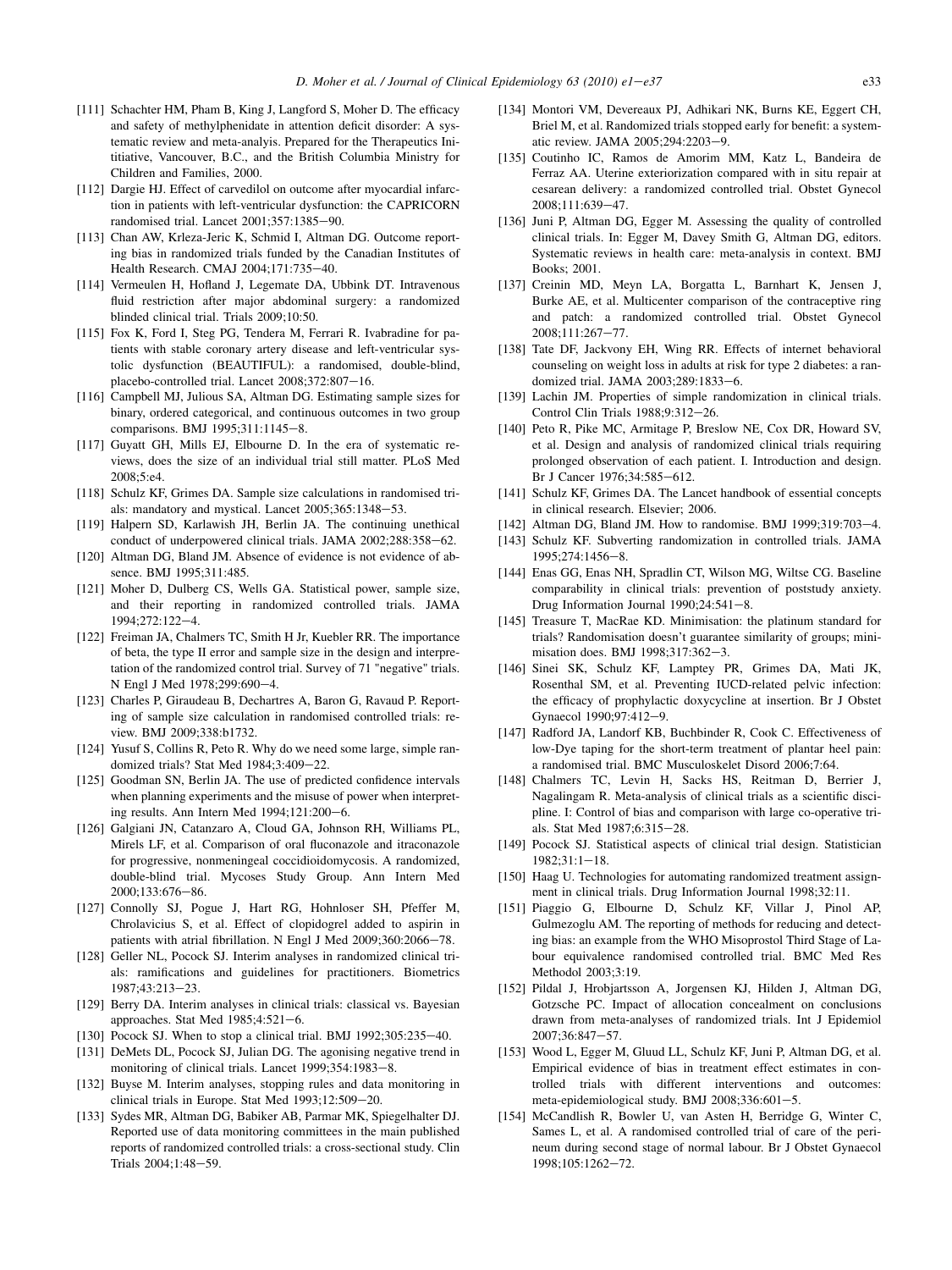[111] Schachter HM, Pham B, King J, Langford S, Moher D. The efficacy and safety of methylphenidate in attention deficit disorder: A systematic review and meta-analyis. Prepared for the Therapeutics Inititiative, Vancouver, B.C., and the British Columbia Ministry for Children and Families, 2000.

[112] Dargie HJ. Effect of carvedilol on outcome after myocardial infarction in patients with left-ventricular dysfunction: the CAPRICORN randomised trial. Lancet 2001;357:1385−90.

[113] Chan AW, Krleza-Jeric K, Schmid I, Altman DG. Outcome reporting bias in randomized trials funded by the Canadian Institutes of Health Research. CMAJ 2004;171:735−40.

[114] Vermeulen H, Hofland J, Legemate DA, Ubbink DT. Intravenous fluid restriction after major abdominal surgery: a randomized blinded clinical trial. Trials 2009;10:50.

[115] Fox K, Ford I, Steg PG, Tendera M, Ferrari R. Ivabradine for patients with stable coronary artery disease and left-ventricular systolic dysfunction (BEAUTIFUL): a randomised, double-blind, placebo-controlled trial. Lancet 2008;372:807−16.

[116] Campbell MJ, Julious SA, Altman DG. Estimating sample sizes for binary, ordered categorical, and continuous outcomes in two group comparisons. BMJ 1995;311:1145−8.

[117] Guyatt GH, Mills EJ, Elbourne D. In the era of systematic reviews, does the size of an individual trial still matter. PLoS Med 2008;5:e4.

[118] Schulz KF, Grimes DA. Sample size calculations in randomised trials: mandatory and mystical. Lancet 2005;365:1348−53.

[119] Halpern SD, Karlawish JH, Berlin JA. The continuing unethical conduct of underpowered clinical trials. JAMA 2002;288:358−62.

[120] Altman DG, Bland JM. Absence of evidence is not evidence of absence. BMJ 1995;311:485.

[121] Moher D, Dulberg CS, Wells GA. Statistical power, sample size, and their reporting in randomized controlled trials. JAMA 1994;272:122−4.

[122] Freiman JA, Chalmers TC, Smith H Jr, Kuebler RR. The importance of beta, the type II error and sample size in the design and interpretation of the randomized control trial. Survey of 71 "negative" trials. N Engl J Med 1978;299:690−4.

[123] Charles P, Giraudeau B, Dechartres A, Baron G, Ravaud P. Reporting of sample size calculation in randomised controlled trials: review. BMJ 2009;338:b1732.

[124] Yusuf S, Collins R, Peto R. Why do we need some large, simple randomized trials? Stat Med 1984;3:409−22.

[125] Goodman SN, Berlin JA. The use of predicted confidence intervals when planning experiments and the misuse of power when interpreting results. Ann Intern Med 1994;121:200−6.

[126] Galgiani JN, Catanzaro A, Cloud GA, Johnson RH, Williams PL, Mirels LF, et al. Comparison of oral fluconazole and itraconazole for progressive, nonmeningeal coccidioidomycosis. A randomized, double-blind trial. Mycoses Study Group. Ann Intern Med 2000;133:676−86.

[127] Connolly SJ, Pogue J, Hart RG, Hohnloser SH, Pfeffer M, Chrolavicius S, et al. Effect of clopidogrel added to aspirin in patients with atrial fibrillation. N Engl J Med 2009;360:2066−78.

[128] Geller NL, Pocock SJ. Interim analyses in randomized clinical trials: ramifications and guidelines for practitioners. Biometrics 1987;43:213−23.

[129] Berry DA. Interim analyses in clinical trials: classical vs. Bayesian approaches. Stat Med 1985;4:521−6.

[130] Pocock SJ. When to stop a clinical trial. BMJ 1992;305:235−40.

[131] DeMets DL, Pocock SJ, Julian DG. The agonising negative trend in monitoring of clinical trials. Lancet 1999;354:1983−8.

[132] Buyse M. Interim analyses, stopping rules and data monitoring in clinical trials in Europe. Stat Med 1993;12:509−20.

[133] Sydes MR, Altman DG, Babiker AB, Parmar MK, Spiegelhalter DJ. Reported use of data monitoring committees in the main published reports of randomized controlled trials: a cross-sectional study. Clin Trials 2004;1:48−59.

[134] Montori VM, Devereaux PJ, Adhikari NK, Burns KE, Eggert CH, Briel M, et al. Randomized trials stopped early for benefit: a systematic review. JAMA 2005;294:2203−9.

[135] Coutinho IC, Ramos de Amorim MM, Katz L, Bandeira de Ferraz AA. Uterine exteriorization compared with in situ repair at cesarean delivery: a randomized controlled trial. Obstet Gynecol 2008;111:639−47.

[136] Juni P, Altman DG, Egger M. Assessing the quality of controlled clinical trials. In: Egger M, Davey Smith G, Altman DG, editors. Systematic reviews in health care: meta-analysis in context. BMJ Books; 2001.

[137] Creinin MD, Meyn LA, Borgatta L, Barnhart K, Jensen J, Burke AE, et al. Multicenter comparison of the contraceptive ring and patch: a randomized controlled trial. Obstet Gynecol 2008;111:267−77.

[138] Tate DF, Jackvony EH, Wing RR. Effects of internet behavioral counseling on weight loss in adults at risk for type 2 diabetes: a randomized trial. JAMA 2003;289:1833−6.

[139] Lachin JM. Properties of simple randomization in clinical trials. Control Clin Trials 1988;9:312−26.

[140] Peto R, Pike MC, Armitage P, Breslow NE, Cox DR, Howard SV, et al. Design and analysis of randomized clinical trials requiring prolonged observation of each patient. I. Introduction and design. Br J Cancer 1976;34:585−612.

[141] Schulz KF, Grimes DA. The Lancet handbook of essential concepts in clinical research. Elsevier; 2006.

[142] Altman DG, Bland JM. How to randomise. BMJ 1999;319:703−4.

[143] Schulz KF. Subverting randomization in controlled trials. JAMA 1995;274:1456−8.

[144] Enas GG, Enas NH, Spradlin CT, Wilson MG, Wiltse CG. Baseline comparability in clinical trials: prevention of poststudy anxiety. Drug Information Journal 1990;24:541−8.

[145] Treasure T, MacRae KD. Minimisation: the platinum standard for trials? Randomisation doesn't guarantee similarity of groups; minimisation does. BMJ 1998;317:362−3.

[146] Sinei SK, Schulz KF, Lamptey PR, Grimes DA, Mati JK, Rosenthal SM, et al. Preventing IUCD-related pelvic infection: the efficacy of prophylactic doxycycline at insertion. Br J Obstet Gynaecol 1990;97:412−9.

[147] Radford JA, Landorf KB, Buchbinder R, Cook C. Effectiveness of low-Dye taping for the short-term treatment of plantar heel pain: a randomised trial. BMC Musculoskelet Disord 2006;7:64.

[148] Chalmers TC, Levin H, Sacks HS, Reitman D, Berrier J, Nagalingam R. Meta-analysis of clinical trials as a scientific discipline. I: Control of bias and comparison with large co-operative trials. Stat Med 1987;6:315−28.

[149] Pocock SJ. Statistical aspects of clinical trial design. Statistician 1982;31:1−18.

[150] Haag U. Technologies for automating randomized treatment assignment in clinical trials. Drug Information Journal 1998;32:11.

[151] Piaggio G, Elbourne D, Schulz KF, Villar J, Pinol AP, Gulmezoglu AM. The reporting of methods for reducing and detecting bias: an example from the WHO Misoprostol Third Stage of Labour equivalence randomised controlled trial. BMC Med Res Methodol 2003;3:19.

[152] Pildal J, Hrobjartsson A, Jorgensen KJ, Hilden J, Altman DG, Gotzsche PC. Impact of allocation concealment on conclusions drawn from meta-analyses of randomized trials. Int J Epidemiol 2007;36:847−57.

[153] Wood L, Egger M, Gluud LL, Schulz KF, Juni P, Altman DG, et al. Empirical evidence of bias in treatment effect estimates in controlled trials with different interventions and outcomes: meta-epidemiological study. BMJ 2008;336:601−5.

[154] McCandlish R, Bowler U, van Asten H, Berridge G, Winter C, Sames L, et al. A randomised controlled trial of care of the perineum during second stage of normal labour. Br J Obstet Gynaecol 1998;105:1262−72.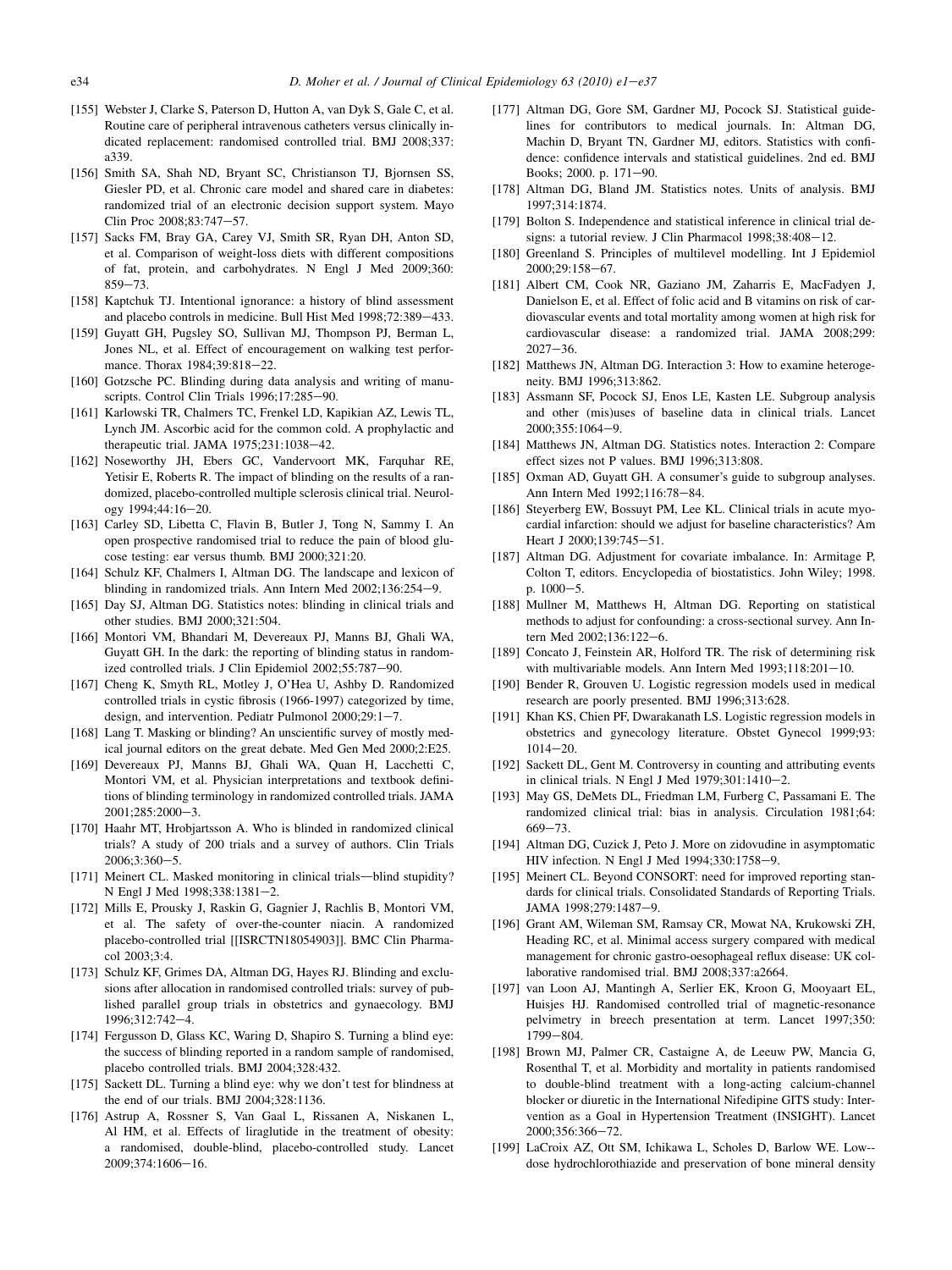[155] Webster J, Clarke S, Paterson D, Hutton A, van Dyk S, Gale C, et al. Routine care of peripheral intravenous catheters versus clinically indicated replacement: randomised controlled trial. BMJ 2008;337:a339.

[156] Smith SA, Shah ND, Bryant SC, Christianson TJ, Bjornsen SS, Giesler PD, et al. Chronic care model and shared care in diabetes: randomized trial of an electronic decision support system. Mayo Clin Proc 2008;83:747–57.

[157] Sacks FM, Bray GA, Carey VJ, Smith SR, Ryan DH, Anton SD, et al. Comparison of weight-loss diets with different compositions of fat, protein, and carbohydrates. N Engl J Med 2009;360:859–73.

[158] Kaptchuk TJ. Intentional ignorance: a history of blind assessment and placebo controls in medicine. Bull Hist Med 1998;72:389–433.

[159] Guyatt GH, Pugsley SO, Sullivan MJ, Thompson PJ, Berman L, Jones NL, et al. Effect of encouragement on walking test performance. Thorax 1984;39:818–22.

[160] Gotzsche PC. Blinding during data analysis and writing of manuscripts. Control Clin Trials 1996;17:285–90.

[161] Karlowski TR, Chalmers TC, Frenkel LD, Kapikian AZ, Lewis TL, Lynch JM. Ascorbic acid for the common cold. A prophylactic and therapeutic trial. JAMA 1975;231:1038–42.

[162] Noseworthy JH, Ebers GC, Vandervoort MK, Farquhar RE, Yetisir E, Roberts R. The impact of blinding on the results of a randomized, placebo-controlled multiple sclerosis clinical trial. Neurology 1994;44:16–20.

[163] Carley SD, Libetta C, Flavin B, Butler J, Tong N, Sammy I. An open prospective randomised trial to reduce the pain of blood glucose testing: ear versus thumb. BMJ 2000;321:20.

[164] Schulz KF, Chalmers I, Altman DG. The landscape and lexicon of blinding in randomized trials. Ann Intern Med 2002;136:254–9.

[165] Day SJ, Altman DG. Statistics notes: blinding in clinical trials and other studies. BMJ 2000;321:504.

[166] Montori VM, Bhandari M, Devereaux PJ, Manns BJ, Ghali WA, Guyatt GH. In the dark: the reporting of blinding status in randomized controlled trials. J Clin Epidemiol 2002;55:787–90.

[167] Cheng K, Smyth RL, Motley J, O'Hea U, Ashby D. Randomized controlled trials in cystic fibrosis (1966-1997) categorized by time, design, and intervention. Pediatr Pulmonol 2000;29:1–7.

[168] Lang T. Masking or blinding? An unscientific survey of mostly medical journal editors on the great debate. Med Gen Med 2000;2:E25.

[169] Devereaux PJ, Manns BJ, Ghali WA, Quan H, Lacchetti C, Montori VM, et al. Physician interpretations and textbook definitions of blinding terminology in randomized controlled trials. JAMA 2001;285:2000–3.

[170] Haahr MT, Hrobjartsson A. Who is blinded in randomized clinical trials? A study of 200 trials and a survey of authors. Clin Trials 2006;3:360–5.

[171] Meinert CL. Masked monitoring in clinical trials—blind stupidity? N Engl J Med 1998;338:1381–2.

[172] Mills E, Prousky J, Raskin G, Gagnier J, Rachlis B, Montori VM, et al. The safety of over-the-counter niacin. A randomized placebo-controlled trial [[ISRCTN18054903]]. BMC Clin Pharmacol 2003;3:4.

[173] Schulz KF, Grimes DA, Altman DG, Hayes RJ. Blinding and exclusions after allocation in randomised controlled trials: survey of published parallel group trials in obstetrics and gynaecology. BMJ 1996;312:742–4.

[174] Fergusson D, Glass KC, Waring D, Shapiro S. Turning a blind eye: the success of blinding reported in a random sample of randomised, placebo controlled trials. BMJ 2004;328:432.

[175] Sackett DL. Turning a blind eye: why we don't test for blindness at the end of our trials. BMJ 2004;328:1136.

[176] Astrup A, Rossner S, Van Gaal L, Rissanen A, Niskanen L, Al HM, et al. Effects of liraglutide in the treatment of obesity: a randomised, double-blind, placebo-controlled study. Lancet 2009;374:1606–16.

[177] Altman DG, Gore SM, Gardner MJ, Pocock SJ. Statistical guidelines for contributors to medical journals. In: Altman DG, Machin D, Bryant TN, Gardner MJ, editors. Statistics with confidence: confidence intervals and statistical guidelines. 2nd ed. BMJ Books; 2000. p. 171–90.

[178] Altman DG, Bland JM. Statistics notes. Units of analysis. BMJ 1997;314:1874.

[179] Bolton S. Independence and statistical inference in clinical trial designs: a tutorial review. J Clin Pharmacol 1998;38:408–12.

[180] Greenland S. Principles of multilevel modelling. Int J Epidemiol 2000;29:158–67.

[181] Albert CM, Cook NR, Gaziano JM, Zaharris E, MacFadyen J, Danielson E, et al. Effect of folic acid and B vitamins on risk of cardiovascular events and total mortality among women at high risk for cardiovascular disease: a randomized trial. JAMA 2008;299:2027–36.

[182] Matthews JN, Altman DG. Interaction 3: How to examine heterogeneity. BMJ 1996;313:862.

[183] Assmann SF, Pocock SJ, Enos LE, Kasten LE. Subgroup analysis and other (mis)uses of baseline data in clinical trials. Lancet 2000;355:1064–9.

[184] Matthews JN, Altman DG. Statistics notes. Interaction 2: Compare effect sizes not P values. BMJ 1996;313:808.

[185] Oxman AD, Guyatt GH. A consumer's guide to subgroup analyses. Ann Intern Med 1992;116:78–84.

[186] Steyerberg EW, Bossuyt PM, Lee KL. Clinical trials in acute myocardial infarction: should we adjust for baseline characteristics? Am Heart J 2000;139:745–51.

[187] Altman DG. Adjustment for covariate imbalance. In: Armitage P, Colton T, editors. Encyclopedia of biostatistics. John Wiley; 1998. p. 1000–5.

[188] Mullner M, Matthews H, Altman DG. Reporting on statistical methods to adjust for confounding: a cross-sectional survey. Ann Intern Med 2002;136:122–6.

[189] Concato J, Feinstein AR, Holford TR. The risk of determining risk with multivariable models. Ann Intern Med 1993;118:201–10.

[190] Bender R, Grouven U. Logistic regression models used in medical research are poorly presented. BMJ 1996;313:628.

[191] Khan KS, Chien PF, Dwarakanath LS. Logistic regression models in obstetrics and gynecology literature. Obstet Gynecol 1999;93:1014–20.

[192] Sackett DL, Gent M. Controversy in counting and attributing events in clinical trials. N Engl J Med 1979;301:1410–2.

[193] May GS, DeMets DL, Friedman LM, Furberg C, Passamani E. The randomized clinical trial: bias in analysis. Circulation 1981;64:669–73.

[194] Altman DG, Cuzick J, Peto J. More on zidovudine in asymptomatic HIV infection. N Engl J Med 1994;330:1758–9.

[195] Meinert CL. Beyond CONSORT: need for improved reporting standards for clinical trials. Consolidated Standards of Reporting Trials. JAMA 1998;279:1487–9.

[196] Grant AM, Wileman SM, Ramsay CR, Mowat NA, Krukowski ZH, Heading RC, et al. Minimal access surgery compared with medical management for chronic gastro-oesophageal reflux disease: UK collaborative randomised trial. BMJ 2008;337:a2664.

[197] van Loon AJ, Mantingh A, Serlier EK, Kroon G, Mooyaart EL, Huisjes HJ. Randomised controlled trial of magnetic-resonance pelvimetry in breech presentation at term. Lancet 1997;350:1799–804.

[198] Brown MJ, Palmer CR, Castaigne A, de Leeuw PW, Mancia G, Rosenthal T, et al. Morbidity and mortality in patients randomised to double-blind treatment with a long-acting calcium-channel blocker or diuretic in the International Nifedipine GITS study: Intervention as a Goal in Hypertension Treatment (INSIGHT). Lancet 2000;356:366–72.

[199] LaCroix AZ, Ott SM, Ichikawa L, Scholes D, Barlow WE. Low-dose hydrochlorothiazide and preservation of bone mineral density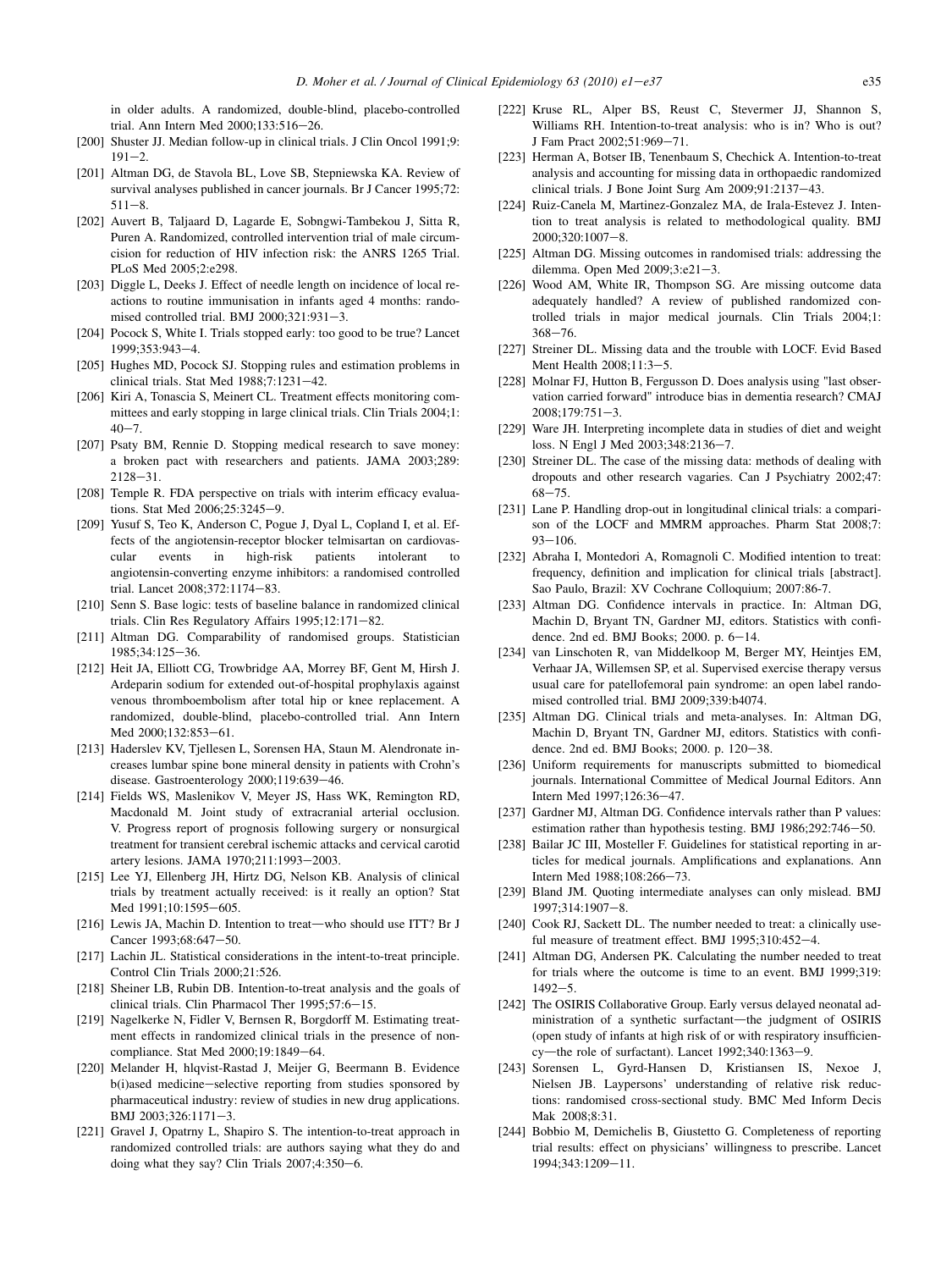in older adults. A randomized, double-blind, placebo-controlled trial. Ann Intern Med 2000;133:516–26.

[200] Shuster JJ. Median follow-up in clinical trials. J Clin Oncol 1991;9: 191–2.

[201] Altman DG, de Stavola BL, Love SB, Stepniewska KA. Review of survival analyses published in cancer journals. Br J Cancer 1995;72: 511–8.

[202] Auvert B, Taljaard D, Lagarde E, Sobngwi-Tambekou J, Sitta R, Puren A. Randomized, controlled intervention trial of male circumcision for reduction of HIV infection risk: the ANRS 1265 Trial. PLoS Med 2005;2:e298.

[203] Diggle L, Deeks J. Effect of needle length on incidence of local reactions to routine immunisation in infants aged 4 months: randomised controlled trial. BMJ 2000;321:931–3.

[204] Pocock S, White I. Trials stopped early: too good to be true? Lancet 1999;353:943–4.

[205] Hughes MD, Pocock SJ. Stopping rules and estimation problems in clinical trials. Stat Med 1988;7:1231–42.

[206] Kiri A, Tonascia S, Meinert CL. Treatment effects monitoring committees and early stopping in large clinical trials. Clin Trials 2004;1: 40–7.

[207] Psaty BM, Rennie D. Stopping medical research to save money: a broken pact with researchers and patients. JAMA 2003;289: 2128–31.

[208] Temple R. FDA perspective on trials with interim efficacy evaluations. Stat Med 2006;25:3245–9.

[209] Yusuf S, Teo K, Anderson C, Pogue J, Dyal L, Copland I, et al. Effects of the angiotensin-receptor blocker telmisartan on cardiovascular events in high-risk patients intolerant to angiotensin-converting enzyme inhibitors: a randomised controlled trial. Lancet 2008;372:1174–83.

[210] Senn S. Base logic: tests of baseline balance in randomized clinical trials. Clin Res Regulatory Affairs 1995;12:171–82.

[211] Altman DG. Comparability of randomised groups. Statistician 1985;34:125–36.

[212] Heit JA, Elliott CG, Trowbridge AA, Morrey BF, Gent M, Hirsh J. Ardeparin sodium for extended out-of-hospital prophylaxis against venous thromboembolism after total hip or knee replacement. A randomized, double-blind, placebo-controlled trial. Ann Intern Med 2000;132:853–61.

[213] Haderslev KV, Tjellesen L, Sorensen HA, Staun M. Alendronate increases lumbar spine bone mineral density in patients with Crohn's disease. Gastroenterology 2000;119:639–46.

[214] Fields WS, Maslenikov V, Meyer JS, Hass WK, Remington RD, Macdonald M. Joint study of extracranial arterial occlusion. V. Progress report of prognosis following surgery or nonsurgical treatment for transient cerebral ischemic attacks and cervical carotid artery lesions. JAMA 1970;211:1993–2003.

[215] Lee YJ, Ellenberg JH, Hirtz DG, Nelson KB. Analysis of clinical trials by treatment actually received: is it really an option? Stat Med 1991;10:1595–605.

[216] Lewis JA, Machin D. Intention to treat—who should use ITT? Br J Cancer 1993;68:647–50.

[217] Lachin JL. Statistical considerations in the intent-to-treat principle. Control Clin Trials 2000;21:526.

[218] Sheiner LB, Rubin DB. Intention-to-treat analysis and the goals of clinical trials. Clin Pharmacol Ther 1995;57:6–15.

[219] Nagelkerke N, Fidler V, Bernsen R, Borgdorff M. Estimating treatment effects in randomized clinical trials in the presence of non-compliance. Stat Med 2000;19:1849–64.

[220] Melander H, hlqvist-Rastad J, Meijer G, Beermann B. Evidence b(i)ased medicine—selective reporting from studies sponsored by pharmaceutical industry: review of studies in new drug applications. BMJ 2003;326:1171–3.

[221] Gravel J, Opatrny L, Shapiro S. The intention-to-treat approach in randomized controlled trials: are authors saying what they do and doing what they say? Clin Trials 2007;4:350–6.

[222] Kruse RL, Alper BS, Reust C, Stevermer JJ, Shannon S, Williams RH. Intention-to-treat analysis: who is in? Who is out? J Fam Pract 2002;51:969–71.

[223] Herman A, Botser IB, Tenenbaum S, Chechick A. Intention-to-treat analysis and accounting for missing data in orthopaedic randomized clinical trials. J Bone Joint Surg Am 2009;91:2137–43.

[224] Ruiz-Canela M, Martinez-Gonzalez MA, de Irala-Estevez J. Intention to treat analysis is related to methodological quality. BMJ 2000;320:1007–8.

[225] Altman DG. Missing outcomes in randomised trials: addressing the dilemma. Open Med 2009;3:e21–3.

[226] Wood AM, White IR, Thompson SG. Are missing outcome data adequately handled? A review of published randomized controlled trials in major medical journals. Clin Trials 2004;1: 368–76.

[227] Streiner DL. Missing data and the trouble with LOCF. Evid Based Ment Health 2008;11:3–5.

[228] Molnar FJ, Hutton B, Fergusson D. Does analysis using "last observation carried forward" introduce bias in dementia research? CMAJ 2008;179:751–3.

[229] Ware JH. Interpreting incomplete data in studies of diet and weight loss. N Engl J Med 2003;348:2136–7.

[230] Streiner DL. The case of the missing data: methods of dealing with dropouts and other research vagaries. Can J Psychiatry 2002;47: 68–75.

[231] Lane P. Handling drop-out in longitudinal clinical trials: a comparison of the LOCF and MMRM approaches. Pharm Stat 2008;7: 93–106.

[232] Abraha I, Montedori A, Romagnoli C. Modified intention to treat: frequency, definition and implication for clinical trials [abstract]. Sao Paulo, Brazil: XV Cochrane Colloquium; 2007:86-7.

[233] Altman DG. Confidence intervals in practice. In: Altman DG, Machin D, Bryant TN, Gardner MJ, editors. Statistics with confidence. 2nd ed. BMJ Books; 2000. p. 6–14.

[234] van Linschoten R, van Middelkoop M, Berger MY, Heintjes EM, Verhaar JA, Willemsen SP, et al. Supervised exercise therapy versus usual care for patellofemoral pain syndrome: an open label randomised controlled trial. BMJ 2009;339:b4074.

[235] Altman DG. Clinical trials and meta-analyses. In: Altman DG, Machin D, Bryant TN, Gardner MJ, editors. Statistics with confidence. 2nd ed. BMJ Books; 2000. p. 120–38.

[236] Uniform requirements for manuscripts submitted to biomedical journals. International Committee of Medical Journal Editors. Ann Intern Med 1997;126:36–47.

[237] Gardner MJ, Altman DG. Confidence intervals rather than P values: estimation rather than hypothesis testing. BMJ 1986;292:746–50.

[238] Bailar JC III, Mosteller F. Guidelines for statistical reporting in articles for medical journals. Amplifications and explanations. Ann Intern Med 1988;108:266–73.

[239] Bland JM. Quoting intermediate analyses can only mislead. BMJ 1997;314:1907–8.

[240] Cook RJ, Sackett DL. The number needed to treat: a clinically useful measure of treatment effect. BMJ 1995;310:452–4.

[241] Altman DG, Andersen PK. Calculating the number needed to treat for trials where the outcome is time to an event. BMJ 1999;319: 1492–5.

[242] The OSIRIS Collaborative Group. Early versus delayed neonatal administration of a synthetic surfactant—the judgment of OSIRIS (open study of infants at high risk of or with respiratory insufficiency—the role of surfactant). Lancet 1992;340:1363–9.

[243] Sorensen L, Gyrd-Hansen D, Kristiansen IS, Nexoe J, Nielsen JB. Laypersons' understanding of relative risk reductions: randomised cross-sectional study. BMC Med Inform Decis Mak 2008;8:31.

[244] Bobbio M, Demichelis B, Giustetto G. Completeness of reporting trial results: effect on physicians' willingness to prescribe. Lancet 1994;343:1209–11.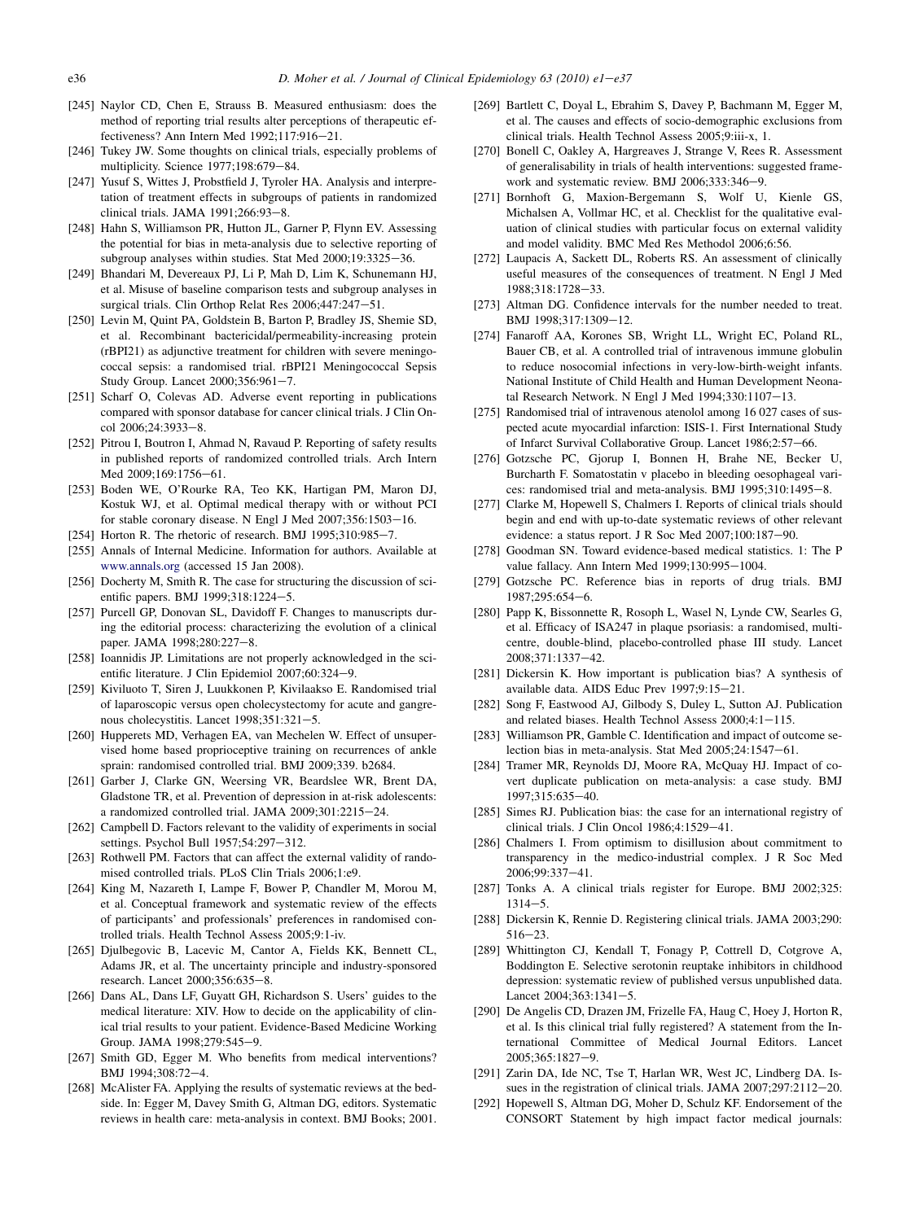[245] Naylor CD, Chen E, Strauss B. Measured enthusiasm: does the method of reporting trial results alter perceptions of therapeutic effectiveness? Ann Intern Med 1992;117:916–21.

[246] Tukey JW. Some thoughts on clinical trials, especially problems of multiplicity. Science 1977;198:679–84.

[247] Yusuf S, Wittes J, Probstfield J, Tyroler HA. Analysis and interpretation of treatment effects in subgroups of patients in randomized clinical trials. JAMA 1991;266:93–8.

[248] Hahn S, Williamson PR, Hutton JL, Garner P, Flynn EV. Assessing the potential for bias in meta-analysis due to selective reporting of subgroup analyses within studies. Stat Med 2000;19:3325–36.

[249] Bhandari M, Devereaux PJ, Li P, Mah D, Lim K, Schunemann HJ, et al. Misuse of baseline comparison tests and subgroup analyses in surgical trials. Clin Orthop Relat Res 2006;447:247–51.

[250] Levin M, Quint PA, Goldstein B, Barton P, Bradley JS, Shemie SD, et al. Recombinant bactericidal/permeability-increasing protein (rBPI21) as adjunctive treatment for children with severe meningococcal sepsis: a randomised trial. rBPI21 Meningococcal Sepsis Study Group. Lancet 2000;356:961–7.

[251] Scharf O, Colevas AD. Adverse event reporting in publications compared with sponsor database for cancer clinical trials. J Clin Oncol 2006;24:3933–8.

[252] Pitrou I, Boutron I, Ahmad N, Ravaud P. Reporting of safety results in published reports of randomized controlled trials. Arch Intern Med 2009;169:1756–61.

[253] Boden WE, O'Rourke RA, Teo KK, Hartigan PM, Maron DJ, Kostuk WJ, et al. Optimal medical therapy with or without PCI for stable coronary disease. N Engl J Med 2007;356:1503–16.

[254] Horton R. The rhetoric of research. BMJ 1995;310:985–7.

[255] Annals of Internal Medicine. Information for authors. Available at www.annals.org (accessed 15 Jan 2008).

[256] Docherty M, Smith R. The case for structuring the discussion of scientific papers. BMJ 1999;318:1224–5.

[257] Purcell GP, Donovan SL, Davidoff F. Changes to manuscripts during the editorial process: characterizing the evolution of a clinical paper. JAMA 1998;280:227–8.

[258] Ioannidis JP. Limitations are not properly acknowledged in the scientific literature. J Clin Epidemiol 2007;60:324–9.

[259] Kiviluoto T, Siren J, Luukkonen P, Kivilaakso E. Randomised trial of laparoscopic versus open cholecystectomy for acute and gangrenous cholecystitis. Lancet 1998;351:321–5.

[260] Hupperets MD, Verhagen EA, van Mechelen W. Effect of unsupervised home based proprioceptive training on recurrences of ankle sprain: randomised controlled trial. BMJ 2009;339. b2684.

[261] Garber J, Clarke GN, Weersing VR, Beardslee WR, Brent DA, Gladstone TR, et al. Prevention of depression in at-risk adolescents: a randomized controlled trial. JAMA 2009;301:2215–24.

[262] Campbell D. Factors relevant to the validity of experiments in social settings. Psychol Bull 1957;54:297–312.

[263] Rothwell PM. Factors that can affect the external validity of randomised controlled trials. PLoS Clin Trials 2006;1:e9.

[264] King M, Nazareth I, Lampe F, Bower P, Chandler M, Morou M, et al. Conceptual framework and systematic review of the effects of participants' and professionals' preferences in randomised controlled trials. Health Technol Assess 2005;9:1-iv.

[265] Djulbegovic B, Lacevic M, Cantor A, Fields KK, Bennett CL, Adams JR, et al. The uncertainty principle and industry-sponsored research. Lancet 2000;356:635–8.

[266] Dans AL, Dans LF, Guyatt GH, Richardson S. Users' guides to the medical literature: XIV. How to decide on the applicability of clinical trial results to your patient. Evidence-Based Medicine Working Group. JAMA 1998;279:545–9.

[267] Smith GD, Egger M. Who benefits from medical interventions? BMJ 1994;308:72–4.

[268] McAlister FA. Applying the results of systematic reviews at the bedside. In: Egger M, Davey Smith G, Altman DG, editors. Systematic reviews in health care: meta-analysis in context. BMJ Books; 2001.

[269] Bartlett C, Doyal L, Ebrahim S, Davey P, Bachmann M, Egger M, et al. The causes and effects of socio-demographic exclusions from clinical trials. Health Technol Assess 2005;9:iii-x, 1.

[270] Bonell C, Oakley A, Hargreaves J, Strange V, Rees R. Assessment of generalisability in trials of health interventions: suggested framework and systematic review. BMJ 2006;333:346–9.

[271] Bornhoft G, Maxion-Bergemann S, Wolf U, Kienle GS, Michalsen A, Vollmar HC, et al. Checklist for the qualitative evaluation of clinical studies with particular focus on external validity and model validity. BMC Med Res Methodol 2006;6:56.

[272] Laupacis A, Sackett DL, Roberts RS. An assessment of clinically useful measures of the consequences of treatment. N Engl J Med 1988;318:1728–33.

[273] Altman DG. Confidence intervals for the number needed to treat. BMJ 1998;317:1309–12.

[274] Fanaroff AA, Korones SB, Wright LL, Wright EC, Poland RL, Bauer CB, et al. A controlled trial of intravenous immune globulin to reduce nosocomial infections in very-low-birth-weight infants. National Institute of Child Health and Human Development Neonatal Research Network. N Engl J Med 1994;330:1107–13.

[275] Randomised trial of intravenous atenolol among 16 027 cases of suspected acute myocardial infarction: ISIS-1. First International Study of Infarct Survival Collaborative Group. Lancet 1986;2:57–66.

[276] Gotzsche PC, Gjorup I, Bonnen H, Brahe NE, Becker U, Burcharth F. Somatostatin v placebo in bleeding oesophageal varices: randomised trial and meta-analysis. BMJ 1995;310:1495–8.

[277] Clarke M, Hopewell S, Chalmers I. Reports of clinical trials should begin and end with up-to-date systematic reviews of other relevant evidence: a status report. J R Soc Med 2007;100:187–90.

[278] Goodman SN. Toward evidence-based medical statistics. 1: The P value fallacy. Ann Intern Med 1999;130:995–1004.

[279] Gotzsche PC. Reference bias in reports of drug trials. BMJ 1987;295:654–6.

[280] Papp K, Bissonnette R, Rosoph L, Wasel N, Lynde CW, Searles G, et al. Efficacy of ISA247 in plaque psoriasis: a randomised, multicentre, double-blind, placebo-controlled phase III study. Lancet 2008;371:1337–42.

[281] Dickersin K. How important is publication bias? A synthesis of available data. AIDS Educ Prev 1997;9:15–21.

[282] Song F, Eastwood AJ, Gilbody S, Duley L, Sutton AJ. Publication and related biases. Health Technol Assess 2000;4:1–115.

[283] Williamson PR, Gamble C. Identification and impact of outcome selection bias in meta-analysis. Stat Med 2005;24:1547–61.

[284] Tramer MR, Reynolds DJ, Moore RA, McQuay HJ. Impact of covert duplicate publication on meta-analysis: a case study. BMJ 1997;315:635–40.

[285] Simes RJ. Publication bias: the case for an international registry of clinical trials. J Clin Oncol 1986;4:1529–41.

[286] Chalmers I. From optimism to disillusion about commitment to transparency in the medico-industrial complex. J R Soc Med 2006;99:337–41.

[287] Tonks A. A clinical trials register for Europe. BMJ 2002;325:1314–5.

[288] Dickersin K, Rennie D. Registering clinical trials. JAMA 2003;290:516–23.

[289] Whittington CJ, Kendall T, Fonagy P, Cottrell D, Cotgrove A, Boddington E. Selective serotonin reuptake inhibitors in childhood depression: systematic review of published versus unpublished data. Lancet 2004;363:1341–5.

[290] De Angelis CD, Drazen JM, Frizelle FA, Haug C, Hoey J, Horton R, et al. Is this clinical trial fully registered? A statement from the International Committee of Medical Journal Editors. Lancet 2005;365:1827–9.

[291] Zarin DA, Ide NC, Tse T, Harlan WR, West JC, Lindberg DA. Issues in the registration of clinical trials. JAMA 2007;297:2112–20.

[292] Hopewell S, Altman DG, Moher D, Schulz KF. Endorsement of the CONSORT Statement by high impact factor medical journals: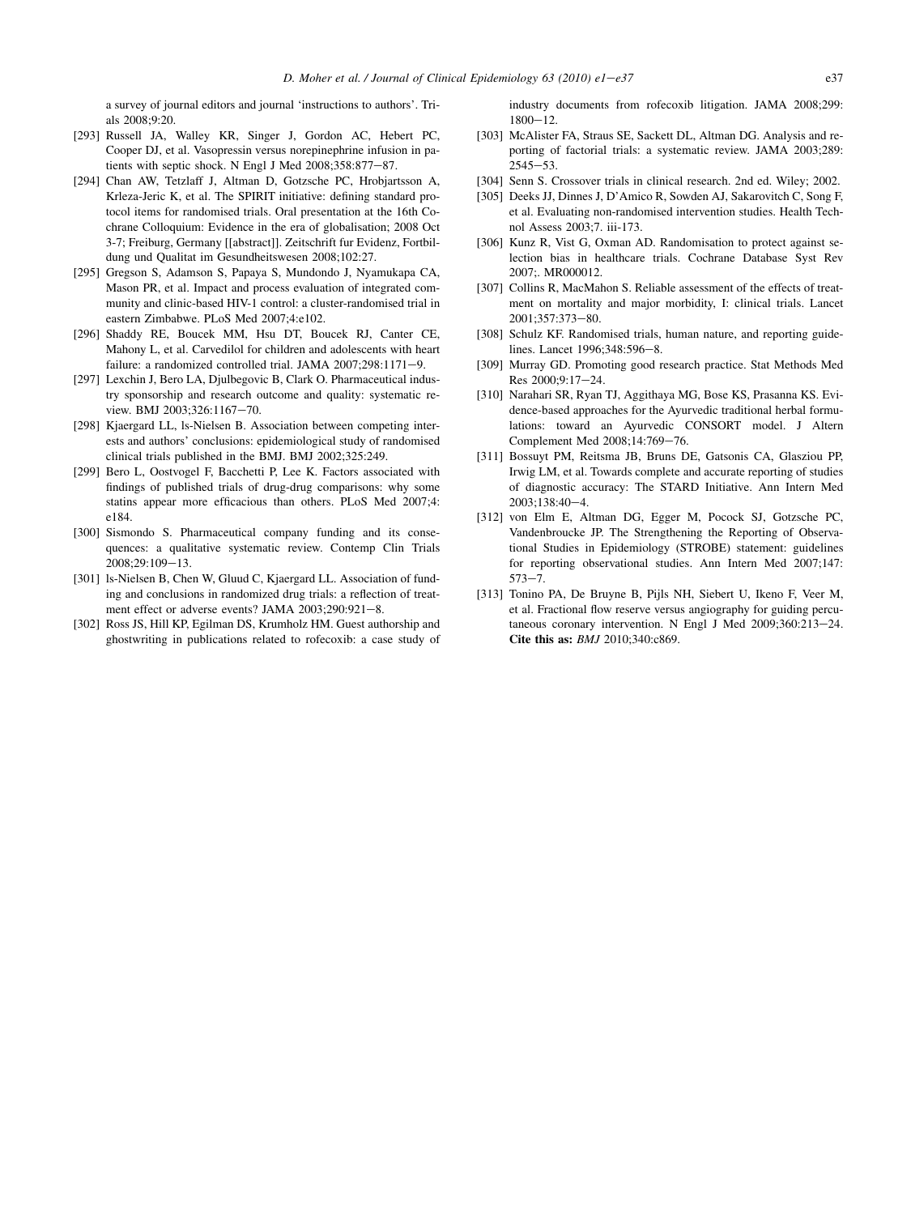a survey of journal editors and journal 'instructions to authors'. Trials 2008;9:20.

[293] Russell JA, Walley KR, Singer J, Gordon AC, Hebert PC, Cooper DJ, et al. Vasopressin versus norepinephrine infusion in patients with septic shock. N Engl J Med 2008;358:877−87.

[294] Chan AW, Tetzlaff J, Altman D, Gotzsche PC, Hrobjartsson A, Krleza-Jeric K, et al. The SPIRIT initiative: defining standard protocol items for randomised trials. Oral presentation at the 16th Cochrane Colloquium: Evidence in the era of globalisation; 2008 Oct 3-7; Freiburg, Germany [[abstract]]. Zeitschrift fur Evidenz, Fortbildung und Qualitat im Gesundheitswesen 2008;102:27.

[295] Gregson S, Adamson S, Papaya S, Mundondo J, Nyamukapa CA, Mason PR, et al. Impact and process evaluation of integrated community and clinic-based HIV-1 control: a cluster-randomised trial in eastern Zimbabwe. PLoS Med 2007;4:e102.

[296] Shaddy RE, Boucek MM, Hsu DT, Boucek RJ, Canter CE, Mahony L, et al. Carvedilol for children and adolescents with heart failure: a randomized controlled trial. JAMA 2007;298:1171−9.

[297] Lexchin J, Bero LA, Djulbegovic B, Clark O. Pharmaceutical industry sponsorship and research outcome and quality: systematic review. BMJ 2003;326:1167−70.

[298] Kjaergard LL, ls-Nielsen B. Association between competing interests and authors' conclusions: epidemiological study of randomised clinical trials published in the BMJ. BMJ 2002;325:249.

[299] Bero L, Oostvogel F, Bacchetti P, Lee K. Factors associated with findings of published trials of drug-drug comparisons: why some statins appear more efficacious than others. PLoS Med 2007;4:e184.

[300] Sismondo S. Pharmaceutical company funding and its consequences: a qualitative systematic review. Contemp Clin Trials 2008;29:109−13.

[301] ls-Nielsen B, Chen W, Gluud C, Kjaergard LL. Association of funding and conclusions in randomized drug trials: a reflection of treatment effect or adverse events? JAMA 2003;290:921−8.

[302] Ross JS, Hill KP, Egilman DS, Krumholz HM. Guest authorship and ghostwriting in publications related to rofecoxib: a case study of industry documents from rofecoxib litigation. JAMA 2008;299:1800−12.

[303] McAlister FA, Straus SE, Sackett DL, Altman DG. Analysis and reporting of factorial trials: a systematic review. JAMA 2003;289:2545−53.

[304] Senn S. Crossover trials in clinical research. 2nd ed. Wiley; 2002.

[305] Deeks JJ, Dinnes J, D'Amico R, Sowden AJ, Sakarovitch C, Song F, et al. Evaluating non-randomised intervention studies. Health Technol Assess 2003;7. iii-173.

[306] Kunz R, Vist G, Oxman AD. Randomisation to protect against selection bias in healthcare trials. Cochrane Database Syst Rev 2007;. MR000012.

[307] Collins R, MacMahon S. Reliable assessment of the effects of treatment on mortality and major morbidity, I: clinical trials. Lancet 2001;357:373−80.

[308] Schulz KF. Randomised trials, human nature, and reporting guidelines. Lancet 1996;348:596−8.

[309] Murray GD. Promoting good research practice. Stat Methods Med Res 2000;9:17−24.

[310] Narahari SR, Ryan TJ, Aggithaya MG, Bose KS, Prasanna KS. Evidence-based approaches for the Ayurvedic traditional herbal formulations: toward an Ayurvedic CONSORT model. J Altern Complement Med 2008;14:769−76.

[311] Bossuyt PM, Reitsma JB, Bruns DE, Gatsonis CA, Glasziou PP, Irwig LM, et al. Towards complete and accurate reporting of studies of diagnostic accuracy: The STARD Initiative. Ann Intern Med 2003;138:40−4.

[312] von Elm E, Altman DG, Egger M, Pocock SJ, Gotzsche PC, Vandenbroucke JP. The Strengthening the Reporting of Observational Studies in Epidemiology (STROBE) statement: guidelines for reporting observational studies. Ann Intern Med 2007;147:573−7.

[313] Tonino PA, De Bruyne B, Pijls NH, Siebert U, Ikeno F, Veer M, et al. Fractional flow reserve versus angiography for guiding percutaneous coronary intervention. N Engl J Med 2009;360:213−24.

**Cite this as:** *BMJ* 2010;340:c869.